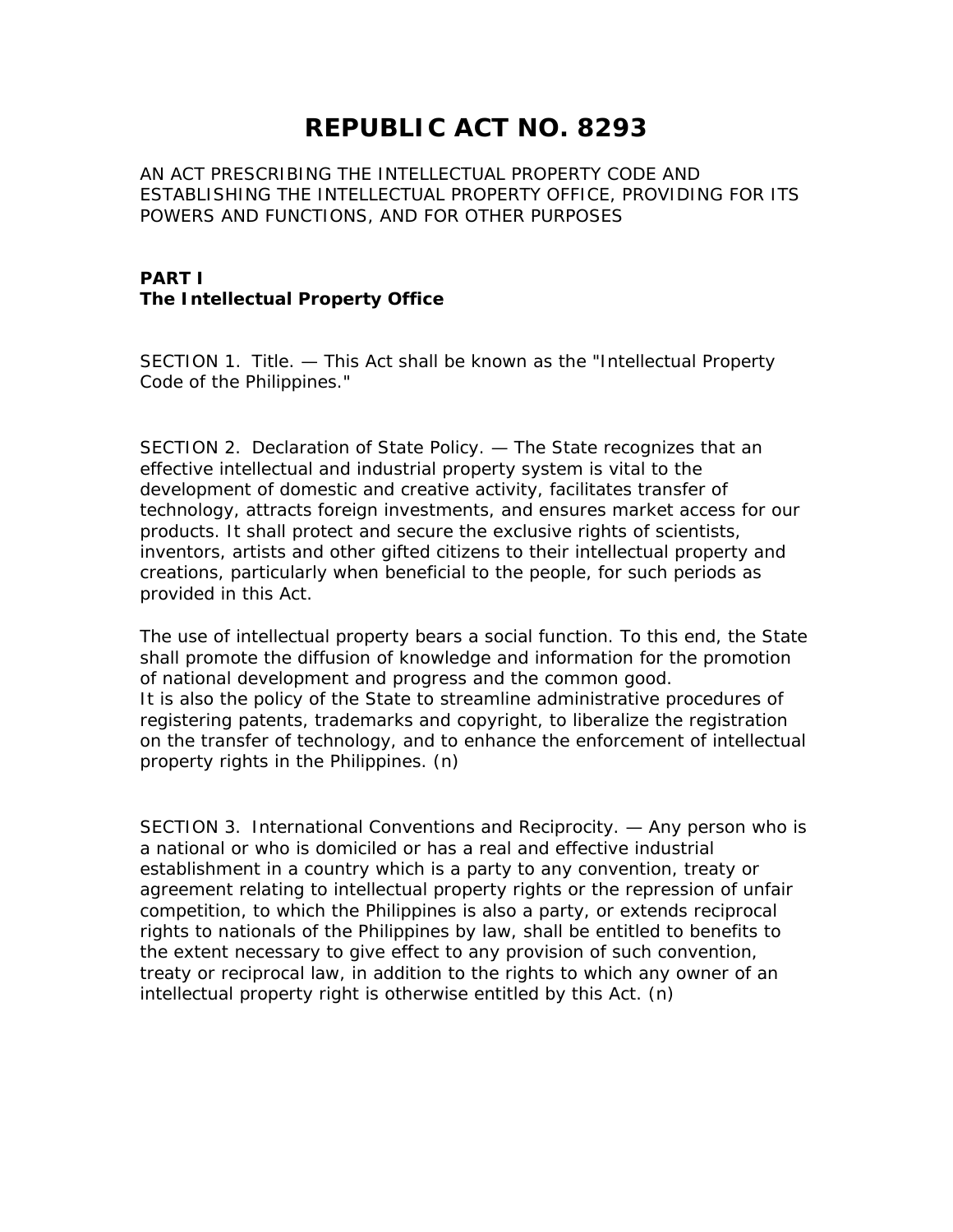# REPUBLIC ACT NO. 8293

AN ACT PRESCRIBING THE INTELLECTUAL PROPERTY CODE AND ESTABLISHING THE INTELLECTUAL PROPERTY OFFICE, PROVIDING FOR ITS POWERS AND FUNCTIONS, AND FOR OTHER PURPOSES

**PART I**
**The Intellectual Property Office**

SECTION 1. Title. — This Act shall be known as the "Intellectual Property Code of the Philippines."

SECTION 2. Declaration of State Policy. — The State recognizes that an effective intellectual and industrial property system is vital to the development of domestic and creative activity, facilitates transfer of technology, attracts foreign investments, and ensures market access for our products. It shall protect and secure the exclusive rights of scientists, inventors, artists and other gifted citizens to their intellectual property and creations, particularly when beneficial to the people, for such periods as provided in this Act.

The use of intellectual property bears a social function. To this end, the State shall promote the diffusion of knowledge and information for the promotion of national development and progress and the common good.
It is also the policy of the State to streamline administrative procedures of registering patents, trademarks and copyright, to liberalize the registration on the transfer of technology, and to enhance the enforcement of intellectual property rights in the Philippines. (n)

SECTION 3. International Conventions and Reciprocity. — Any person who is a national or who is domiciled or has a real and effective industrial establishment in a country which is a party to any convention, treaty or agreement relating to intellectual property rights or the repression of unfair competition, to which the Philippines is also a party, or extends reciprocal rights to nationals of the Philippines by law, shall be entitled to benefits to the extent necessary to give effect to any provision of such convention, treaty or reciprocal law, in addition to the rights to which any owner of an intellectual property right is otherwise entitled by this Act. (n)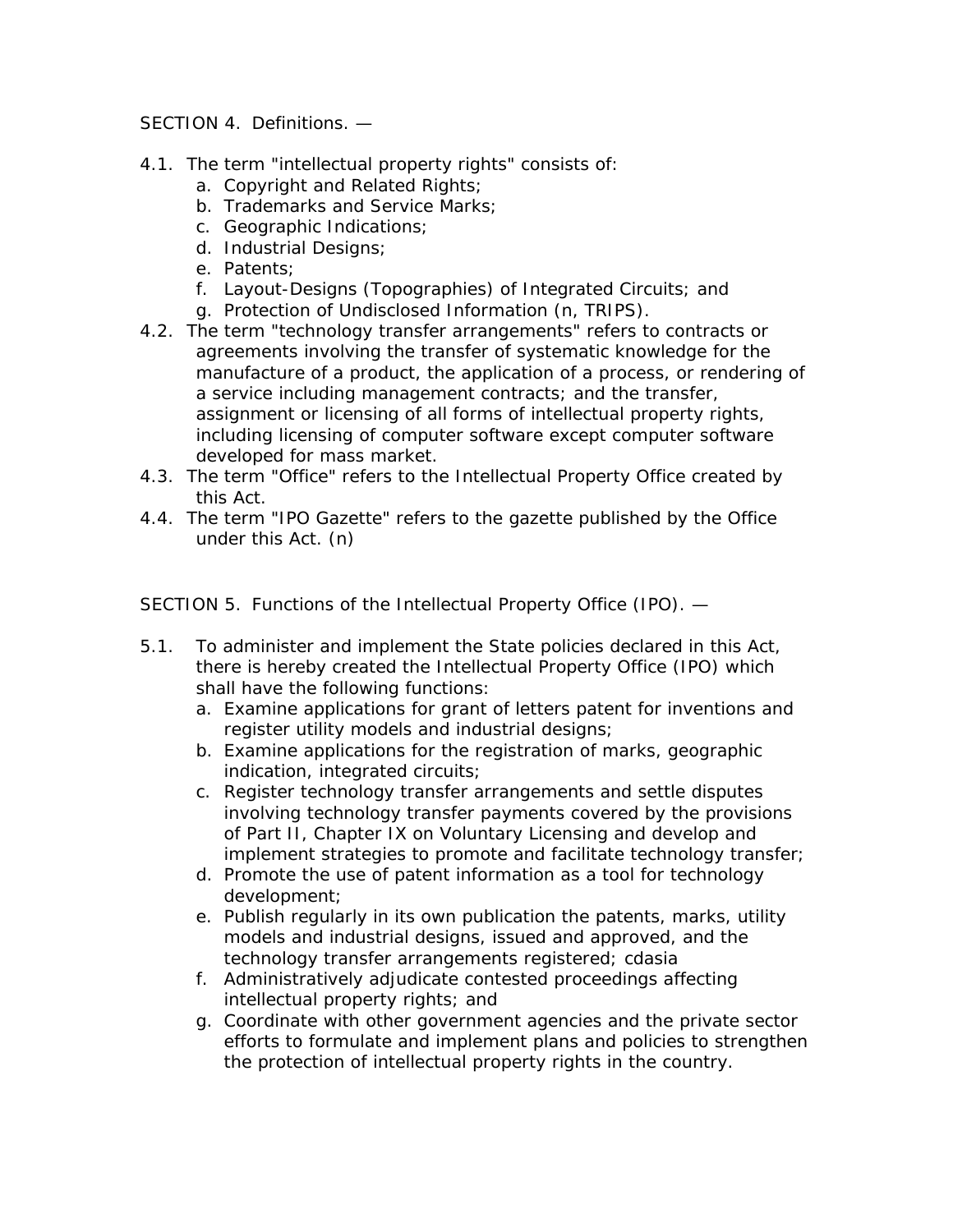SECTION 4. Definitions. —

4.1. The term "intellectual property rights" consists of:

a. Copyright and Related Rights;
b. Trademarks and Service Marks;
c. Geographic Indications;
d. Industrial Designs;
e. Patents;
f. Layout-Designs (Topographies) of Integrated Circuits; and
g. Protection of Undisclosed Information (n, TRIPS).

4.2. The term "technology transfer arrangements" refers to contracts or agreements involving the transfer of systematic knowledge for the manufacture of a product, the application of a process, or rendering of a service including management contracts; and the transfer, assignment or licensing of all forms of intellectual property rights, including licensing of computer software except computer software developed for mass market.

4.3. The term "Office" refers to the Intellectual Property Office created by this Act.

4.4. The term "IPO Gazette" refers to the gazette published by the Office under this Act. (n)

SECTION 5. Functions of the Intellectual Property Office (IPO). —

5.1. To administer and implement the State policies declared in this Act, there is hereby created the Intellectual Property Office (IPO) which shall have the following functions:

a. Examine applications for grant of letters patent for inventions and register utility models and industrial designs;
b. Examine applications for the registration of marks, geographic indication, integrated circuits;
c. Register technology transfer arrangements and settle disputes involving technology transfer payments covered by the provisions of Part II, Chapter IX on Voluntary Licensing and develop and implement strategies to promote and facilitate technology transfer;
d. Promote the use of patent information as a tool for technology development;
e. Publish regularly in its own publication the patents, marks, utility models and industrial designs, issued and approved, and the technology transfer arrangements registered; cdasia
f. Administratively adjudicate contested proceedings affecting intellectual property rights; and
g. Coordinate with other government agencies and the private sector efforts to formulate and implement plans and policies to strengthen the protection of intellectual property rights in the country.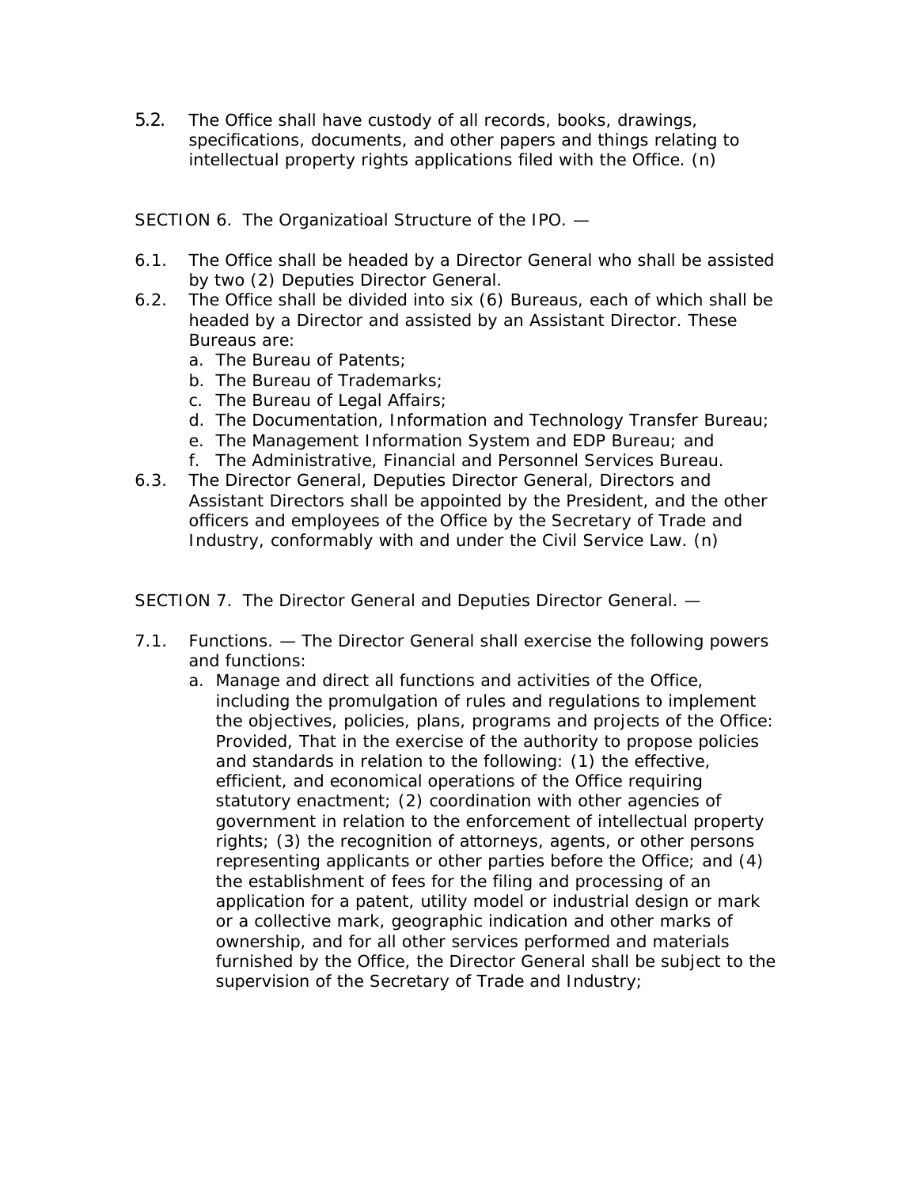5.2. The Office shall have custody of all records, books, drawings, specifications, documents, and other papers and things relating to intellectual property rights applications filed with the Office. (n)

SECTION 6. The Organizatioal Structure of the IPO. —

6.1. The Office shall be headed by a Director General who shall be assisted by two (2) Deputies Director General.

6.2. The Office shall be divided into six (6) Bureaus, each of which shall be headed by a Director and assisted by an Assistant Director. These Bureaus are:

a. The Bureau of Patents;
b. The Bureau of Trademarks;
c. The Bureau of Legal Affairs;
d. The Documentation, Information and Technology Transfer Bureau;
e. The Management Information System and EDP Bureau; and
f. The Administrative, Financial and Personnel Services Bureau.

6.3. The Director General, Deputies Director General, Directors and Assistant Directors shall be appointed by the President, and the other officers and employees of the Office by the Secretary of Trade and Industry, conformably with and under the Civil Service Law. (n)

SECTION 7. The Director General and Deputies Director General. —

7.1. Functions. — The Director General shall exercise the following powers and functions:

a. Manage and direct all functions and activities of the Office, including the promulgation of rules and regulations to implement the objectives, policies, plans, programs and projects of the Office: Provided, That in the exercise of the authority to propose policies and standards in relation to the following: (1) the effective, efficient, and economical operations of the Office requiring statutory enactment; (2) coordination with other agencies of government in relation to the enforcement of intellectual property rights; (3) the recognition of attorneys, agents, or other persons representing applicants or other parties before the Office; and (4) the establishment of fees for the filing and processing of an application for a patent, utility model or industrial design or mark or a collective mark, geographic indication and other marks of ownership, and for all other services performed and materials furnished by the Office, the Director General shall be subject to the supervision of the Secretary of Trade and Industry;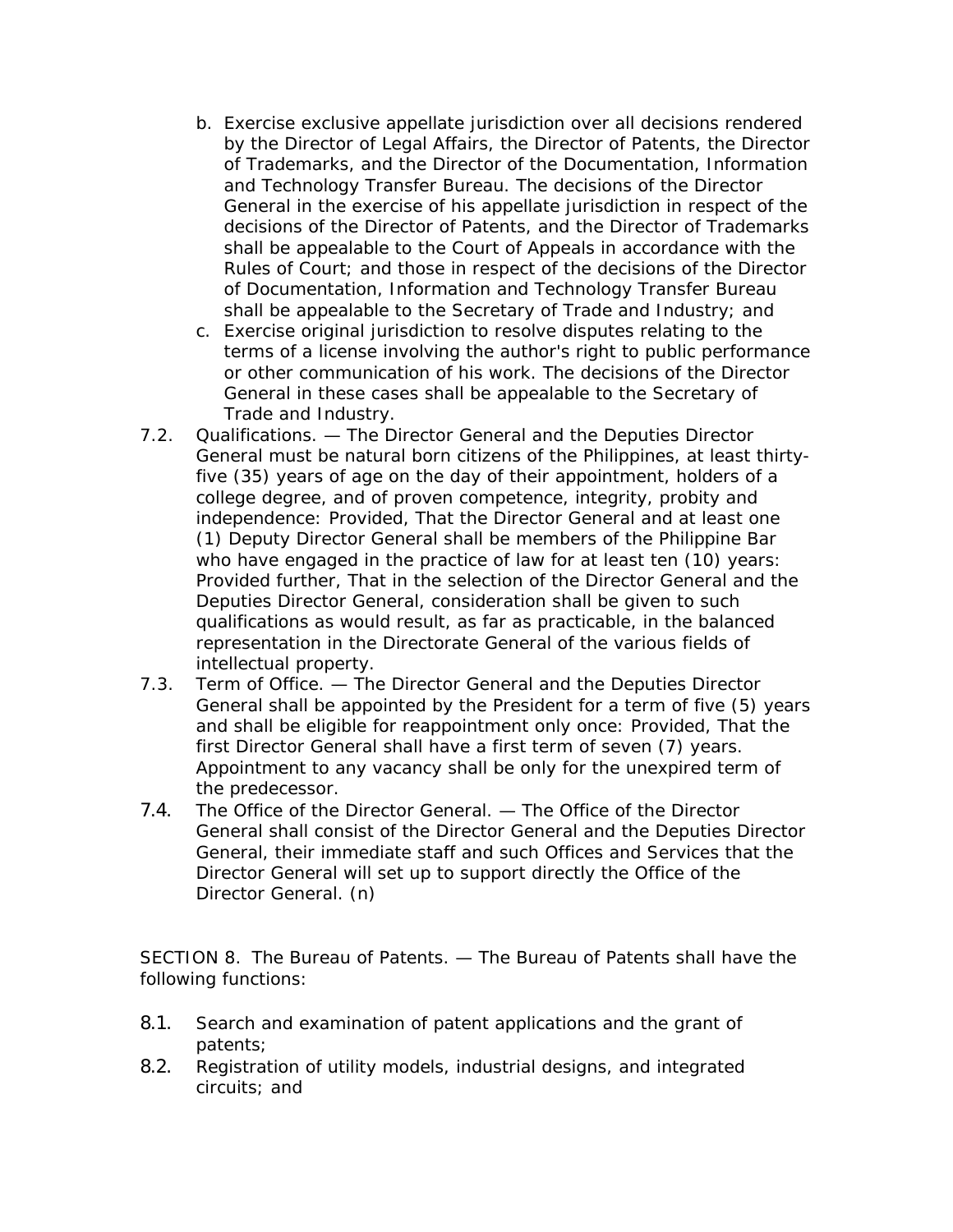b. Exercise exclusive appellate jurisdiction over all decisions rendered by the Director of Legal Affairs, the Director of Patents, the Director of Trademarks, and the Director of the Documentation, Information and Technology Transfer Bureau. The decisions of the Director General in the exercise of his appellate jurisdiction in respect of the decisions of the Director of Patents, and the Director of Trademarks shall be appealable to the Court of Appeals in accordance with the Rules of Court; and those in respect of the decisions of the Director of Documentation, Information and Technology Transfer Bureau shall be appealable to the Secretary of Trade and Industry; and
c. Exercise original jurisdiction to resolve disputes relating to the terms of a license involving the author's right to public performance or other communication of his work. The decisions of the Director General in these cases shall be appealable to the Secretary of Trade and Industry.

7.2. Qualifications. — The Director General and the Deputies Director General must be natural born citizens of the Philippines, at least thirty-five (35) years of age on the day of their appointment, holders of a college degree, and of proven competence, integrity, probity and independence: Provided, That the Director General and at least one (1) Deputy Director General shall be members of the Philippine Bar who have engaged in the practice of law for at least ten (10) years: Provided further, That in the selection of the Director General and the Deputies Director General, consideration shall be given to such qualifications as would result, as far as practicable, in the balanced representation in the Directorate General of the various fields of intellectual property.

7.3. Term of Office. — The Director General and the Deputies Director General shall be appointed by the President for a term of five (5) years and shall be eligible for reappointment only once: Provided, That the first Director General shall have a first term of seven (7) years. Appointment to any vacancy shall be only for the unexpired term of the predecessor.

7.4. The Office of the Director General. — The Office of the Director General shall consist of the Director General and the Deputies Director General, their immediate staff and such Offices and Services that the Director General will set up to support directly the Office of the Director General. (n)

SECTION 8. The Bureau of Patents. — The Bureau of Patents shall have the following functions:

8.1. Search and examination of patent applications and the grant of patents;

8.2. Registration of utility models, industrial designs, and integrated circuits; and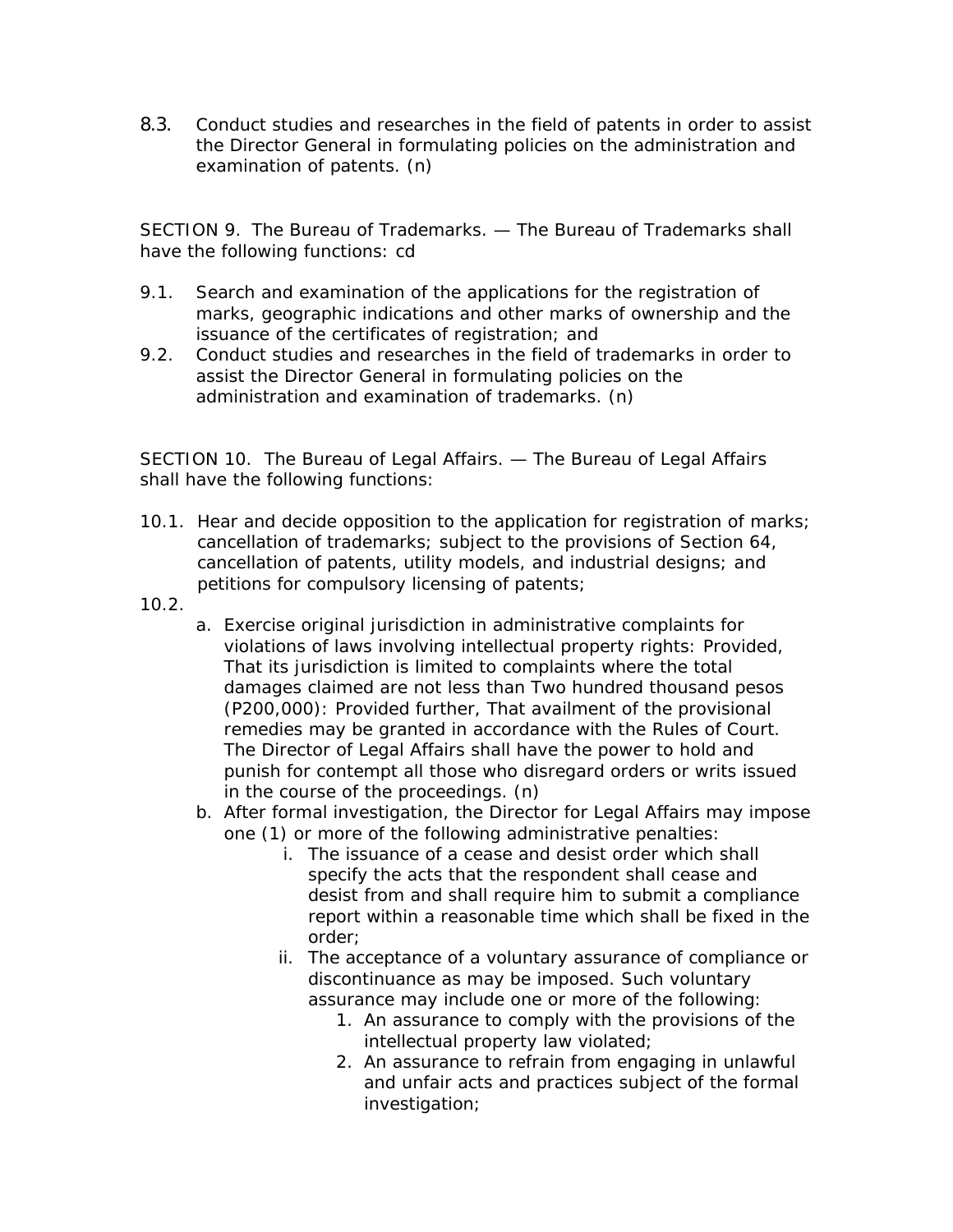8.3. Conduct studies and researches in the field of patents in order to assist the Director General in formulating policies on the administration and examination of patents. (n)

SECTION 9. The Bureau of Trademarks. — The Bureau of Trademarks shall have the following functions: cd

9.1. Search and examination of the applications for the registration of marks, geographic indications and other marks of ownership and the issuance of the certificates of registration; and
9.2. Conduct studies and researches in the field of trademarks in order to assist the Director General in formulating policies on the administration and examination of trademarks. (n)

SECTION 10. The Bureau of Legal Affairs. — The Bureau of Legal Affairs shall have the following functions:

10.1. Hear and decide opposition to the application for registration of marks; cancellation of trademarks; subject to the provisions of Section 64, cancellation of patents, utility models, and industrial designs; and petitions for compulsory licensing of patents;

10.2.
   a. Exercise original jurisdiction in administrative complaints for violations of laws involving intellectual property rights: Provided, That its jurisdiction is limited to complaints where the total damages claimed are not less than Two hundred thousand pesos (P200,000): Provided further, That availment of the provisional remedies may be granted in accordance with the Rules of Court. The Director of Legal Affairs shall have the power to hold and punish for contempt all those who disregard orders or writs issued in the course of the proceedings. (n)
   b. After formal investigation, the Director for Legal Affairs may impose one (1) or more of the following administrative penalties:
      i. The issuance of a cease and desist order which shall specify the acts that the respondent shall cease and desist from and shall require him to submit a compliance report within a reasonable time which shall be fixed in the order;
      ii. The acceptance of a voluntary assurance of compliance or discontinuance as may be imposed. Such voluntary assurance may include one or more of the following:
         1. An assurance to comply with the provisions of the intellectual property law violated;
         2. An assurance to refrain from engaging in unlawful and unfair acts and practices subject of the formal investigation;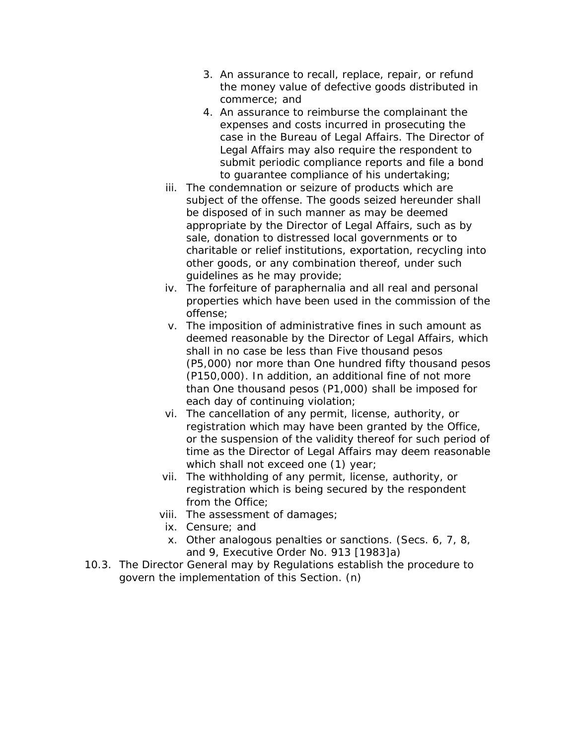3. An assurance to recall, replace, repair, or refund the money value of defective goods distributed in commerce; and
4. An assurance to reimburse the complainant the expenses and costs incurred in prosecuting the case in the Bureau of Legal Affairs. The Director of Legal Affairs may also require the respondent to submit periodic compliance reports and file a bond to guarantee compliance of his undertaking;

iii. The condemnation or seizure of products which are subject of the offense. The goods seized hereunder shall be disposed of in such manner as may be deemed appropriate by the Director of Legal Affairs, such as by sale, donation to distressed local governments or to charitable or relief institutions, exportation, recycling into other goods, or any combination thereof, under such guidelines as he may provide;

iv. The forfeiture of paraphernalia and all real and personal properties which have been used in the commission of the offense;

v. The imposition of administrative fines in such amount as deemed reasonable by the Director of Legal Affairs, which shall in no case be less than Five thousand pesos (P5,000) nor more than One hundred fifty thousand pesos (P150,000). In addition, an additional fine of not more than One thousand pesos (P1,000) shall be imposed for each day of continuing violation;

vi. The cancellation of any permit, license, authority, or registration which may have been granted by the Office, or the suspension of the validity thereof for such period of time as the Director of Legal Affairs may deem reasonable which shall not exceed one (1) year;

vii. The withholding of any permit, license, authority, or registration which is being secured by the respondent from the Office;

viii. The assessment of damages;

ix. Censure; and

x. Other analogous penalties or sanctions. (Secs. 6, 7, 8, and 9, Executive Order No. 913 [1983]a)

10.3. The Director General may by Regulations establish the procedure to govern the implementation of this Section. (n)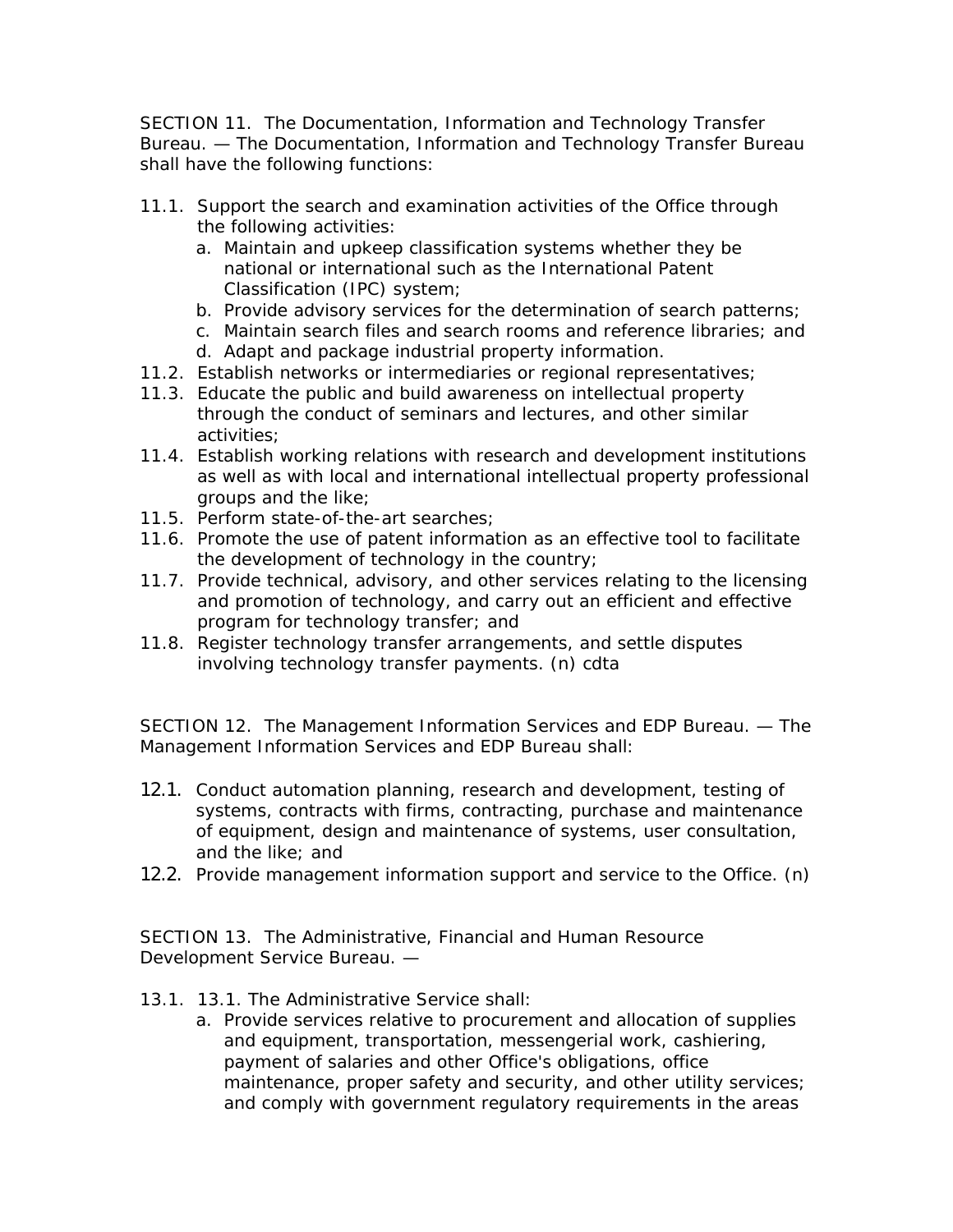SECTION 11. The Documentation, Information and Technology Transfer Bureau. — The Documentation, Information and Technology Transfer Bureau shall have the following functions:

11.1. Support the search and examination activities of the Office through the following activities:
   a. Maintain and upkeep classification systems whether they be national or international such as the International Patent Classification (IPC) system;
   b. Provide advisory services for the determination of search patterns;
   c. Maintain search files and search rooms and reference libraries; and
   d. Adapt and package industrial property information.

11.2. Establish networks or intermediaries or regional representatives;

11.3. Educate the public and build awareness on intellectual property through the conduct of seminars and lectures, and other similar activities;

11.4. Establish working relations with research and development institutions as well as with local and international intellectual property professional groups and the like;

11.5. Perform state-of-the-art searches;

11.6. Promote the use of patent information as an effective tool to facilitate the development of technology in the country;

11.7. Provide technical, advisory, and other services relating to the licensing and promotion of technology, and carry out an efficient and effective program for technology transfer; and

11.8. Register technology transfer arrangements, and settle disputes involving technology transfer payments. (n) cdta

SECTION 12. The Management Information Services and EDP Bureau. — The Management Information Services and EDP Bureau shall:

12.1. Conduct automation planning, research and development, testing of systems, contracts with firms, contracting, purchase and maintenance of equipment, design and maintenance of systems, user consultation, and the like; and

12.2. Provide management information support and service to the Office. (n)

SECTION 13. The Administrative, Financial and Human Resource Development Service Bureau. —

13.1. 13.1. The Administrative Service shall:
   a. Provide services relative to procurement and allocation of supplies and equipment, transportation, messengerial work, cashiering, payment of salaries and other Office's obligations, office maintenance, proper safety and security, and other utility services; and comply with government regulatory requirements in the areas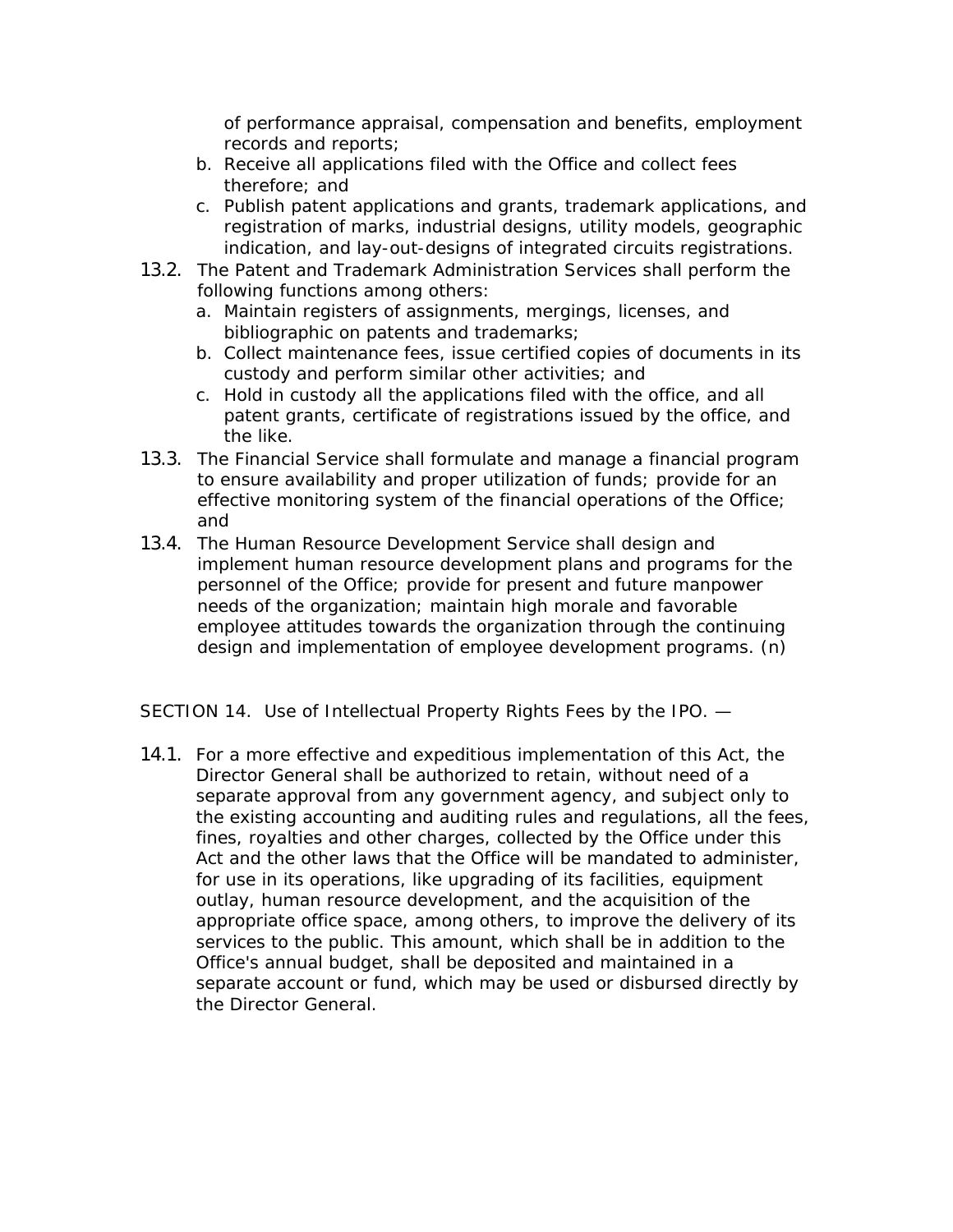of performance appraisal, compensation and benefits, employment records and reports;

   b. Receive all applications filed with the Office and collect fees therefore; and
   c. Publish patent applications and grants, trademark applications, and registration of marks, industrial designs, utility models, geographic indication, and lay-out-designs of integrated circuits registrations.

13.2. The Patent and Trademark Administration Services shall perform the following functions among others:

   a. Maintain registers of assignments, mergings, licenses, and bibliographic on patents and trademarks;
   b. Collect maintenance fees, issue certified copies of documents in its custody and perform similar other activities; and
   c. Hold in custody all the applications filed with the office, and all patent grants, certificate of registrations issued by the office, and the like.

13.3. The Financial Service shall formulate and manage a financial program to ensure availability and proper utilization of funds; provide for an effective monitoring system of the financial operations of the Office; and

13.4. The Human Resource Development Service shall design and implement human resource development plans and programs for the personnel of the Office; provide for present and future manpower needs of the organization; maintain high morale and favorable employee attitudes towards the organization through the continuing design and implementation of employee development programs. (n)

SECTION 14. Use of Intellectual Property Rights Fees by the IPO. —

14.1. For a more effective and expeditious implementation of this Act, the Director General shall be authorized to retain, without need of a separate approval from any government agency, and subject only to the existing accounting and auditing rules and regulations, all the fees, fines, royalties and other charges, collected by the Office under this Act and the other laws that the Office will be mandated to administer, for use in its operations, like upgrading of its facilities, equipment outlay, human resource development, and the acquisition of the appropriate office space, among others, to improve the delivery of its services to the public. This amount, which shall be in addition to the Office's annual budget, shall be deposited and maintained in a separate account or fund, which may be used or disbursed directly by the Director General.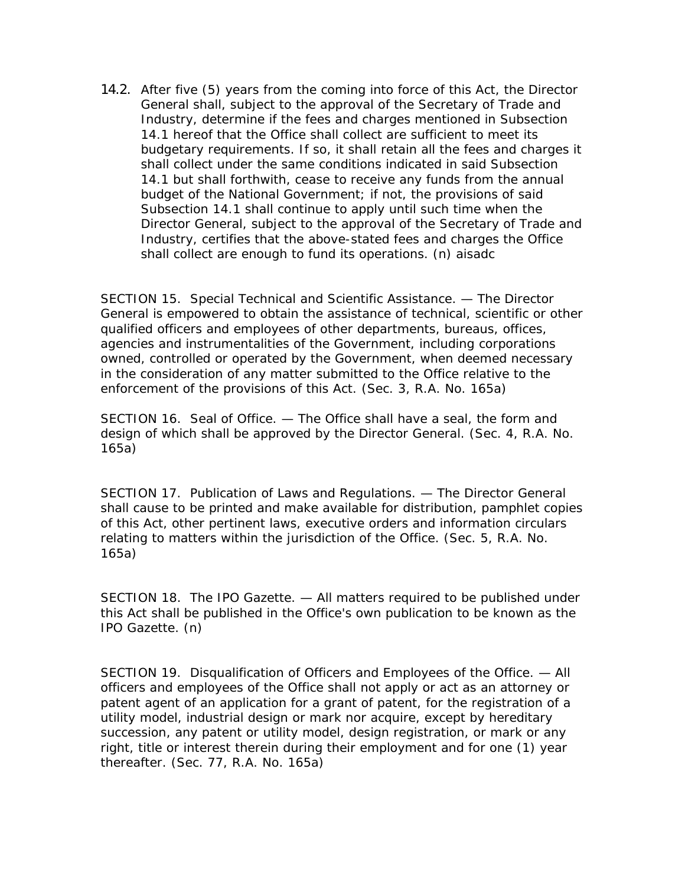14.2. After five (5) years from the coming into force of this Act, the Director General shall, subject to the approval of the Secretary of Trade and Industry, determine if the fees and charges mentioned in Subsection 14.1 hereof that the Office shall collect are sufficient to meet its budgetary requirements. If so, it shall retain all the fees and charges it shall collect under the same conditions indicated in said Subsection 14.1 but shall forthwith, cease to receive any funds from the annual budget of the National Government; if not, the provisions of said Subsection 14.1 shall continue to apply until such time when the Director General, subject to the approval of the Secretary of Trade and Industry, certifies that the above-stated fees and charges the Office shall collect are enough to fund its operations. (n) aisadc

SECTION 15. Special Technical and Scientific Assistance. — The Director General is empowered to obtain the assistance of technical, scientific or other qualified officers and employees of other departments, bureaus, offices, agencies and instrumentalities of the Government, including corporations owned, controlled or operated by the Government, when deemed necessary in the consideration of any matter submitted to the Office relative to the enforcement of the provisions of this Act. (Sec. 3, R.A. No. 165a)

SECTION 16. Seal of Office. — The Office shall have a seal, the form and design of which shall be approved by the Director General. (Sec. 4, R.A. No. 165a)

SECTION 17. Publication of Laws and Regulations. — The Director General shall cause to be printed and make available for distribution, pamphlet copies of this Act, other pertinent laws, executive orders and information circulars relating to matters within the jurisdiction of the Office. (Sec. 5, R.A. No. 165a)

SECTION 18. The IPO Gazette. — All matters required to be published under this Act shall be published in the Office's own publication to be known as the IPO Gazette. (n)

SECTION 19. Disqualification of Officers and Employees of the Office. — All officers and employees of the Office shall not apply or act as an attorney or patent agent of an application for a grant of patent, for the registration of a utility model, industrial design or mark nor acquire, except by hereditary succession, any patent or utility model, design registration, or mark or any right, title or interest therein during their employment and for one (1) year thereafter. (Sec. 77, R.A. No. 165a)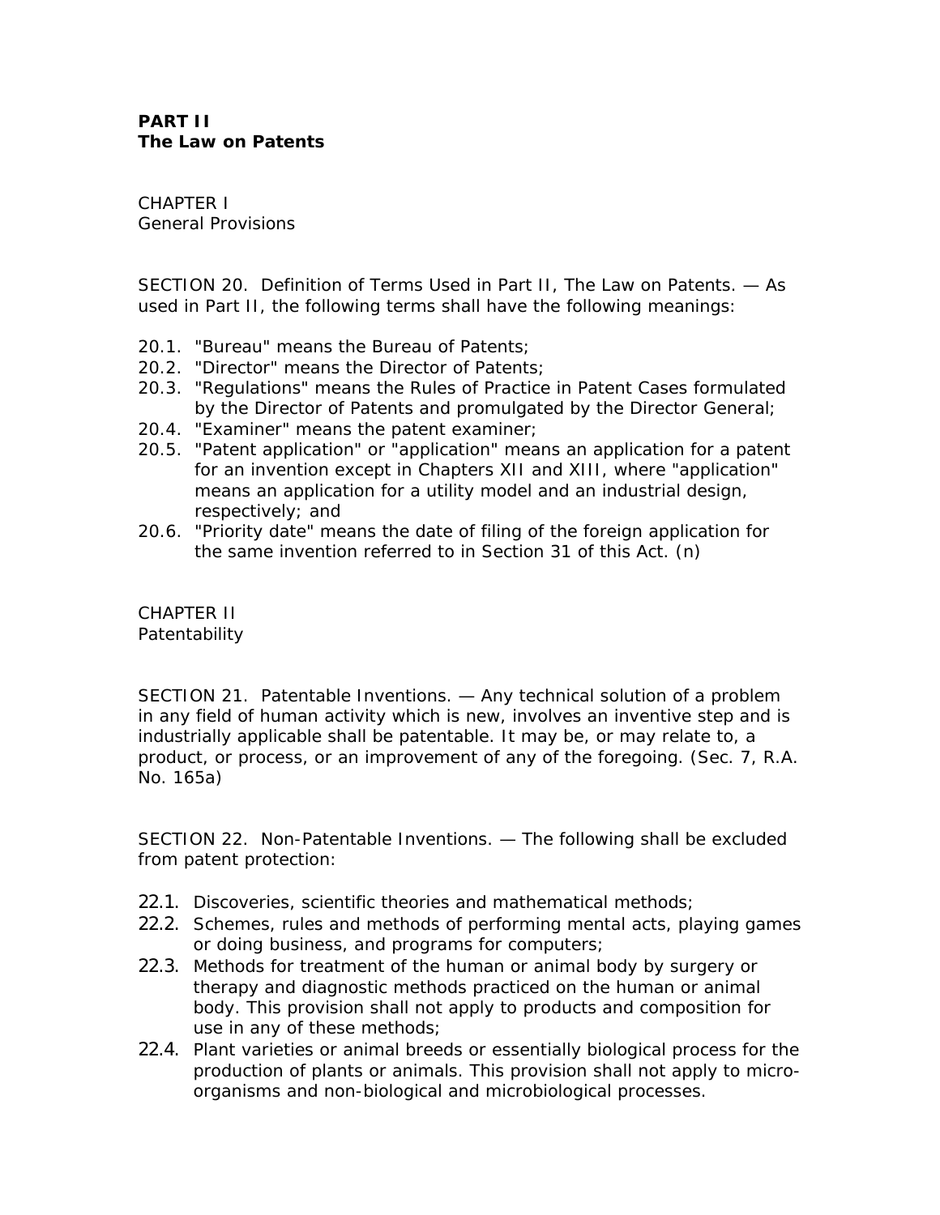**PART II**
**The Law on Patents**

CHAPTER I
General Provisions

SECTION 20. Definition of Terms Used in Part II, The Law on Patents. — As used in Part II, the following terms shall have the following meanings:

20.1. "Bureau" means the Bureau of Patents;
20.2. "Director" means the Director of Patents;
20.3. "Regulations" means the Rules of Practice in Patent Cases formulated by the Director of Patents and promulgated by the Director General;
20.4. "Examiner" means the patent examiner;
20.5. "Patent application" or "application" means an application for a patent for an invention except in Chapters XII and XIII, where "application" means an application for a utility model and an industrial design, respectively; and
20.6. "Priority date" means the date of filing of the foreign application for the same invention referred to in Section 31 of this Act. (n)

CHAPTER II
Patentability

SECTION 21. Patentable Inventions. — Any technical solution of a problem in any field of human activity which is new, involves an inventive step and is industrially applicable shall be patentable. It may be, or may relate to, a product, or process, or an improvement of any of the foregoing. (Sec. 7, R.A. No. 165a)

SECTION 22. Non-Patentable Inventions. — The following shall be excluded from patent protection:

22.1. Discoveries, scientific theories and mathematical methods;
22.2. Schemes, rules and methods of performing mental acts, playing games or doing business, and programs for computers;
22.3. Methods for treatment of the human or animal body by surgery or therapy and diagnostic methods practiced on the human or animal body. This provision shall not apply to products and composition for use in any of these methods;
22.4. Plant varieties or animal breeds or essentially biological process for the production of plants or animals. This provision shall not apply to micro-organisms and non-biological and microbiological processes.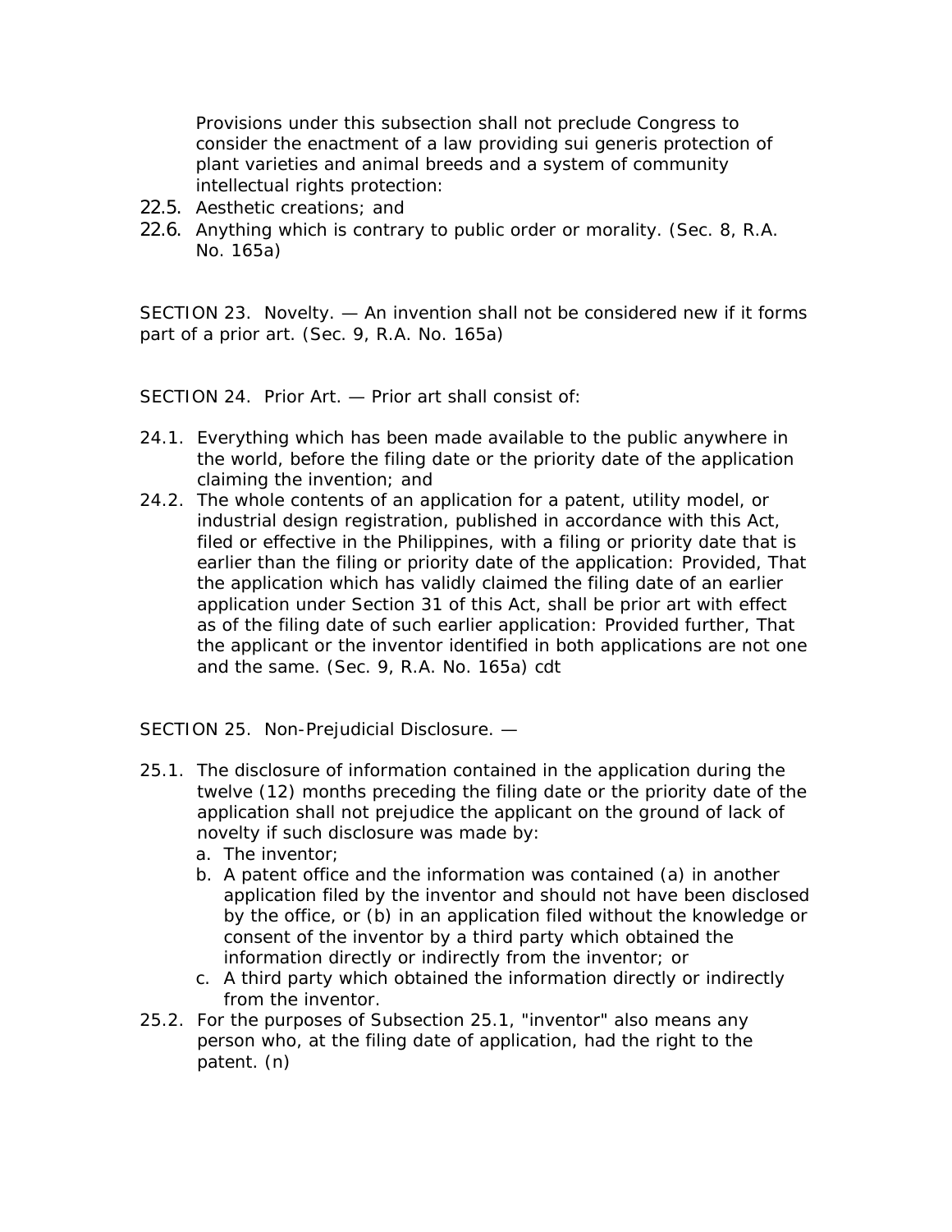Provisions under this subsection shall not preclude Congress to consider the enactment of a law providing sui generis protection of plant varieties and animal breeds and a system of community intellectual rights protection:

22.5. Aesthetic creations; and

22.6. Anything which is contrary to public order or morality. (Sec. 8, R.A. No. 165a)

SECTION 23. Novelty. — An invention shall not be considered new if it forms part of a prior art. (Sec. 9, R.A. No. 165a)

SECTION 24. Prior Art. — Prior art shall consist of:

24.1. Everything which has been made available to the public anywhere in the world, before the filing date or the priority date of the application claiming the invention; and

24.2. The whole contents of an application for a patent, utility model, or industrial design registration, published in accordance with this Act, filed or effective in the Philippines, with a filing or priority date that is earlier than the filing or priority date of the application: Provided, That the application which has validly claimed the filing date of an earlier application under Section 31 of this Act, shall be prior art with effect as of the filing date of such earlier application: Provided further, That the applicant or the inventor identified in both applications are not one and the same. (Sec. 9, R.A. No. 165a) cdt

SECTION 25. Non-Prejudicial Disclosure. —

25.1. The disclosure of information contained in the application during the twelve (12) months preceding the filing date or the priority date of the application shall not prejudice the applicant on the ground of lack of novelty if such disclosure was made by:
   a. The inventor;
   b. A patent office and the information was contained (a) in another application filed by the inventor and should not have been disclosed by the office, or (b) in an application filed without the knowledge or consent of the inventor by a third party which obtained the information directly or indirectly from the inventor; or
   c. A third party which obtained the information directly or indirectly from the inventor.

25.2. For the purposes of Subsection 25.1, "inventor" also means any person who, at the filing date of application, had the right to the patent. (n)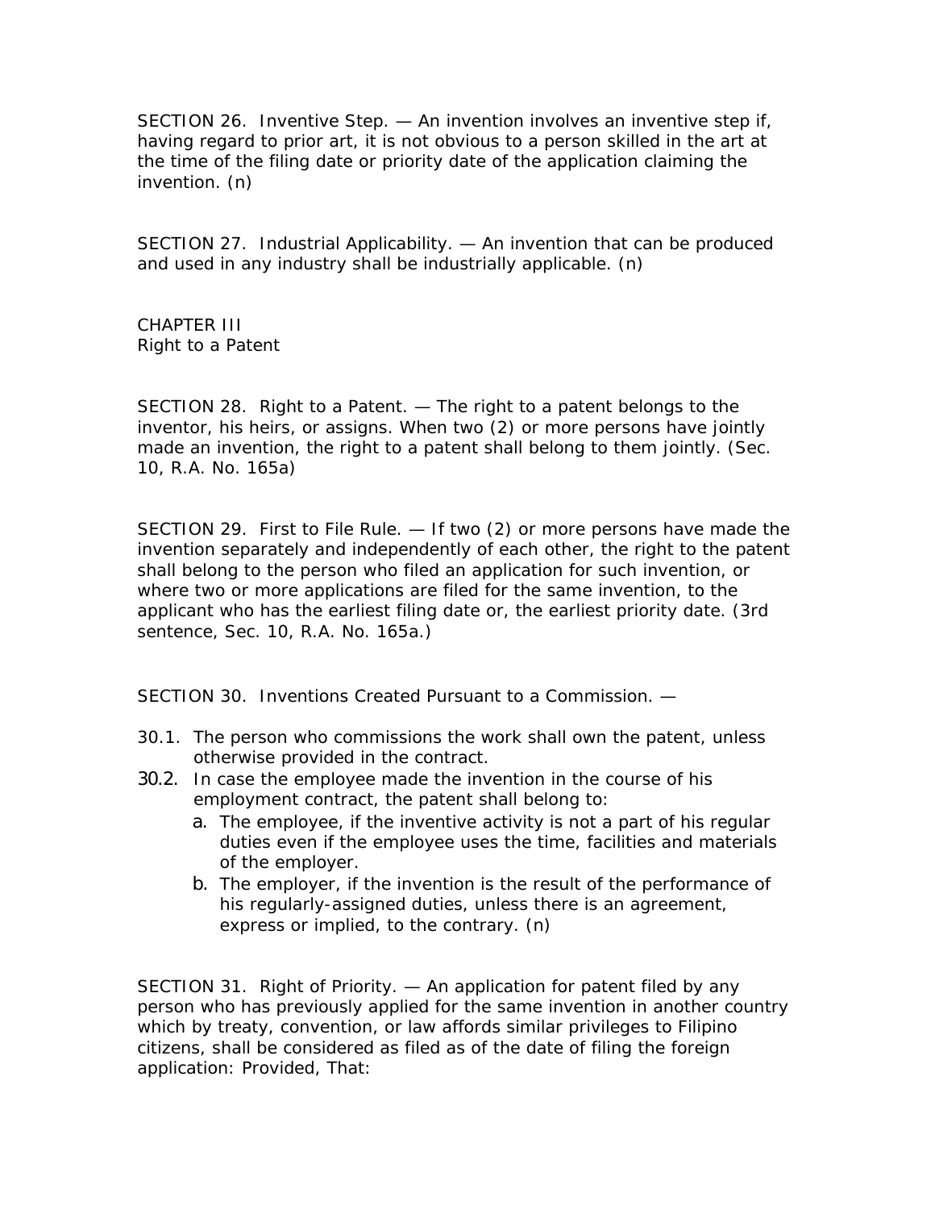SECTION 26. Inventive Step. — An invention involves an inventive step if, having regard to prior art, it is not obvious to a person skilled in the art at the time of the filing date or priority date of the application claiming the invention. (n)

SECTION 27. Industrial Applicability. — An invention that can be produced and used in any industry shall be industrially applicable. (n)

## CHAPTER III
## Right to a Patent

SECTION 28. Right to a Patent. — The right to a patent belongs to the inventor, his heirs, or assigns. When two (2) or more persons have jointly made an invention, the right to a patent shall belong to them jointly. (Sec. 10, R.A. No. 165a)

SECTION 29. First to File Rule. — If two (2) or more persons have made the invention separately and independently of each other, the right to the patent shall belong to the person who filed an application for such invention, or where two or more applications are filed for the same invention, to the applicant who has the earliest filing date or, the earliest priority date. (3rd sentence, Sec. 10, R.A. No. 165a.)

SECTION 30. Inventions Created Pursuant to a Commission. —

30.1. The person who commissions the work shall own the patent, unless otherwise provided in the contract.

30.2. In case the employee made the invention in the course of his employment contract, the patent shall belong to:

a. The employee, if the inventive activity is not a part of his regular duties even if the employee uses the time, facilities and materials of the employer.

b. The employer, if the invention is the result of the performance of his regularly-assigned duties, unless there is an agreement, express or implied, to the contrary. (n)

SECTION 31. Right of Priority. — An application for patent filed by any person who has previously applied for the same invention in another country which by treaty, convention, or law affords similar privileges to Filipino citizens, shall be considered as filed as of the date of filing the foreign application: Provided, That: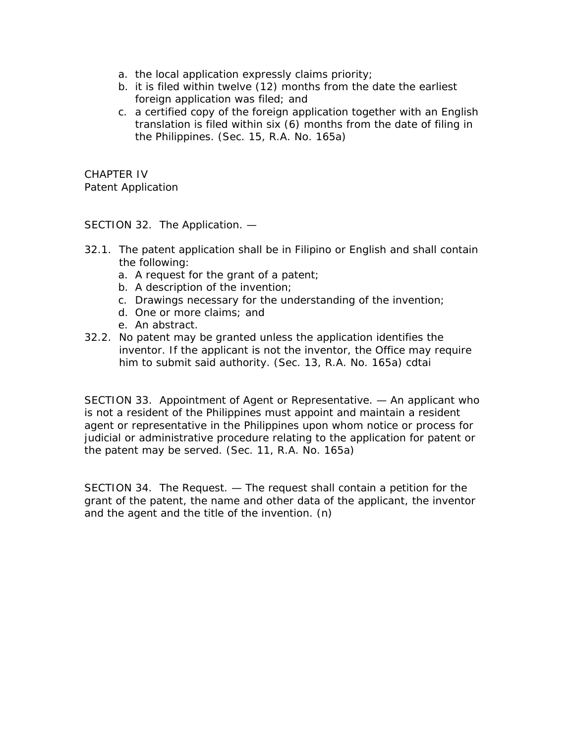a. the local application expressly claims priority;
b. it is filed within twelve (12) months from the date the earliest foreign application was filed; and
c. a certified copy of the foreign application together with an English translation is filed within six (6) months from the date of filing in the Philippines. (Sec. 15, R.A. No. 165a)

## CHAPTER IV
## Patent Application

SECTION 32. The Application. —

32.1. The patent application shall be in Filipino or English and shall contain the following:

a. A request for the grant of a patent;
b. A description of the invention;
c. Drawings necessary for the understanding of the invention;
d. One or more claims; and
e. An abstract.

32.2. No patent may be granted unless the application identifies the inventor. If the applicant is not the inventor, the Office may require him to submit said authority. (Sec. 13, R.A. No. 165a) cdtai

SECTION 33. Appointment of Agent or Representative. — An applicant who is not a resident of the Philippines must appoint and maintain a resident agent or representative in the Philippines upon whom notice or process for judicial or administrative procedure relating to the application for patent or the patent may be served. (Sec. 11, R.A. No. 165a)

SECTION 34. The Request. — The request shall contain a petition for the grant of the patent, the name and other data of the applicant, the inventor and the agent and the title of the invention. (n)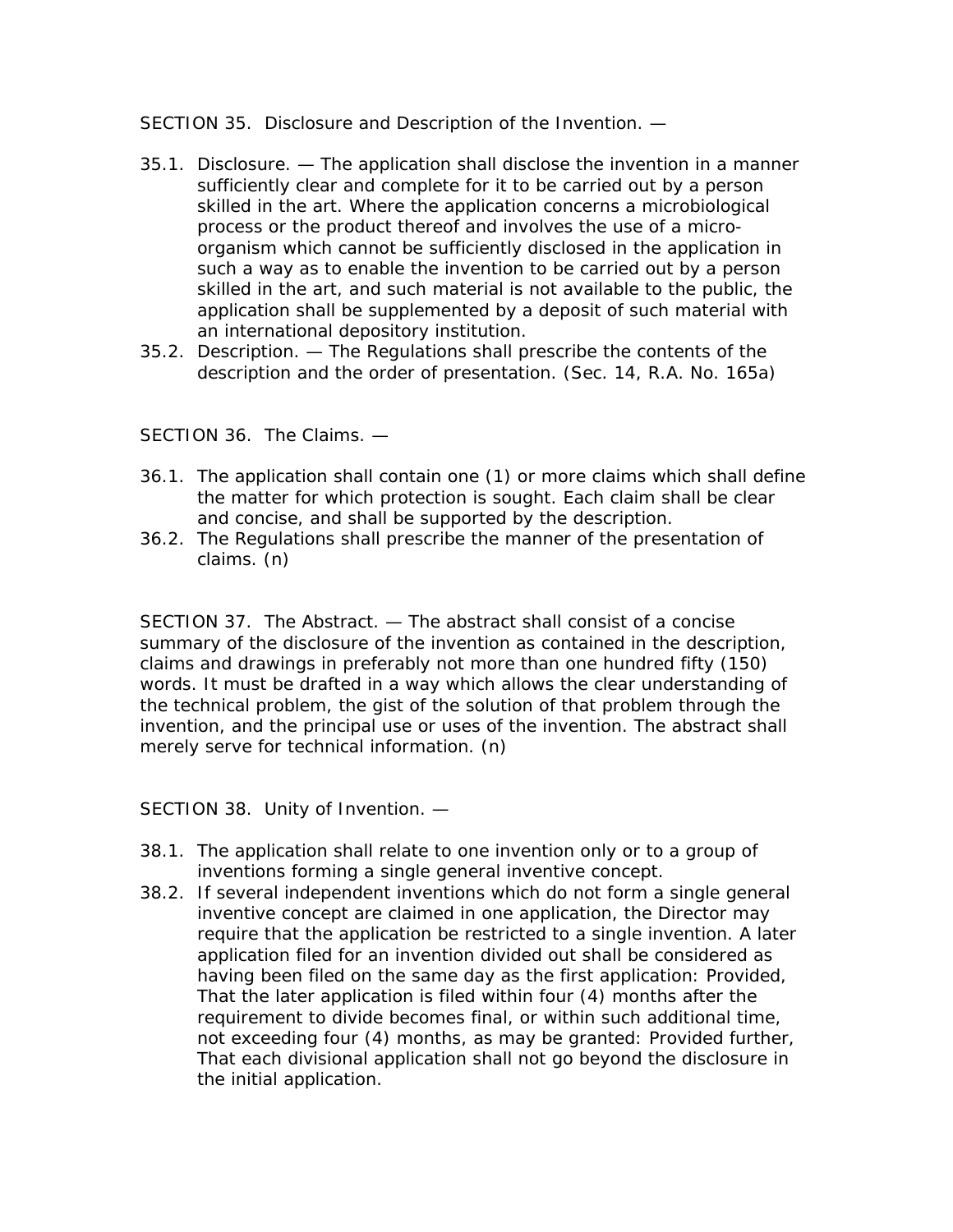SECTION 35. Disclosure and Description of the Invention. —

35.1. Disclosure. — The application shall disclose the invention in a manner sufficiently clear and complete for it to be carried out by a person skilled in the art. Where the application concerns a microbiological process or the product thereof and involves the use of a micro-organism which cannot be sufficiently disclosed in the application in such a way as to enable the invention to be carried out by a person skilled in the art, and such material is not available to the public, the application shall be supplemented by a deposit of such material with an international depository institution.

35.2. Description. — The Regulations shall prescribe the contents of the description and the order of presentation. (Sec. 14, R.A. No. 165a)

SECTION 36. The Claims. —

36.1. The application shall contain one (1) or more claims which shall define the matter for which protection is sought. Each claim shall be clear and concise, and shall be supported by the description.

36.2. The Regulations shall prescribe the manner of the presentation of claims. (n)

SECTION 37. The Abstract. — The abstract shall consist of a concise summary of the disclosure of the invention as contained in the description, claims and drawings in preferably not more than one hundred fifty (150) words. It must be drafted in a way which allows the clear understanding of the technical problem, the gist of the solution of that problem through the invention, and the principal use or uses of the invention. The abstract shall merely serve for technical information. (n)

SECTION 38. Unity of Invention. —

38.1. The application shall relate to one invention only or to a group of inventions forming a single general inventive concept.

38.2. If several independent inventions which do not form a single general inventive concept are claimed in one application, the Director may require that the application be restricted to a single invention. A later application filed for an invention divided out shall be considered as having been filed on the same day as the first application: Provided, That the later application is filed within four (4) months after the requirement to divide becomes final, or within such additional time, not exceeding four (4) months, as may be granted: Provided further, That each divisional application shall not go beyond the disclosure in the initial application.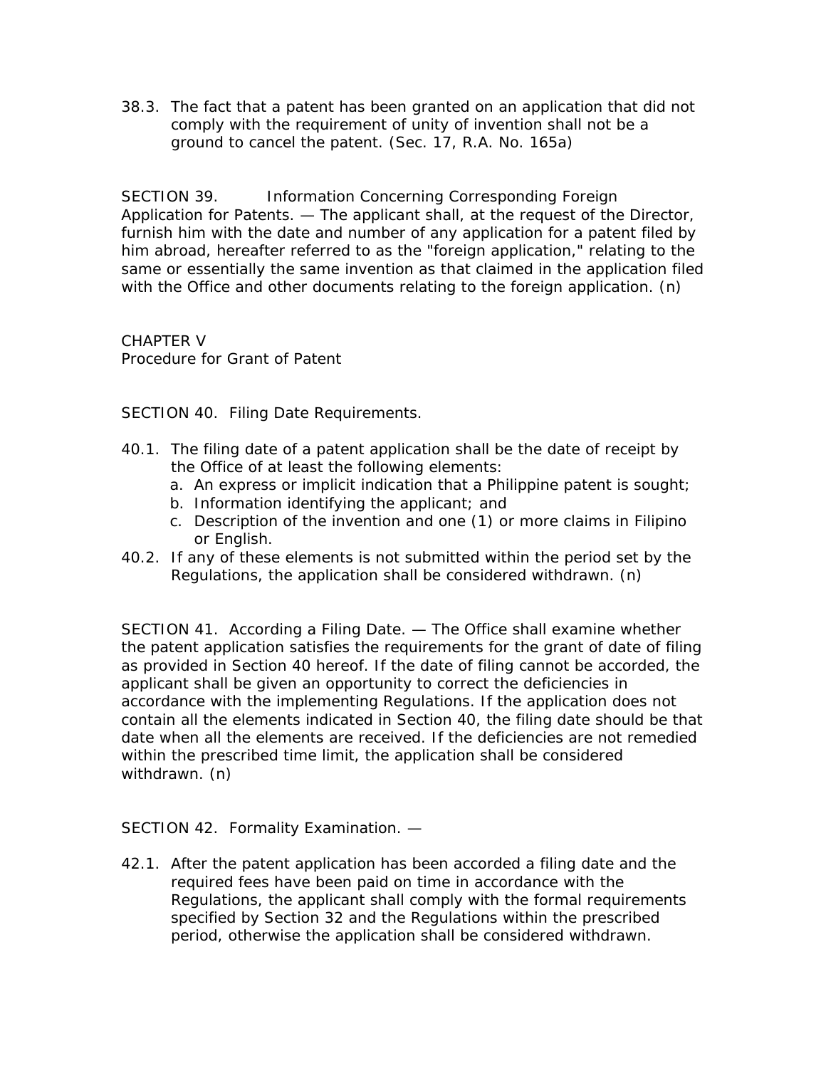38.3. The fact that a patent has been granted on an application that did not comply with the requirement of unity of invention shall not be a ground to cancel the patent. (Sec. 17, R.A. No. 165a)

SECTION 39. Information Concerning Corresponding Foreign Application for Patents. — The applicant shall, at the request of the Director, furnish him with the date and number of any application for a patent filed by him abroad, hereafter referred to as the "foreign application," relating to the same or essentially the same invention as that claimed in the application filed with the Office and other documents relating to the foreign application. (n)

CHAPTER V
Procedure for Grant of Patent

SECTION 40. Filing Date Requirements.

40.1. The filing date of a patent application shall be the date of receipt by the Office of at least the following elements:
   a. An express or implicit indication that a Philippine patent is sought;
   b. Information identifying the applicant; and
   c. Description of the invention and one (1) or more claims in Filipino or English.

40.2. If any of these elements is not submitted within the period set by the Regulations, the application shall be considered withdrawn. (n)

SECTION 41. According a Filing Date. — The Office shall examine whether the patent application satisfies the requirements for the grant of date of filing as provided in Section 40 hereof. If the date of filing cannot be accorded, the applicant shall be given an opportunity to correct the deficiencies in accordance with the implementing Regulations. If the application does not contain all the elements indicated in Section 40, the filing date should be that date when all the elements are received. If the deficiencies are not remedied within the prescribed time limit, the application shall be considered withdrawn. (n)

SECTION 42. Formality Examination. —

42.1. After the patent application has been accorded a filing date and the required fees have been paid on time in accordance with the Regulations, the applicant shall comply with the formal requirements specified by Section 32 and the Regulations within the prescribed period, otherwise the application shall be considered withdrawn.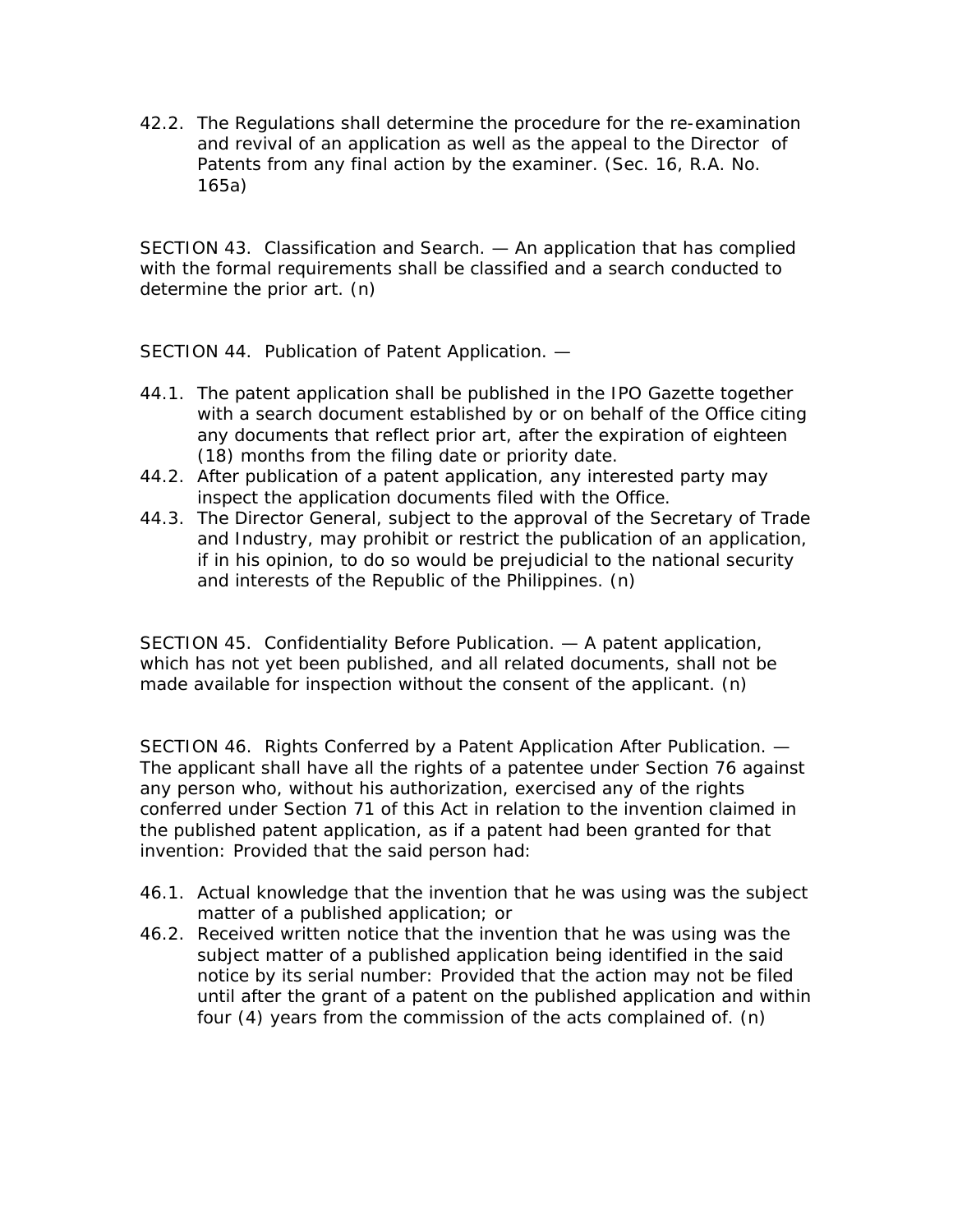42.2. The Regulations shall determine the procedure for the re-examination and revival of an application as well as the appeal to the Director of Patents from any final action by the examiner. (Sec. 16, R.A. No. 165a)

SECTION 43. Classification and Search. — An application that has complied with the formal requirements shall be classified and a search conducted to determine the prior art. (n)

SECTION 44. Publication of Patent Application. —

44.1. The patent application shall be published in the IPO Gazette together with a search document established by or on behalf of the Office citing any documents that reflect prior art, after the expiration of eighteen (18) months from the filing date or priority date.

44.2. After publication of a patent application, any interested party may inspect the application documents filed with the Office.

44.3. The Director General, subject to the approval of the Secretary of Trade and Industry, may prohibit or restrict the publication of an application, if in his opinion, to do so would be prejudicial to the national security and interests of the Republic of the Philippines. (n)

SECTION 45. Confidentiality Before Publication. — A patent application, which has not yet been published, and all related documents, shall not be made available for inspection without the consent of the applicant. (n)

SECTION 46. Rights Conferred by a Patent Application After Publication. — The applicant shall have all the rights of a patentee under Section 76 against any person who, without his authorization, exercised any of the rights conferred under Section 71 of this Act in relation to the invention claimed in the published patent application, as if a patent had been granted for that invention: Provided that the said person had:

46.1. Actual knowledge that the invention that he was using was the subject matter of a published application; or

46.2. Received written notice that the invention that he was using was the subject matter of a published application being identified in the said notice by its serial number: Provided that the action may not be filed until after the grant of a patent on the published application and within four (4) years from the commission of the acts complained of. (n)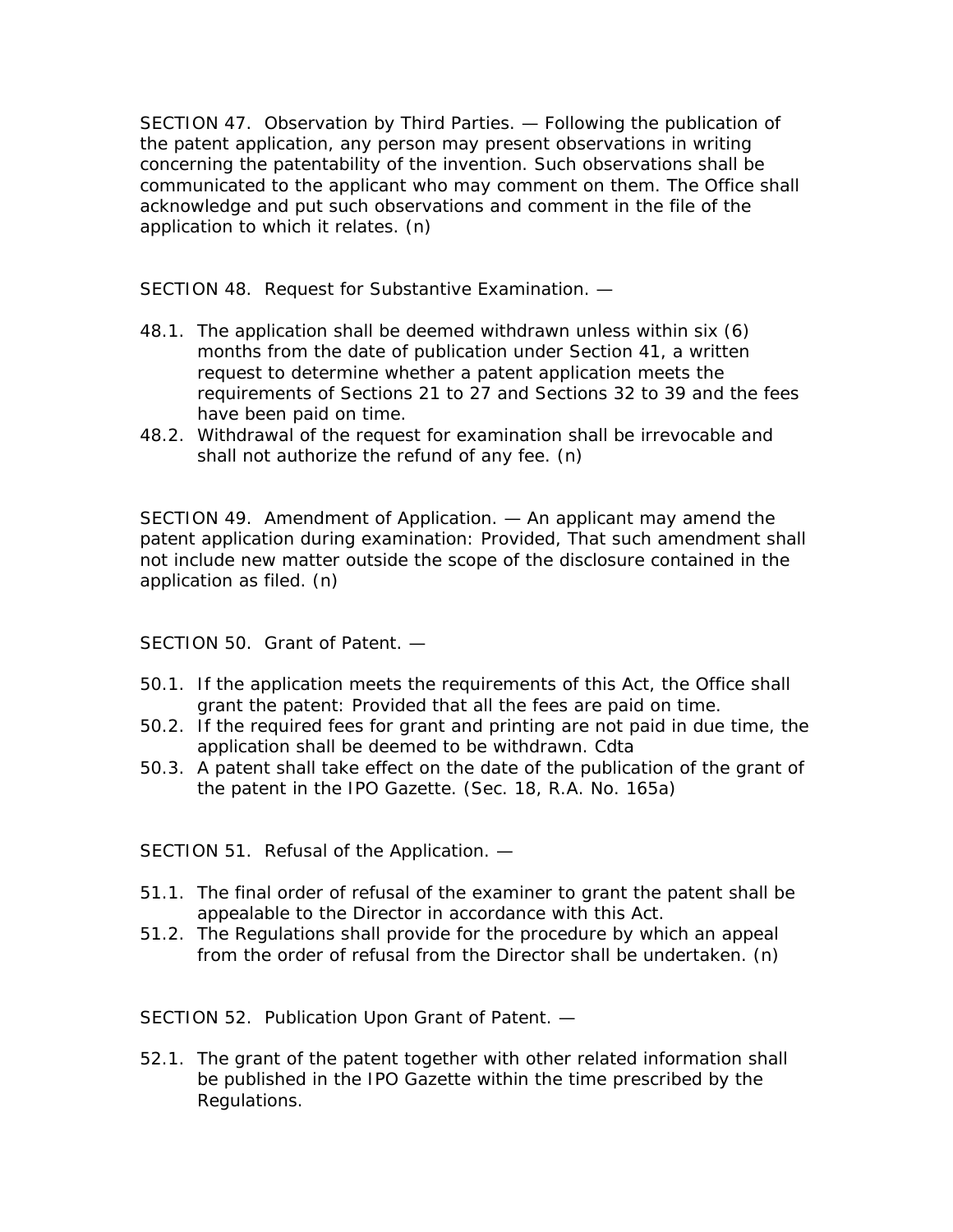SECTION 47. Observation by Third Parties. — Following the publication of the patent application, any person may present observations in writing concerning the patentability of the invention. Such observations shall be communicated to the applicant who may comment on them. The Office shall acknowledge and put such observations and comment in the file of the application to which it relates. (n)

SECTION 48. Request for Substantive Examination. —

48.1. The application shall be deemed withdrawn unless within six (6) months from the date of publication under Section 41, a written request to determine whether a patent application meets the requirements of Sections 21 to 27 and Sections 32 to 39 and the fees have been paid on time.

48.2. Withdrawal of the request for examination shall be irrevocable and shall not authorize the refund of any fee. (n)

SECTION 49. Amendment of Application. — An applicant may amend the patent application during examination: Provided, That such amendment shall not include new matter outside the scope of the disclosure contained in the application as filed. (n)

SECTION 50. Grant of Patent. —

50.1. If the application meets the requirements of this Act, the Office shall grant the patent: Provided that all the fees are paid on time.

50.2. If the required fees for grant and printing are not paid in due time, the application shall be deemed to be withdrawn. Cdta

50.3. A patent shall take effect on the date of the publication of the grant of the patent in the IPO Gazette. (Sec. 18, R.A. No. 165a)

SECTION 51. Refusal of the Application. —

51.1. The final order of refusal of the examiner to grant the patent shall be appealable to the Director in accordance with this Act.

51.2. The Regulations shall provide for the procedure by which an appeal from the order of refusal from the Director shall be undertaken. (n)

SECTION 52. Publication Upon Grant of Patent. —

52.1. The grant of the patent together with other related information shall be published in the IPO Gazette within the time prescribed by the Regulations.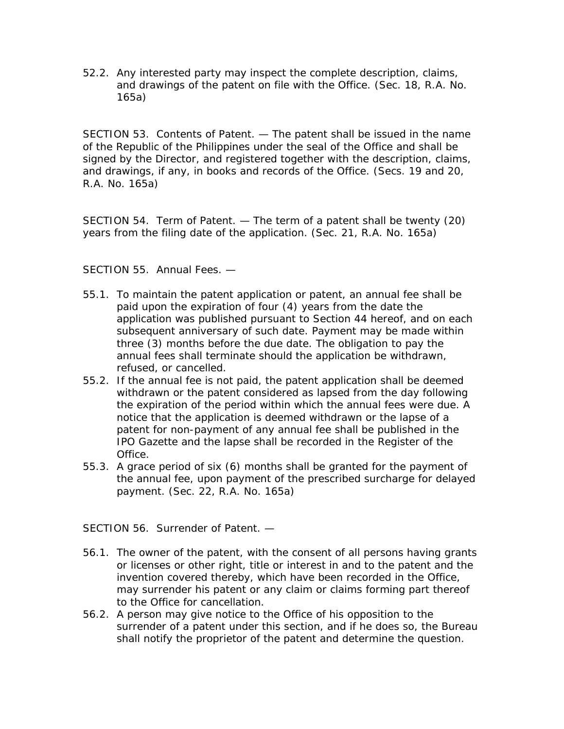52.2. Any interested party may inspect the complete description, claims, and drawings of the patent on file with the Office. (Sec. 18, R.A. No. 165a)

SECTION 53. Contents of Patent. — The patent shall be issued in the name of the Republic of the Philippines under the seal of the Office and shall be signed by the Director, and registered together with the description, claims, and drawings, if any, in books and records of the Office. (Secs. 19 and 20, R.A. No. 165a)

SECTION 54. Term of Patent. — The term of a patent shall be twenty (20) years from the filing date of the application. (Sec. 21, R.A. No. 165a)

SECTION 55. Annual Fees. —

55.1. To maintain the patent application or patent, an annual fee shall be paid upon the expiration of four (4) years from the date the application was published pursuant to Section 44 hereof, and on each subsequent anniversary of such date. Payment may be made within three (3) months before the due date. The obligation to pay the annual fees shall terminate should the application be withdrawn, refused, or cancelled.

55.2. If the annual fee is not paid, the patent application shall be deemed withdrawn or the patent considered as lapsed from the day following the expiration of the period within which the annual fees were due. A notice that the application is deemed withdrawn or the lapse of a patent for non-payment of any annual fee shall be published in the IPO Gazette and the lapse shall be recorded in the Register of the Office.

55.3. A grace period of six (6) months shall be granted for the payment of the annual fee, upon payment of the prescribed surcharge for delayed payment. (Sec. 22, R.A. No. 165a)

SECTION 56. Surrender of Patent. —

56.1. The owner of the patent, with the consent of all persons having grants or licenses or other right, title or interest in and to the patent and the invention covered thereby, which have been recorded in the Office, may surrender his patent or any claim or claims forming part thereof to the Office for cancellation.

56.2. A person may give notice to the Office of his opposition to the surrender of a patent under this section, and if he does so, the Bureau shall notify the proprietor of the patent and determine the question.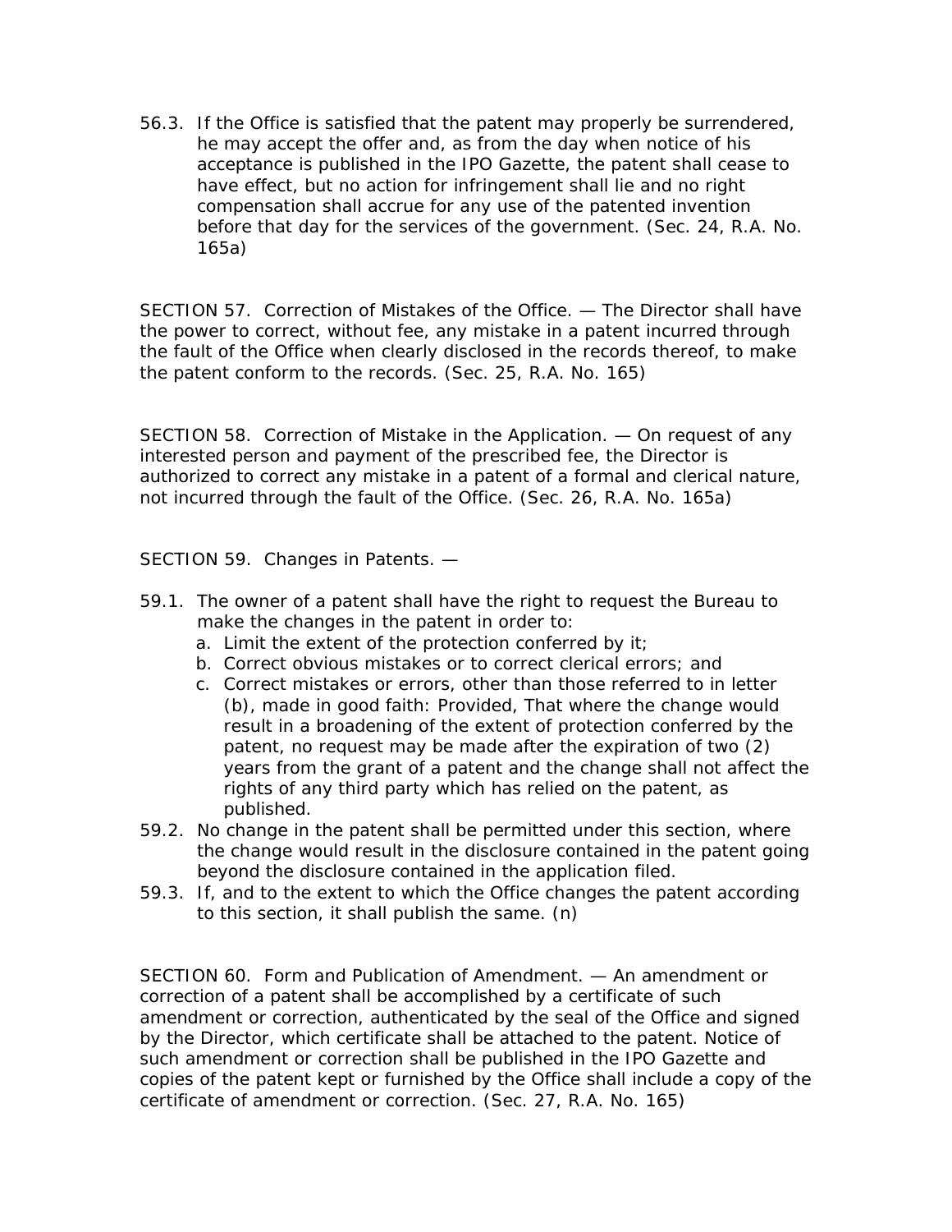56.3. If the Office is satisfied that the patent may properly be surrendered, he may accept the offer and, as from the day when notice of his acceptance is published in the IPO Gazette, the patent shall cease to have effect, but no action for infringement shall lie and no right compensation shall accrue for any use of the patented invention before that day for the services of the government. (Sec. 24, R.A. No. 165a)

SECTION 57. Correction of Mistakes of the Office. — The Director shall have the power to correct, without fee, any mistake in a patent incurred through the fault of the Office when clearly disclosed in the records thereof, to make the patent conform to the records. (Sec. 25, R.A. No. 165)

SECTION 58. Correction of Mistake in the Application. — On request of any interested person and payment of the prescribed fee, the Director is authorized to correct any mistake in a patent of a formal and clerical nature, not incurred through the fault of the Office. (Sec. 26, R.A. No. 165a)

SECTION 59. Changes in Patents. —

59.1. The owner of a patent shall have the right to request the Bureau to make the changes in the patent in order to:

a. Limit the extent of the protection conferred by it;
b. Correct obvious mistakes or to correct clerical errors; and
c. Correct mistakes or errors, other than those referred to in letter (b), made in good faith: Provided, That where the change would result in a broadening of the extent of protection conferred by the patent, no request may be made after the expiration of two (2) years from the grant of a patent and the change shall not affect the rights of any third party which has relied on the patent, as published.

59.2. No change in the patent shall be permitted under this section, where the change would result in the disclosure contained in the patent going beyond the disclosure contained in the application filed.

59.3. If, and to the extent to which the Office changes the patent according to this section, it shall publish the same. (n)

SECTION 60. Form and Publication of Amendment. — An amendment or correction of a patent shall be accomplished by a certificate of such amendment or correction, authenticated by the seal of the Office and signed by the Director, which certificate shall be attached to the patent. Notice of such amendment or correction shall be published in the IPO Gazette and copies of the patent kept or furnished by the Office shall include a copy of the certificate of amendment or correction. (Sec. 27, R.A. No. 165)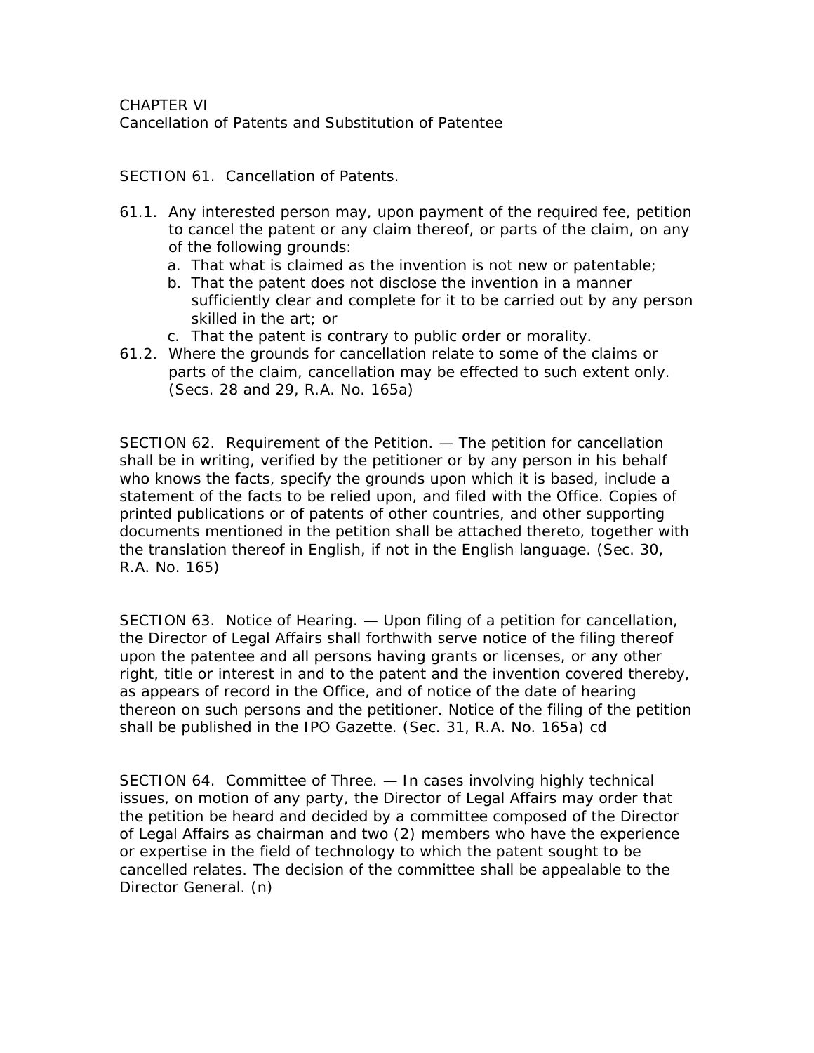CHAPTER VI
Cancellation of Patents and Substitution of Patentee

SECTION 61. Cancellation of Patents.

61.1. Any interested person may, upon payment of the required fee, petition to cancel the patent or any claim thereof, or parts of the claim, on any of the following grounds:

a. That what is claimed as the invention is not new or patentable;
b. That the patent does not disclose the invention in a manner sufficiently clear and complete for it to be carried out by any person skilled in the art; or
c. That the patent is contrary to public order or morality.

61.2. Where the grounds for cancellation relate to some of the claims or parts of the claim, cancellation may be effected to such extent only. (Secs. 28 and 29, R.A. No. 165a)

SECTION 62. Requirement of the Petition. — The petition for cancellation shall be in writing, verified by the petitioner or by any person in his behalf who knows the facts, specify the grounds upon which it is based, include a statement of the facts to be relied upon, and filed with the Office. Copies of printed publications or of patents of other countries, and other supporting documents mentioned in the petition shall be attached thereto, together with the translation thereof in English, if not in the English language. (Sec. 30, R.A. No. 165)

SECTION 63. Notice of Hearing. — Upon filing of a petition for cancellation, the Director of Legal Affairs shall forthwith serve notice of the filing thereof upon the patentee and all persons having grants or licenses, or any other right, title or interest in and to the patent and the invention covered thereby, as appears of record in the Office, and of notice of the date of hearing thereon on such persons and the petitioner. Notice of the filing of the petition shall be published in the IPO Gazette. (Sec. 31, R.A. No. 165a) cd

SECTION 64. Committee of Three. — In cases involving highly technical issues, on motion of any party, the Director of Legal Affairs may order that the petition be heard and decided by a committee composed of the Director of Legal Affairs as chairman and two (2) members who have the experience or expertise in the field of technology to which the patent sought to be cancelled relates. The decision of the committee shall be appealable to the Director General. (n)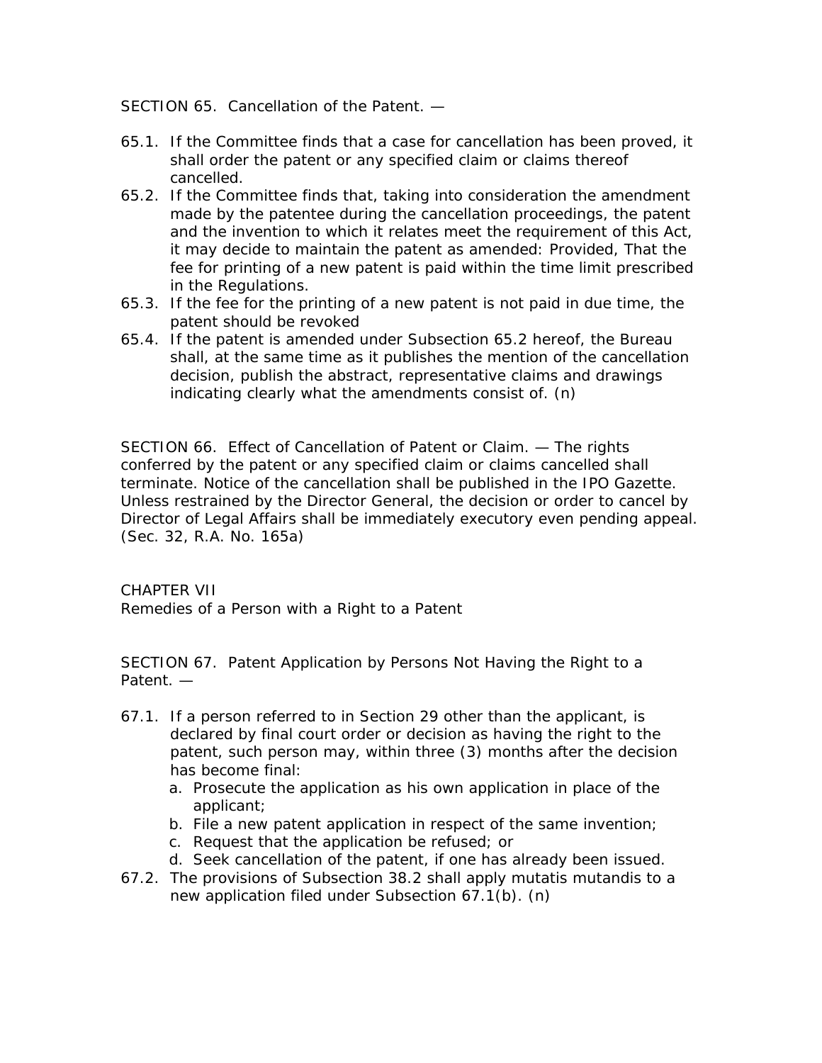SECTION 65. Cancellation of the Patent. —

65.1. If the Committee finds that a case for cancellation has been proved, it shall order the patent or any specified claim or claims thereof cancelled.

65.2. If the Committee finds that, taking into consideration the amendment made by the patentee during the cancellation proceedings, the patent and the invention to which it relates meet the requirement of this Act, it may decide to maintain the patent as amended: Provided, That the fee for printing of a new patent is paid within the time limit prescribed in the Regulations.

65.3. If the fee for the printing of a new patent is not paid in due time, the patent should be revoked

65.4. If the patent is amended under Subsection 65.2 hereof, the Bureau shall, at the same time as it publishes the mention of the cancellation decision, publish the abstract, representative claims and drawings indicating clearly what the amendments consist of. (n)

SECTION 66. Effect of Cancellation of Patent or Claim. — The rights conferred by the patent or any specified claim or claims cancelled shall terminate. Notice of the cancellation shall be published in the IPO Gazette. Unless restrained by the Director General, the decision or order to cancel by Director of Legal Affairs shall be immediately executory even pending appeal. (Sec. 32, R.A. No. 165a)

CHAPTER VII
Remedies of a Person with a Right to a Patent

SECTION 67. Patent Application by Persons Not Having the Right to a Patent. —

67.1. If a person referred to in Section 29 other than the applicant, is declared by final court order or decision as having the right to the patent, such person may, within three (3) months after the decision has become final:

a. Prosecute the application as his own application in place of the applicant;
b. File a new patent application in respect of the same invention;
c. Request that the application be refused; or
d. Seek cancellation of the patent, if one has already been issued.

67.2. The provisions of Subsection 38.2 shall apply mutatis mutandis to a new application filed under Subsection 67.1(b). (n)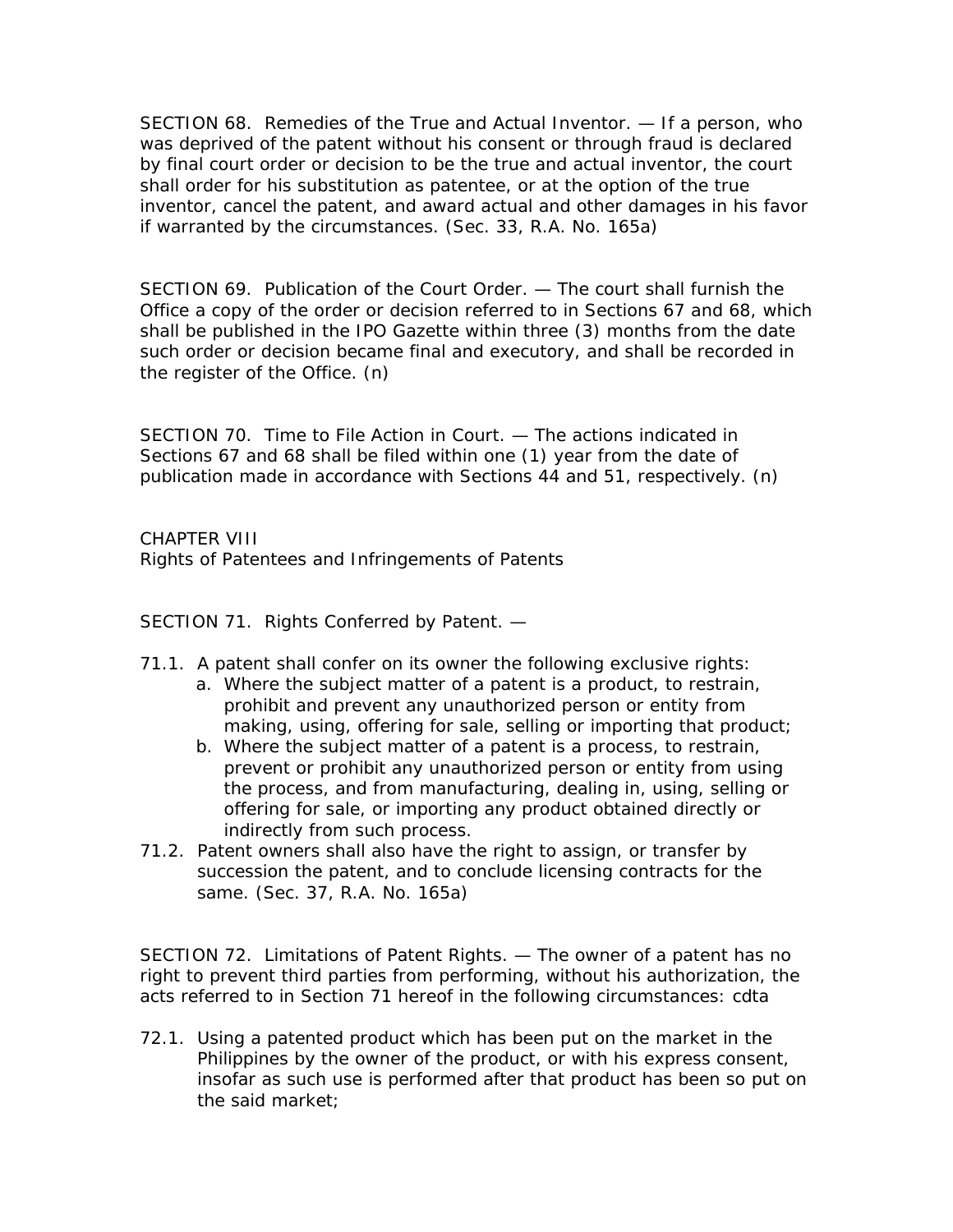SECTION 68. Remedies of the True and Actual Inventor. — If a person, who was deprived of the patent without his consent or through fraud is declared by final court order or decision to be the true and actual inventor, the court shall order for his substitution as patentee, or at the option of the true inventor, cancel the patent, and award actual and other damages in his favor if warranted by the circumstances. (Sec. 33, R.A. No. 165a)

SECTION 69. Publication of the Court Order. — The court shall furnish the Office a copy of the order or decision referred to in Sections 67 and 68, which shall be published in the IPO Gazette within three (3) months from the date such order or decision became final and executory, and shall be recorded in the register of the Office. (n)

SECTION 70. Time to File Action in Court. — The actions indicated in Sections 67 and 68 shall be filed within one (1) year from the date of publication made in accordance with Sections 44 and 51, respectively. (n)

## CHAPTER VIII
## Rights of Patentees and Infringements of Patents

SECTION 71. Rights Conferred by Patent. —

71.1. A patent shall confer on its owner the following exclusive rights:

  a. Where the subject matter of a patent is a product, to restrain, prohibit and prevent any unauthorized person or entity from making, using, offering for sale, selling or importing that product;
  b. Where the subject matter of a patent is a process, to restrain, prevent or prohibit any unauthorized person or entity from using the process, and from manufacturing, dealing in, using, selling or offering for sale, or importing any product obtained directly or indirectly from such process.

71.2. Patent owners shall also have the right to assign, or transfer by succession the patent, and to conclude licensing contracts for the same. (Sec. 37, R.A. No. 165a)

SECTION 72. Limitations of Patent Rights. — The owner of a patent has no right to prevent third parties from performing, without his authorization, the acts referred to in Section 71 hereof in the following circumstances: cdta

72.1. Using a patented product which has been put on the market in the Philippines by the owner of the product, or with his express consent, insofar as such use is performed after that product has been so put on the said market;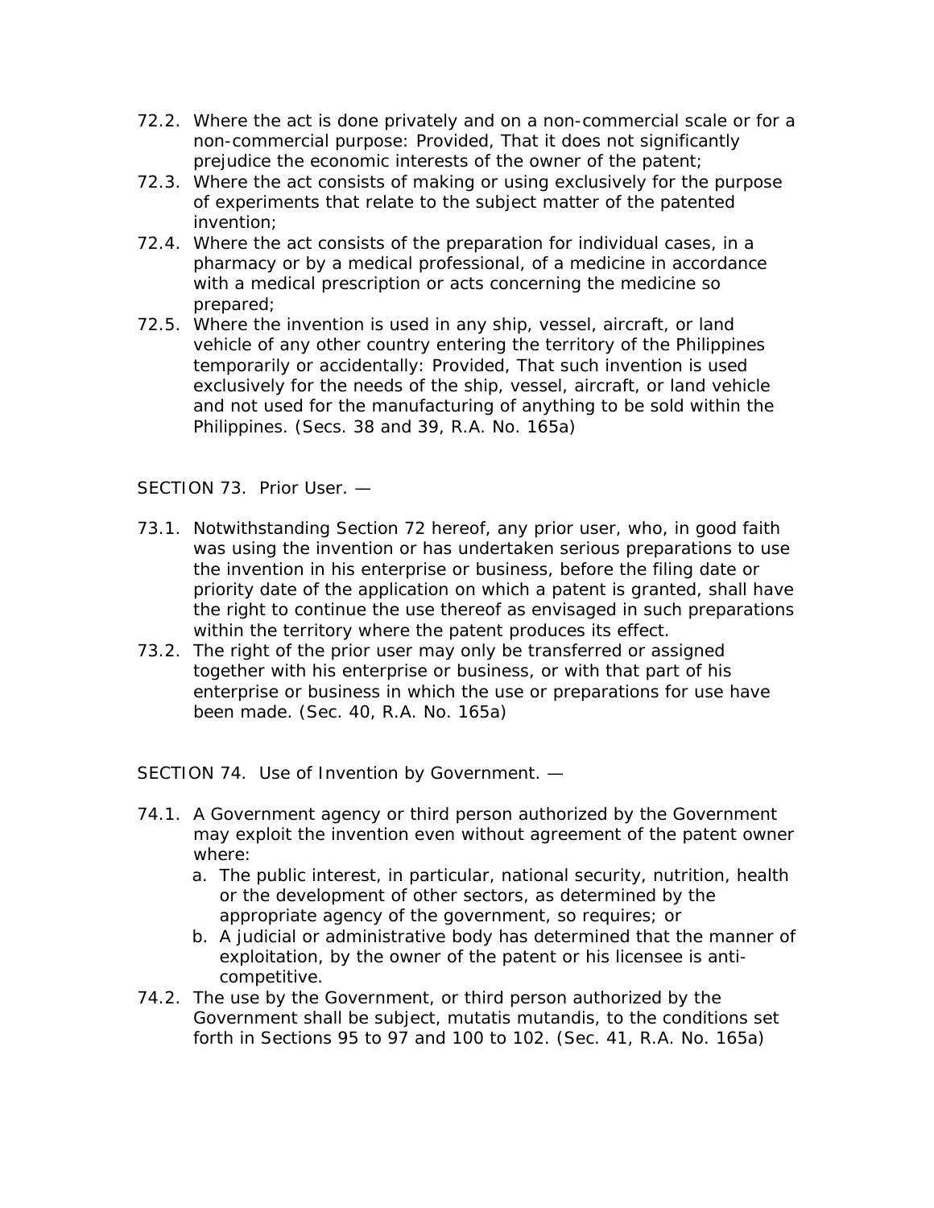72.2. Where the act is done privately and on a non-commercial scale or for a non-commercial purpose: Provided, That it does not significantly prejudice the economic interests of the owner of the patent;

72.3. Where the act consists of making or using exclusively for the purpose of experiments that relate to the subject matter of the patented invention;

72.4. Where the act consists of the preparation for individual cases, in a pharmacy or by a medical professional, of a medicine in accordance with a medical prescription or acts concerning the medicine so prepared;

72.5. Where the invention is used in any ship, vessel, aircraft, or land vehicle of any other country entering the territory of the Philippines temporarily or accidentally: Provided, That such invention is used exclusively for the needs of the ship, vessel, aircraft, or land vehicle and not used for the manufacturing of anything to be sold within the Philippines. (Secs. 38 and 39, R.A. No. 165a)

SECTION 73. Prior User. —

73.1. Notwithstanding Section 72 hereof, any prior user, who, in good faith was using the invention or has undertaken serious preparations to use the invention in his enterprise or business, before the filing date or priority date of the application on which a patent is granted, shall have the right to continue the use thereof as envisaged in such preparations within the territory where the patent produces its effect.

73.2. The right of the prior user may only be transferred or assigned together with his enterprise or business, or with that part of his enterprise or business in which the use or preparations for use have been made. (Sec. 40, R.A. No. 165a)

SECTION 74. Use of Invention by Government. —

74.1. A Government agency or third person authorized by the Government may exploit the invention even without agreement of the patent owner where:

a. The public interest, in particular, national security, nutrition, health or the development of other sectors, as determined by the appropriate agency of the government, so requires; or
b. A judicial or administrative body has determined that the manner of exploitation, by the owner of the patent or his licensee is anti-competitive.

74.2. The use by the Government, or third person authorized by the Government shall be subject, mutatis mutandis, to the conditions set forth in Sections 95 to 97 and 100 to 102. (Sec. 41, R.A. No. 165a)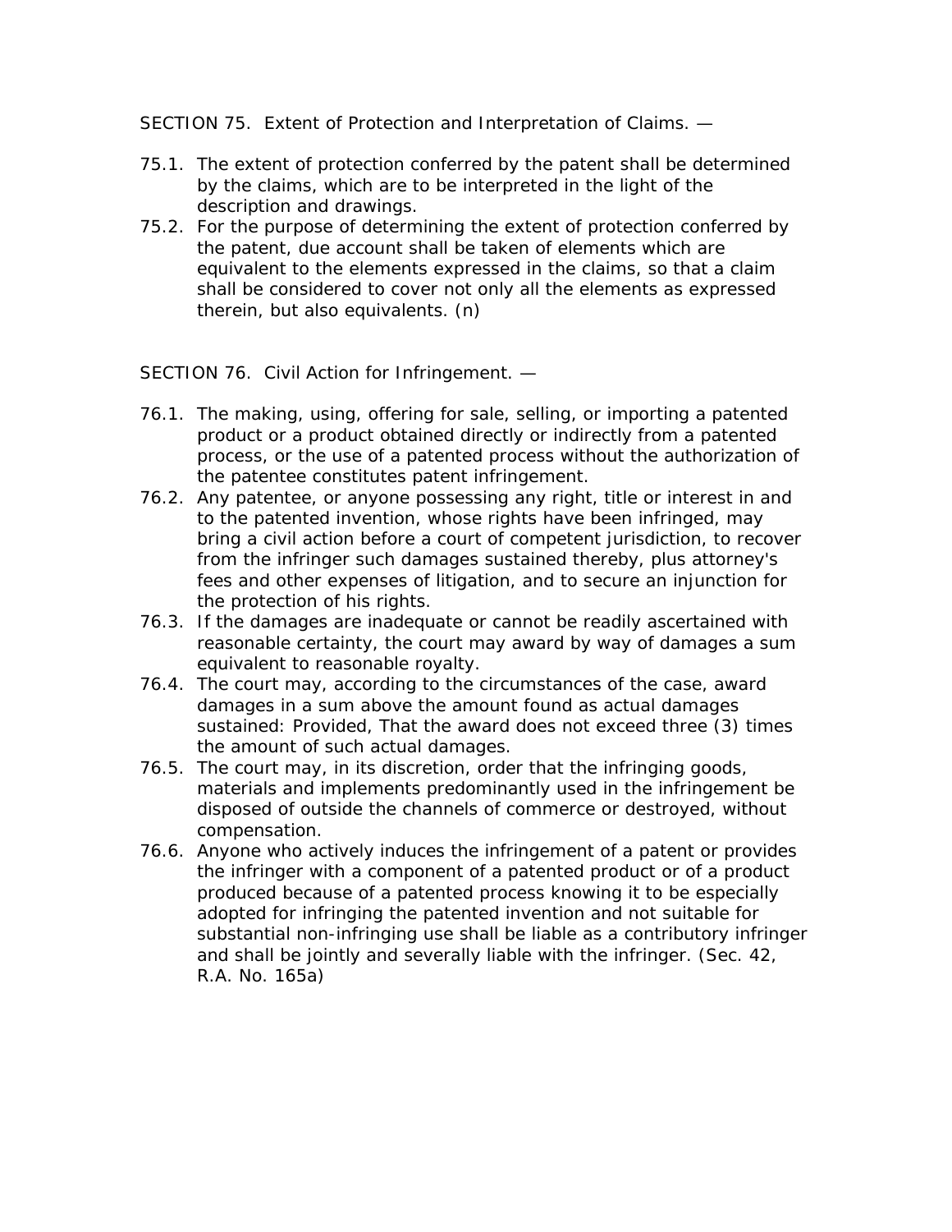SECTION 75. Extent of Protection and Interpretation of Claims. —

75.1. The extent of protection conferred by the patent shall be determined by the claims, which are to be interpreted in the light of the description and drawings.

75.2. For the purpose of determining the extent of protection conferred by the patent, due account shall be taken of elements which are equivalent to the elements expressed in the claims, so that a claim shall be considered to cover not only all the elements as expressed therein, but also equivalents. (n)

SECTION 76. Civil Action for Infringement. —

76.1. The making, using, offering for sale, selling, or importing a patented product or a product obtained directly or indirectly from a patented process, or the use of a patented process without the authorization of the patentee constitutes patent infringement.

76.2. Any patentee, or anyone possessing any right, title or interest in and to the patented invention, whose rights have been infringed, may bring a civil action before a court of competent jurisdiction, to recover from the infringer such damages sustained thereby, plus attorney's fees and other expenses of litigation, and to secure an injunction for the protection of his rights.

76.3. If the damages are inadequate or cannot be readily ascertained with reasonable certainty, the court may award by way of damages a sum equivalent to reasonable royalty.

76.4. The court may, according to the circumstances of the case, award damages in a sum above the amount found as actual damages sustained: Provided, That the award does not exceed three (3) times the amount of such actual damages.

76.5. The court may, in its discretion, order that the infringing goods, materials and implements predominantly used in the infringement be disposed of outside the channels of commerce or destroyed, without compensation.

76.6. Anyone who actively induces the infringement of a patent or provides the infringer with a component of a patented product or of a product produced because of a patented process knowing it to be especially adopted for infringing the patented invention and not suitable for substantial non-infringing use shall be liable as a contributory infringer and shall be jointly and severally liable with the infringer. (Sec. 42, R.A. No. 165a)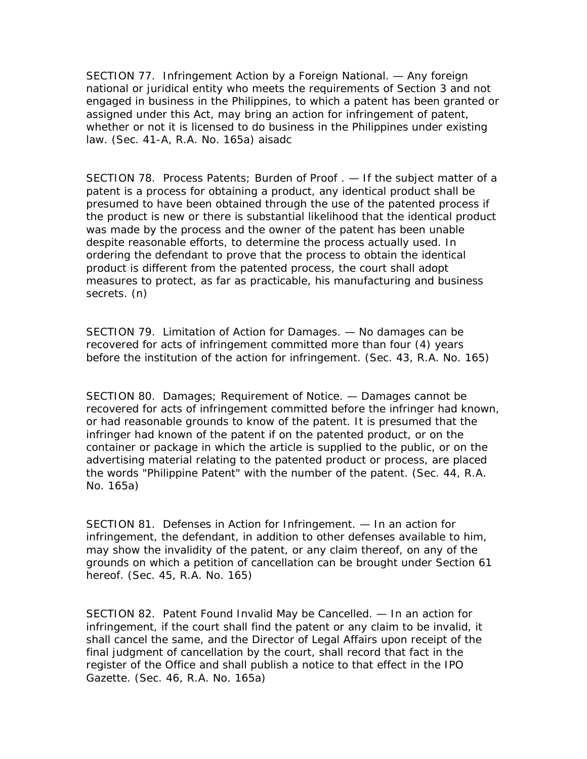SECTION 77. Infringement Action by a Foreign National. — Any foreign national or juridical entity who meets the requirements of Section 3 and not engaged in business in the Philippines, to which a patent has been granted or assigned under this Act, may bring an action for infringement of patent, whether or not it is licensed to do business in the Philippines under existing law. (Sec. 41-A, R.A. No. 165a) aisadc

SECTION 78. Process Patents; Burden of Proof . — If the subject matter of a patent is a process for obtaining a product, any identical product shall be presumed to have been obtained through the use of the patented process if the product is new or there is substantial likelihood that the identical product was made by the process and the owner of the patent has been unable despite reasonable efforts, to determine the process actually used. In ordering the defendant to prove that the process to obtain the identical product is different from the patented process, the court shall adopt measures to protect, as far as practicable, his manufacturing and business secrets. (n)

SECTION 79. Limitation of Action for Damages. — No damages can be recovered for acts of infringement committed more than four (4) years before the institution of the action for infringement. (Sec. 43, R.A. No. 165)

SECTION 80. Damages; Requirement of Notice. — Damages cannot be recovered for acts of infringement committed before the infringer had known, or had reasonable grounds to know of the patent. It is presumed that the infringer had known of the patent if on the patented product, or on the container or package in which the article is supplied to the public, or on the advertising material relating to the patented product or process, are placed the words "Philippine Patent" with the number of the patent. (Sec. 44, R.A. No. 165a)

SECTION 81. Defenses in Action for Infringement. — In an action for infringement, the defendant, in addition to other defenses available to him, may show the invalidity of the patent, or any claim thereof, on any of the grounds on which a petition of cancellation can be brought under Section 61 hereof. (Sec. 45, R.A. No. 165)

SECTION 82. Patent Found Invalid May be Cancelled. — In an action for infringement, if the court shall find the patent or any claim to be invalid, it shall cancel the same, and the Director of Legal Affairs upon receipt of the final judgment of cancellation by the court, shall record that fact in the register of the Office and shall publish a notice to that effect in the IPO Gazette. (Sec. 46, R.A. No. 165a)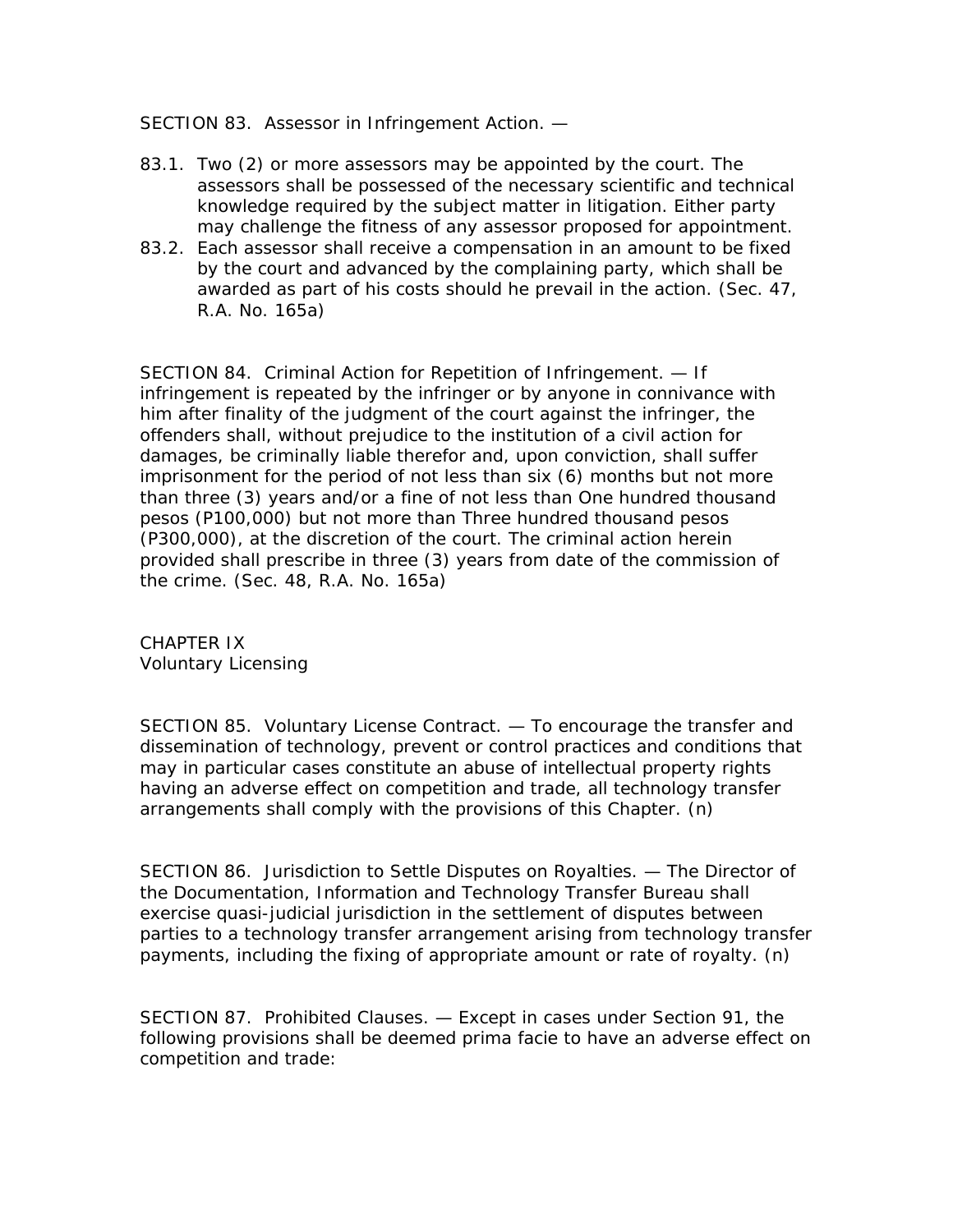SECTION 83. Assessor in Infringement Action. —

83.1. Two (2) or more assessors may be appointed by the court. The assessors shall be possessed of the necessary scientific and technical knowledge required by the subject matter in litigation. Either party may challenge the fitness of any assessor proposed for appointment.

83.2. Each assessor shall receive a compensation in an amount to be fixed by the court and advanced by the complaining party, which shall be awarded as part of his costs should he prevail in the action. (Sec. 47, R.A. No. 165a)

SECTION 84. Criminal Action for Repetition of Infringement. — If infringement is repeated by the infringer or by anyone in connivance with him after finality of the judgment of the court against the infringer, the offenders shall, without prejudice to the institution of a civil action for damages, be criminally liable therefor and, upon conviction, shall suffer imprisonment for the period of not less than six (6) months but not more than three (3) years and/or a fine of not less than One hundred thousand pesos (P100,000) but not more than Three hundred thousand pesos (P300,000), at the discretion of the court. The criminal action herein provided shall prescribe in three (3) years from date of the commission of the crime. (Sec. 48, R.A. No. 165a)

## CHAPTER IX
## Voluntary Licensing

SECTION 85. Voluntary License Contract. — To encourage the transfer and dissemination of technology, prevent or control practices and conditions that may in particular cases constitute an abuse of intellectual property rights having an adverse effect on competition and trade, all technology transfer arrangements shall comply with the provisions of this Chapter. (n)

SECTION 86. Jurisdiction to Settle Disputes on Royalties. — The Director of the Documentation, Information and Technology Transfer Bureau shall exercise quasi-judicial jurisdiction in the settlement of disputes between parties to a technology transfer arrangement arising from technology transfer payments, including the fixing of appropriate amount or rate of royalty. (n)

SECTION 87. Prohibited Clauses. — Except in cases under Section 91, the following provisions shall be deemed prima facie to have an adverse effect on competition and trade: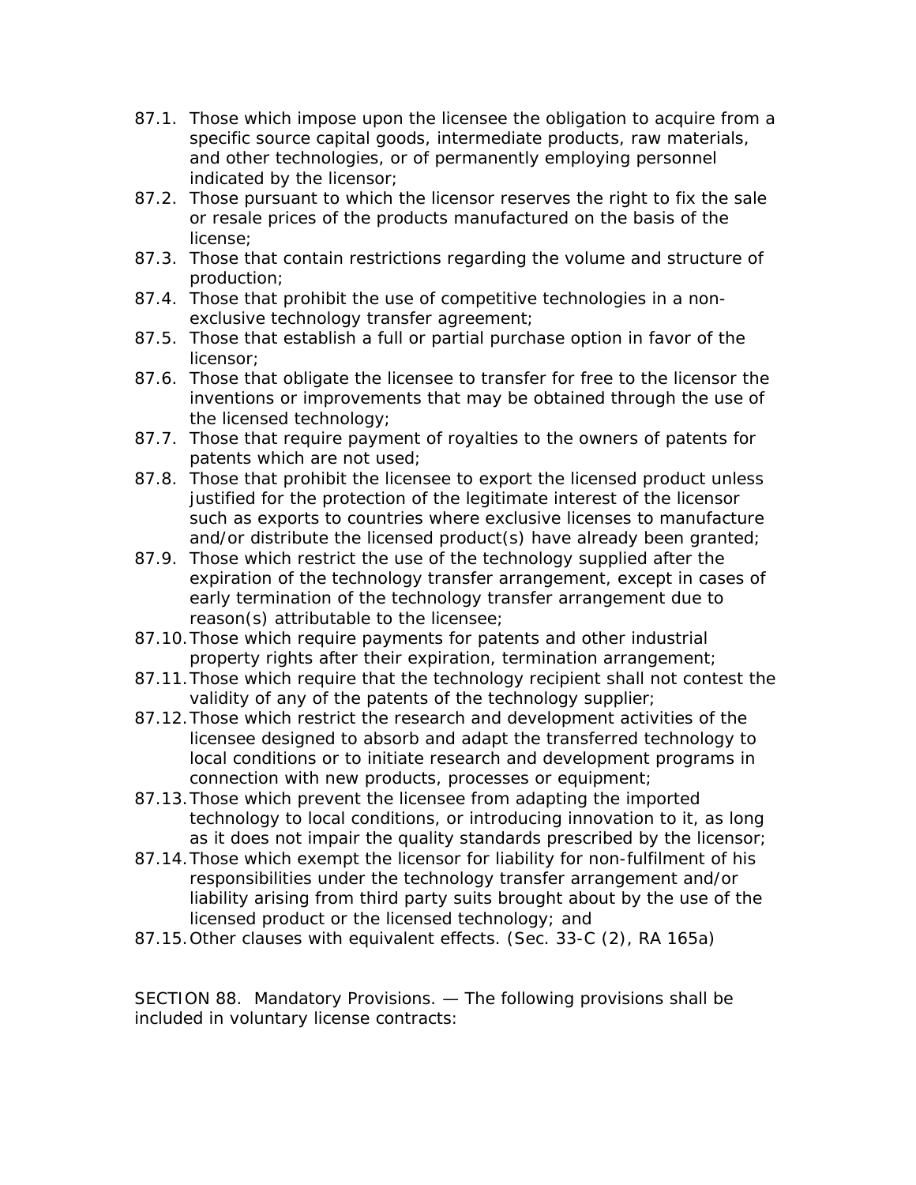87.1. Those which impose upon the licensee the obligation to acquire from a specific source capital goods, intermediate products, raw materials, and other technologies, or of permanently employing personnel indicated by the licensor;

87.2. Those pursuant to which the licensor reserves the right to fix the sale or resale prices of the products manufactured on the basis of the license;

87.3. Those that contain restrictions regarding the volume and structure of production;

87.4. Those that prohibit the use of competitive technologies in a non-exclusive technology transfer agreement;

87.5. Those that establish a full or partial purchase option in favor of the licensor;

87.6. Those that obligate the licensee to transfer for free to the licensor the inventions or improvements that may be obtained through the use of the licensed technology;

87.7. Those that require payment of royalties to the owners of patents for patents which are not used;

87.8. Those that prohibit the licensee to export the licensed product unless justified for the protection of the legitimate interest of the licensor such as exports to countries where exclusive licenses to manufacture and/or distribute the licensed product(s) have already been granted;

87.9. Those which restrict the use of the technology supplied after the expiration of the technology transfer arrangement, except in cases of early termination of the technology transfer arrangement due to reason(s) attributable to the licensee;

87.10. Those which require payments for patents and other industrial property rights after their expiration, termination arrangement;

87.11. Those which require that the technology recipient shall not contest the validity of any of the patents of the technology supplier;

87.12. Those which restrict the research and development activities of the licensee designed to absorb and adapt the transferred technology to local conditions or to initiate research and development programs in connection with new products, processes or equipment;

87.13. Those which prevent the licensee from adapting the imported technology to local conditions, or introducing innovation to it, as long as it does not impair the quality standards prescribed by the licensor;

87.14. Those which exempt the licensor for liability for non-fulfilment of his responsibilities under the technology transfer arrangement and/or liability arising from third party suits brought about by the use of the licensed product or the licensed technology; and

87.15. Other clauses with equivalent effects. (Sec. 33-C (2), RA 165a)

SECTION 88. Mandatory Provisions. — The following provisions shall be included in voluntary license contracts: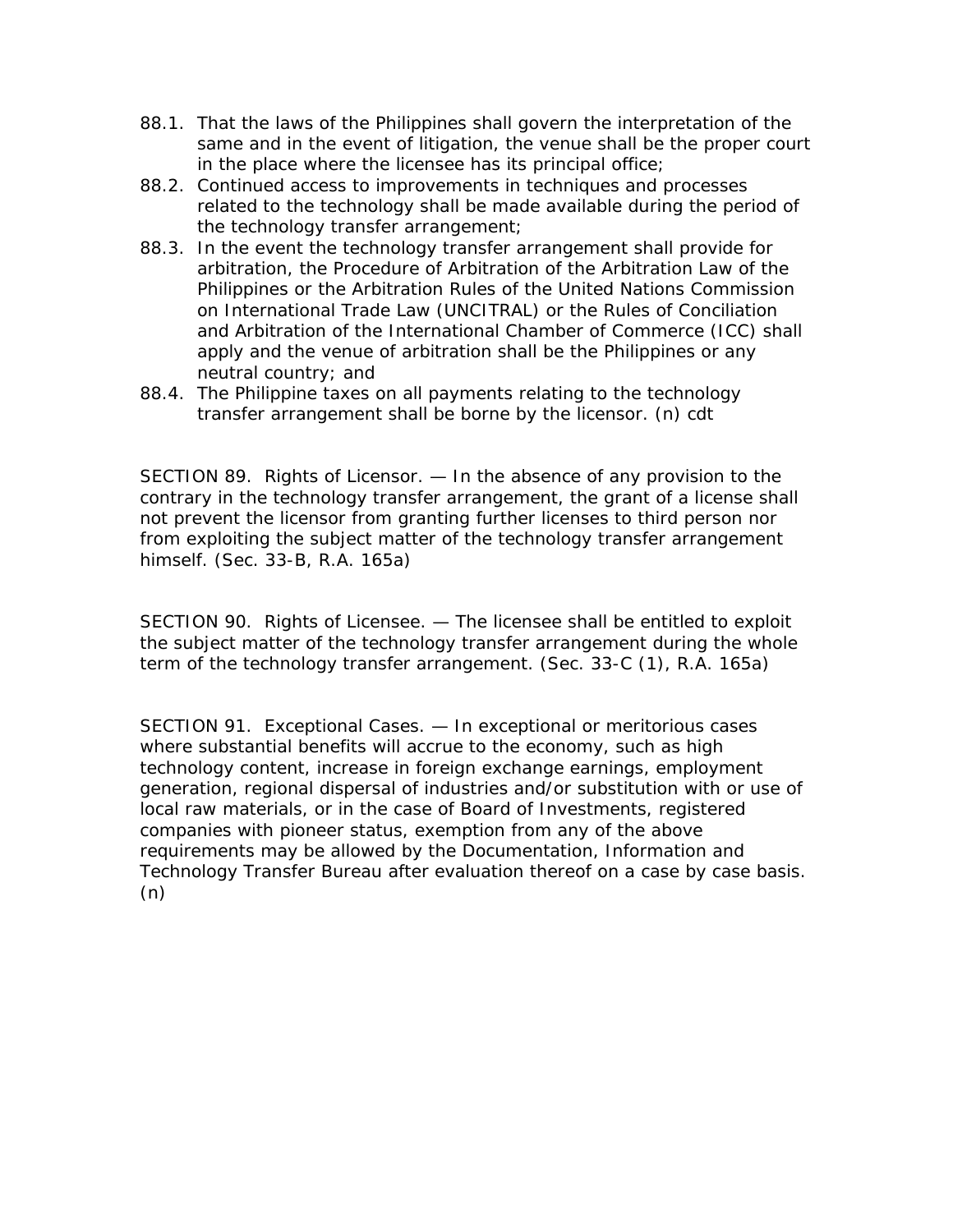88.1. That the laws of the Philippines shall govern the interpretation of the same and in the event of litigation, the venue shall be the proper court in the place where the licensee has its principal office;

88.2. Continued access to improvements in techniques and processes related to the technology shall be made available during the period of the technology transfer arrangement;

88.3. In the event the technology transfer arrangement shall provide for arbitration, the Procedure of Arbitration of the Arbitration Law of the Philippines or the Arbitration Rules of the United Nations Commission on International Trade Law (UNCITRAL) or the Rules of Conciliation and Arbitration of the International Chamber of Commerce (ICC) shall apply and the venue of arbitration shall be the Philippines or any neutral country; and

88.4. The Philippine taxes on all payments relating to the technology transfer arrangement shall be borne by the licensor. (n) cdt

SECTION 89. Rights of Licensor. — In the absence of any provision to the contrary in the technology transfer arrangement, the grant of a license shall not prevent the licensor from granting further licenses to third person nor from exploiting the subject matter of the technology transfer arrangement himself. (Sec. 33-B, R.A. 165a)

SECTION 90. Rights of Licensee. — The licensee shall be entitled to exploit the subject matter of the technology transfer arrangement during the whole term of the technology transfer arrangement. (Sec. 33-C (1), R.A. 165a)

SECTION 91. Exceptional Cases. — In exceptional or meritorious cases where substantial benefits will accrue to the economy, such as high technology content, increase in foreign exchange earnings, employment generation, regional dispersal of industries and/or substitution with or use of local raw materials, or in the case of Board of Investments, registered companies with pioneer status, exemption from any of the above requirements may be allowed by the Documentation, Information and Technology Transfer Bureau after evaluation thereof on a case by case basis. (n)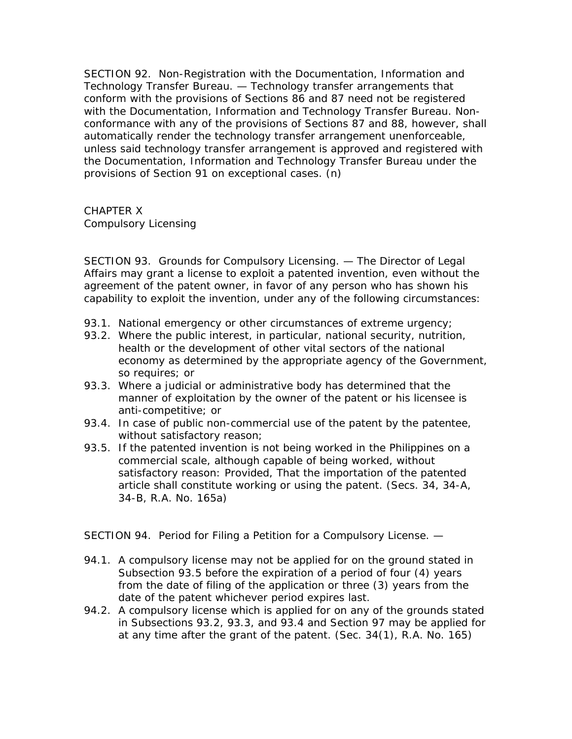SECTION 92. Non-Registration with the Documentation, Information and Technology Transfer Bureau. — Technology transfer arrangements that conform with the provisions of Sections 86 and 87 need not be registered with the Documentation, Information and Technology Transfer Bureau. Non-conformance with any of the provisions of Sections 87 and 88, however, shall automatically render the technology transfer arrangement unenforceable, unless said technology transfer arrangement is approved and registered with the Documentation, Information and Technology Transfer Bureau under the provisions of Section 91 on exceptional cases. (n)

CHAPTER X
Compulsory Licensing

SECTION 93. Grounds for Compulsory Licensing. — The Director of Legal Affairs may grant a license to exploit a patented invention, even without the agreement of the patent owner, in favor of any person who has shown his capability to exploit the invention, under any of the following circumstances:

93.1. National emergency or other circumstances of extreme urgency;

93.2. Where the public interest, in particular, national security, nutrition, health or the development of other vital sectors of the national economy as determined by the appropriate agency of the Government, so requires; or

93.3. Where a judicial or administrative body has determined that the manner of exploitation by the owner of the patent or his licensee is anti-competitive; or

93.4. In case of public non-commercial use of the patent by the patentee, without satisfactory reason;

93.5. If the patented invention is not being worked in the Philippines on a commercial scale, although capable of being worked, without satisfactory reason: Provided, That the importation of the patented article shall constitute working or using the patent. (Secs. 34, 34-A, 34-B, R.A. No. 165a)

SECTION 94. Period for Filing a Petition for a Compulsory License. —

94.1. A compulsory license may not be applied for on the ground stated in Subsection 93.5 before the expiration of a period of four (4) years from the date of filing of the application or three (3) years from the date of the patent whichever period expires last.

94.2. A compulsory license which is applied for on any of the grounds stated in Subsections 93.2, 93.3, and 93.4 and Section 97 may be applied for at any time after the grant of the patent. (Sec. 34(1), R.A. No. 165)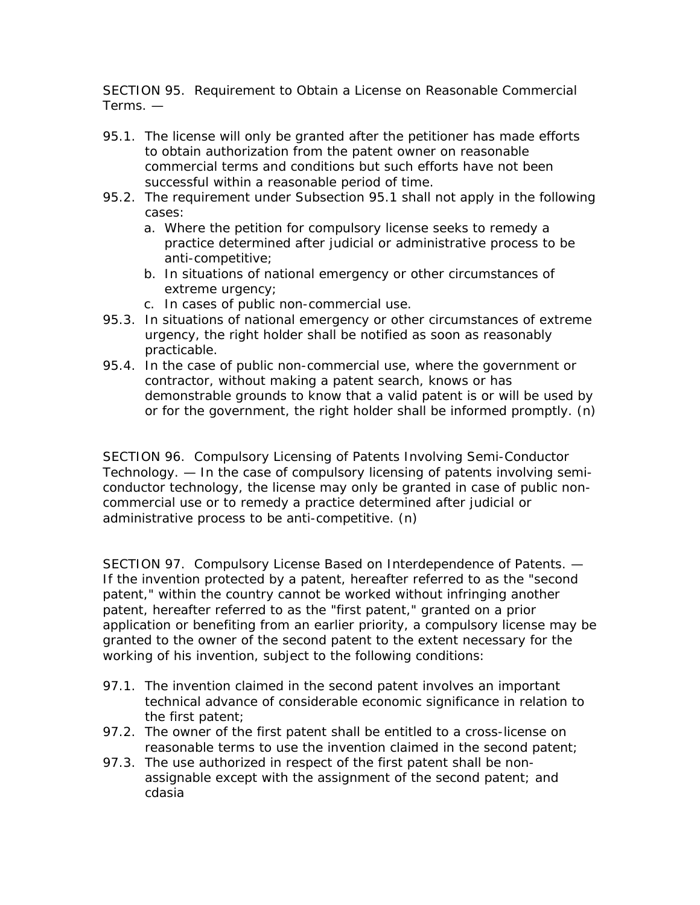SECTION 95. Requirement to Obtain a License on Reasonable Commercial Terms. —

95.1. The license will only be granted after the petitioner has made efforts to obtain authorization from the patent owner on reasonable commercial terms and conditions but such efforts have not been successful within a reasonable period of time.

95.2. The requirement under Subsection 95.1 shall not apply in the following cases:

   a. Where the petition for compulsory license seeks to remedy a practice determined after judicial or administrative process to be anti-competitive;
   b. In situations of national emergency or other circumstances of extreme urgency;
   c. In cases of public non-commercial use.

95.3. In situations of national emergency or other circumstances of extreme urgency, the right holder shall be notified as soon as reasonably practicable.

95.4. In the case of public non-commercial use, where the government or contractor, without making a patent search, knows or has demonstrable grounds to know that a valid patent is or will be used by or for the government, the right holder shall be informed promptly. (n)

SECTION 96. Compulsory Licensing of Patents Involving Semi-Conductor Technology. — In the case of compulsory licensing of patents involving semi-conductor technology, the license may only be granted in case of public non-commercial use or to remedy a practice determined after judicial or administrative process to be anti-competitive. (n)

SECTION 97. Compulsory License Based on Interdependence of Patents. — If the invention protected by a patent, hereafter referred to as the "second patent," within the country cannot be worked without infringing another patent, hereafter referred to as the "first patent," granted on a prior application or benefiting from an earlier priority, a compulsory license may be granted to the owner of the second patent to the extent necessary for the working of his invention, subject to the following conditions:

97.1. The invention claimed in the second patent involves an important technical advance of considerable economic significance in relation to the first patent;

97.2. The owner of the first patent shall be entitled to a cross-license on reasonable terms to use the invention claimed in the second patent;

97.3. The use authorized in respect of the first patent shall be non-assignable except with the assignment of the second patent; and cdasia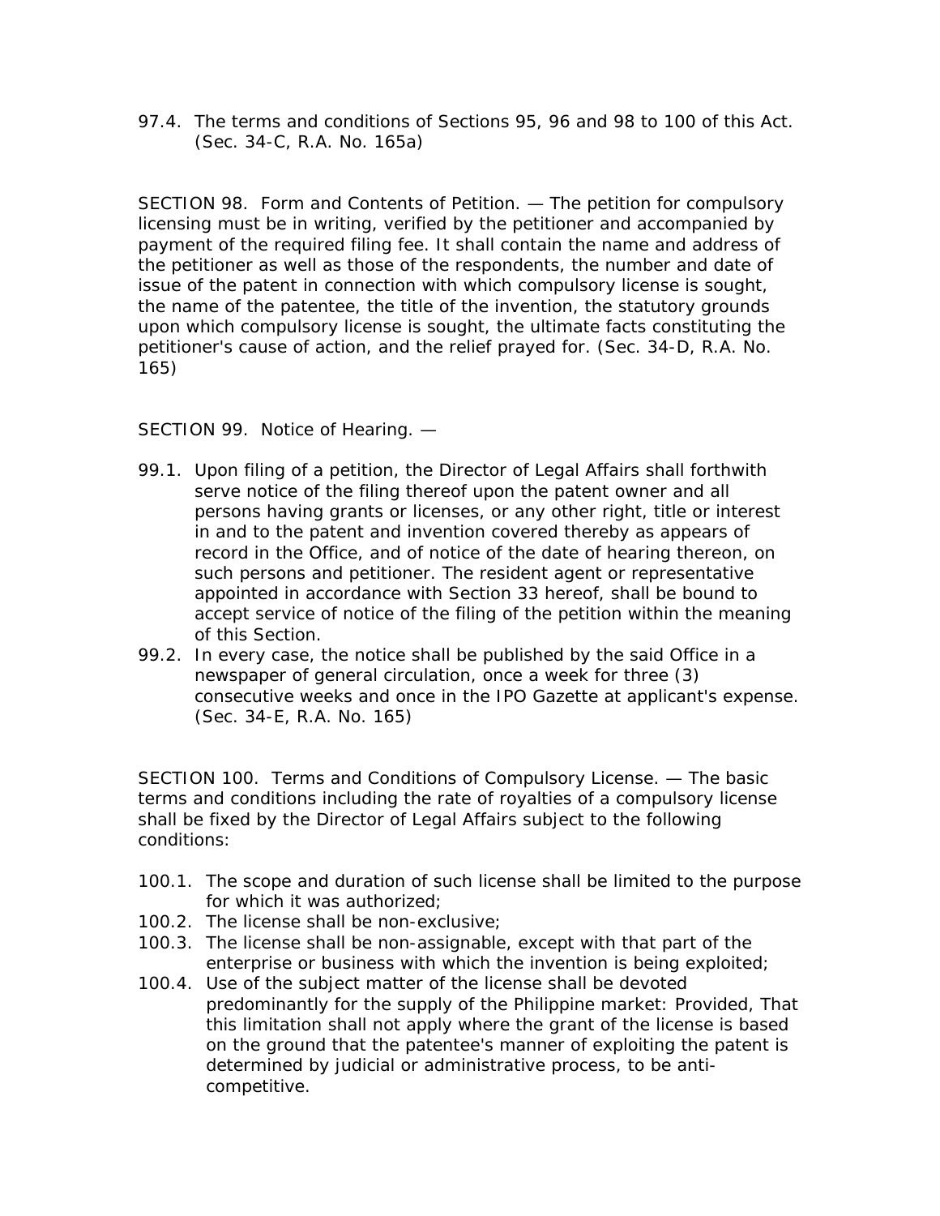97.4. The terms and conditions of Sections 95, 96 and 98 to 100 of this Act. (Sec. 34-C, R.A. No. 165a)

SECTION 98. Form and Contents of Petition. — The petition for compulsory licensing must be in writing, verified by the petitioner and accompanied by payment of the required filing fee. It shall contain the name and address of the petitioner as well as those of the respondents, the number and date of issue of the patent in connection with which compulsory license is sought, the name of the patentee, the title of the invention, the statutory grounds upon which compulsory license is sought, the ultimate facts constituting the petitioner's cause of action, and the relief prayed for. (Sec. 34-D, R.A. No. 165)

SECTION 99. Notice of Hearing. —

99.1. Upon filing of a petition, the Director of Legal Affairs shall forthwith serve notice of the filing thereof upon the patent owner and all persons having grants or licenses, or any other right, title or interest in and to the patent and invention covered thereby as appears of record in the Office, and of notice of the date of hearing thereon, on such persons and petitioner. The resident agent or representative appointed in accordance with Section 33 hereof, shall be bound to accept service of notice of the filing of the petition within the meaning of this Section.

99.2. In every case, the notice shall be published by the said Office in a newspaper of general circulation, once a week for three (3) consecutive weeks and once in the IPO Gazette at applicant's expense. (Sec. 34-E, R.A. No. 165)

SECTION 100. Terms and Conditions of Compulsory License. — The basic terms and conditions including the rate of royalties of a compulsory license shall be fixed by the Director of Legal Affairs subject to the following conditions:

100.1. The scope and duration of such license shall be limited to the purpose for which it was authorized;

100.2. The license shall be non-exclusive;

100.3. The license shall be non-assignable, except with that part of the enterprise or business with which the invention is being exploited;

100.4. Use of the subject matter of the license shall be devoted predominantly for the supply of the Philippine market: Provided, That this limitation shall not apply where the grant of the license is based on the ground that the patentee's manner of exploiting the patent is determined by judicial or administrative process, to be anti-competitive.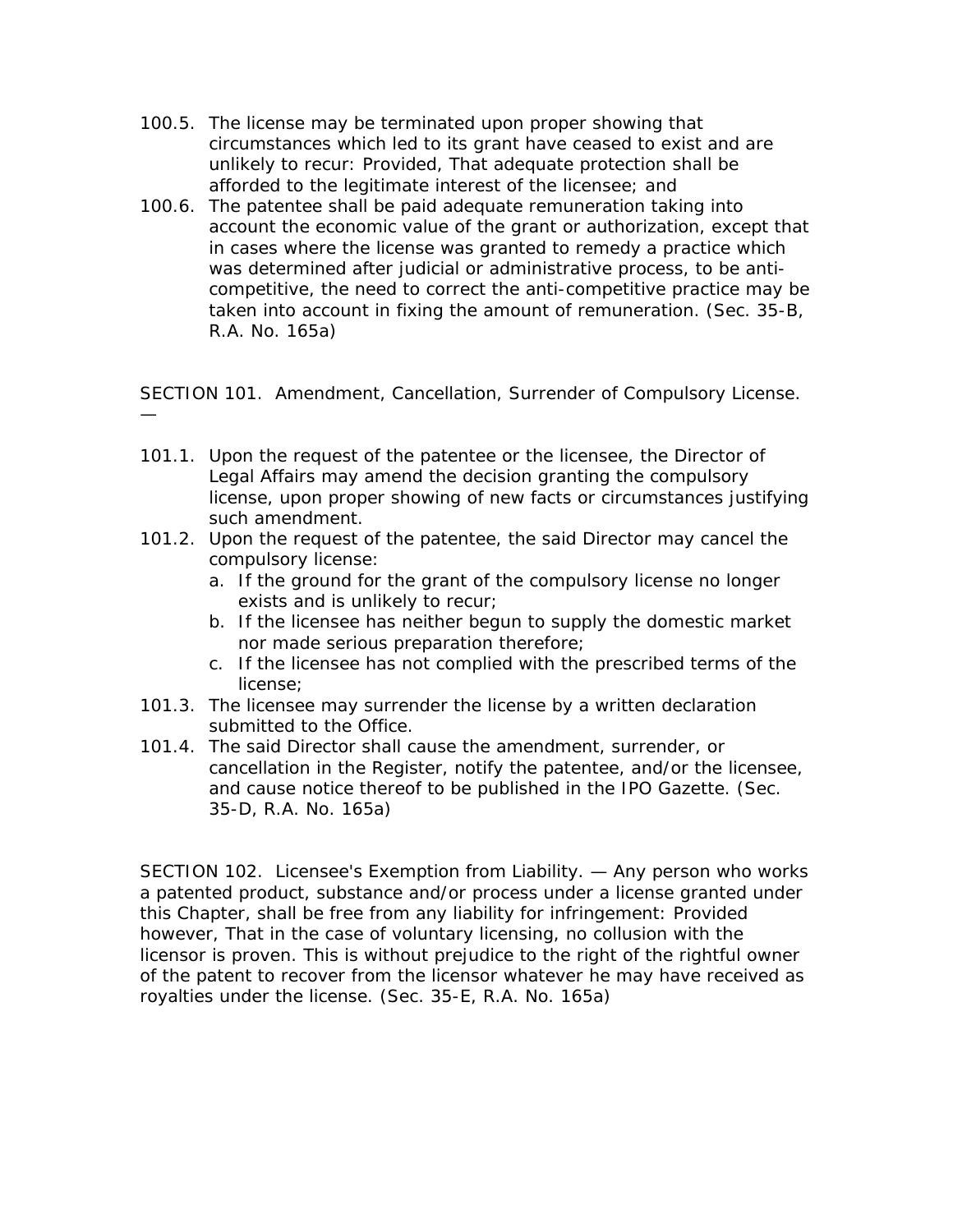100.5. The license may be terminated upon proper showing that circumstances which led to its grant have ceased to exist and are unlikely to recur: Provided, That adequate protection shall be afforded to the legitimate interest of the licensee; and

100.6. The patentee shall be paid adequate remuneration taking into account the economic value of the grant or authorization, except that in cases where the license was granted to remedy a practice which was determined after judicial or administrative process, to be anti-competitive, the need to correct the anti-competitive practice may be taken into account in fixing the amount of remuneration. (Sec. 35-B, R.A. No. 165a)

SECTION 101. Amendment, Cancellation, Surrender of Compulsory License. —

101.1. Upon the request of the patentee or the licensee, the Director of Legal Affairs may amend the decision granting the compulsory license, upon proper showing of new facts or circumstances justifying such amendment.

101.2. Upon the request of the patentee, the said Director may cancel the compulsory license:

a. If the ground for the grant of the compulsory license no longer exists and is unlikely to recur;
b. If the licensee has neither begun to supply the domestic market nor made serious preparation therefore;
c. If the licensee has not complied with the prescribed terms of the license;

101.3. The licensee may surrender the license by a written declaration submitted to the Office.

101.4. The said Director shall cause the amendment, surrender, or cancellation in the Register, notify the patentee, and/or the licensee, and cause notice thereof to be published in the IPO Gazette. (Sec. 35-D, R.A. No. 165a)

SECTION 102. Licensee's Exemption from Liability. — Any person who works a patented product, substance and/or process under a license granted under this Chapter, shall be free from any liability for infringement: Provided however, That in the case of voluntary licensing, no collusion with the licensor is proven. This is without prejudice to the right of the rightful owner of the patent to recover from the licensor whatever he may have received as royalties under the license. (Sec. 35-E, R.A. No. 165a)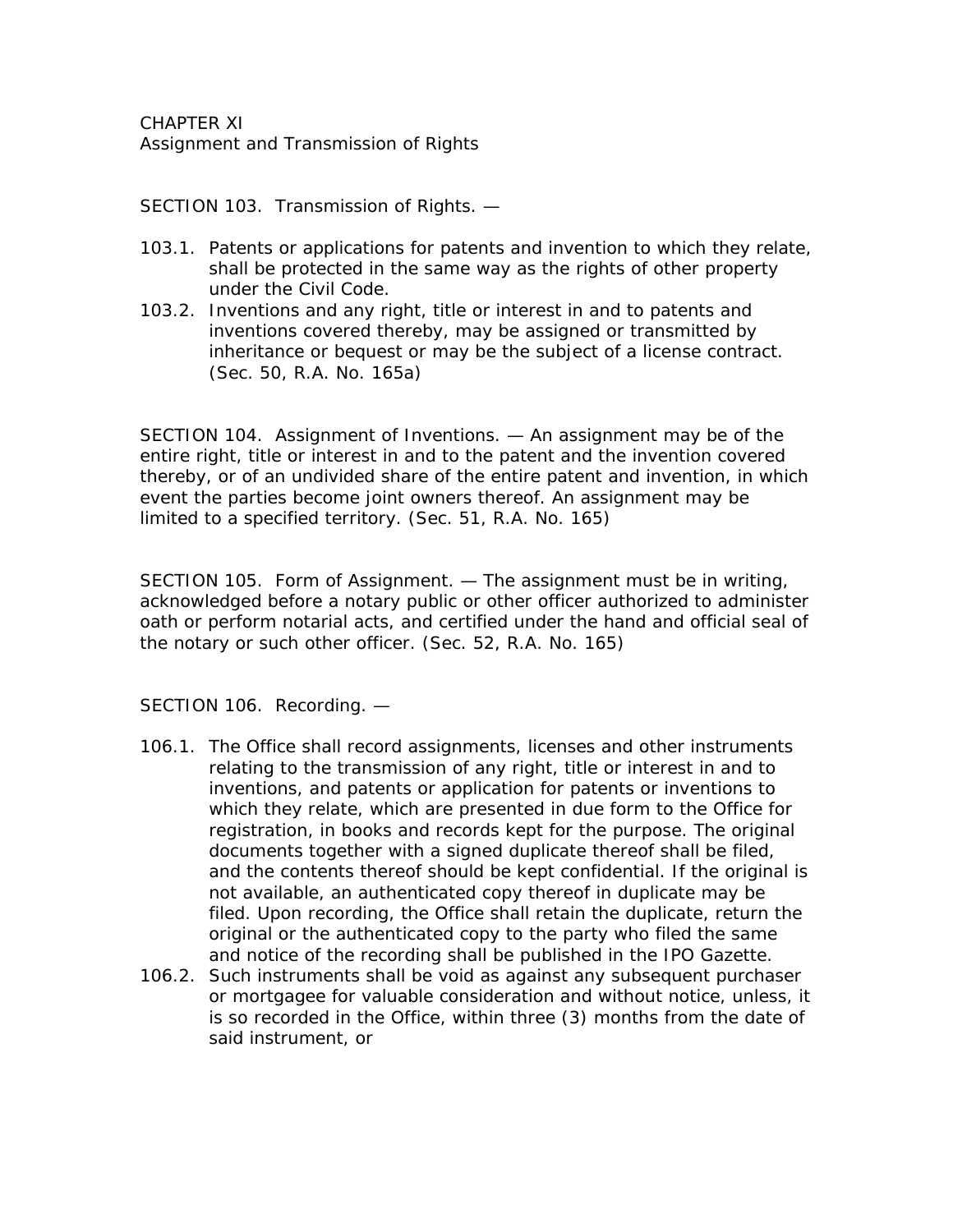## CHAPTER XI
## Assignment and Transmission of Rights

### SECTION 103. Transmission of Rights. —

103.1. Patents or applications for patents and invention to which they relate, shall be protected in the same way as the rights of other property under the Civil Code.

103.2. Inventions and any right, title or interest in and to patents and inventions covered thereby, may be assigned or transmitted by inheritance or bequest or may be the subject of a license contract. (Sec. 50, R.A. No. 165a)

### SECTION 104. Assignment of Inventions.

— An assignment may be of the entire right, title or interest in and to the patent and the invention covered thereby, or of an undivided share of the entire patent and invention, in which event the parties become joint owners thereof. An assignment may be limited to a specified territory. (Sec. 51, R.A. No. 165)

### SECTION 105. Form of Assignment.

— The assignment must be in writing, acknowledged before a notary public or other officer authorized to administer oath or perform notarial acts, and certified under the hand and official seal of the notary or such other officer. (Sec. 52, R.A. No. 165)

### SECTION 106. Recording. —

106.1. The Office shall record assignments, licenses and other instruments relating to the transmission of any right, title or interest in and to inventions, and patents or application for patents or inventions to which they relate, which are presented in due form to the Office for registration, in books and records kept for the purpose. The original documents together with a signed duplicate thereof shall be filed, and the contents thereof should be kept confidential. If the original is not available, an authenticated copy thereof in duplicate may be filed. Upon recording, the Office shall retain the duplicate, return the original or the authenticated copy to the party who filed the same and notice of the recording shall be published in the IPO Gazette.

106.2. Such instruments shall be void as against any subsequent purchaser or mortgagee for valuable consideration and without notice, unless, it is so recorded in the Office, within three (3) months from the date of said instrument, or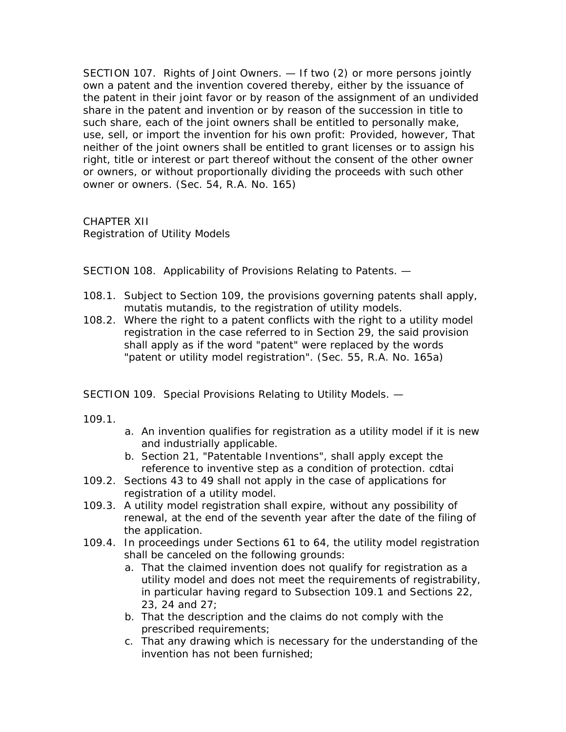SECTION 107. Rights of Joint Owners. — If two (2) or more persons jointly own a patent and the invention covered thereby, either by the issuance of the patent in their joint favor or by reason of the assignment of an undivided share in the patent and invention or by reason of the succession in title to such share, each of the joint owners shall be entitled to personally make, use, sell, or import the invention for his own profit: Provided, however, That neither of the joint owners shall be entitled to grant licenses or to assign his right, title or interest or part thereof without the consent of the other owner or owners, or without proportionally dividing the proceeds with such other owner or owners. (Sec. 54, R.A. No. 165)

CHAPTER XII
Registration of Utility Models

SECTION 108. Applicability of Provisions Relating to Patents. —

108.1. Subject to Section 109, the provisions governing patents shall apply, mutatis mutandis, to the registration of utility models.

108.2. Where the right to a patent conflicts with the right to a utility model registration in the case referred to in Section 29, the said provision shall apply as if the word "patent" were replaced by the words "patent or utility model registration". (Sec. 55, R.A. No. 165a)

SECTION 109. Special Provisions Relating to Utility Models. —

109.1.

a. An invention qualifies for registration as a utility model if it is new and industrially applicable.
b. Section 21, "Patentable Inventions", shall apply except the reference to inventive step as a condition of protection. cdtai

109.2. Sections 43 to 49 shall not apply in the case of applications for registration of a utility model.

109.3. A utility model registration shall expire, without any possibility of renewal, at the end of the seventh year after the date of the filing of the application.

109.4. In proceedings under Sections 61 to 64, the utility model registration shall be canceled on the following grounds:

a. That the claimed invention does not qualify for registration as a utility model and does not meet the requirements of registrability, in particular having regard to Subsection 109.1 and Sections 22, 23, 24 and 27;
b. That the description and the claims do not comply with the prescribed requirements;
c. That any drawing which is necessary for the understanding of the invention has not been furnished;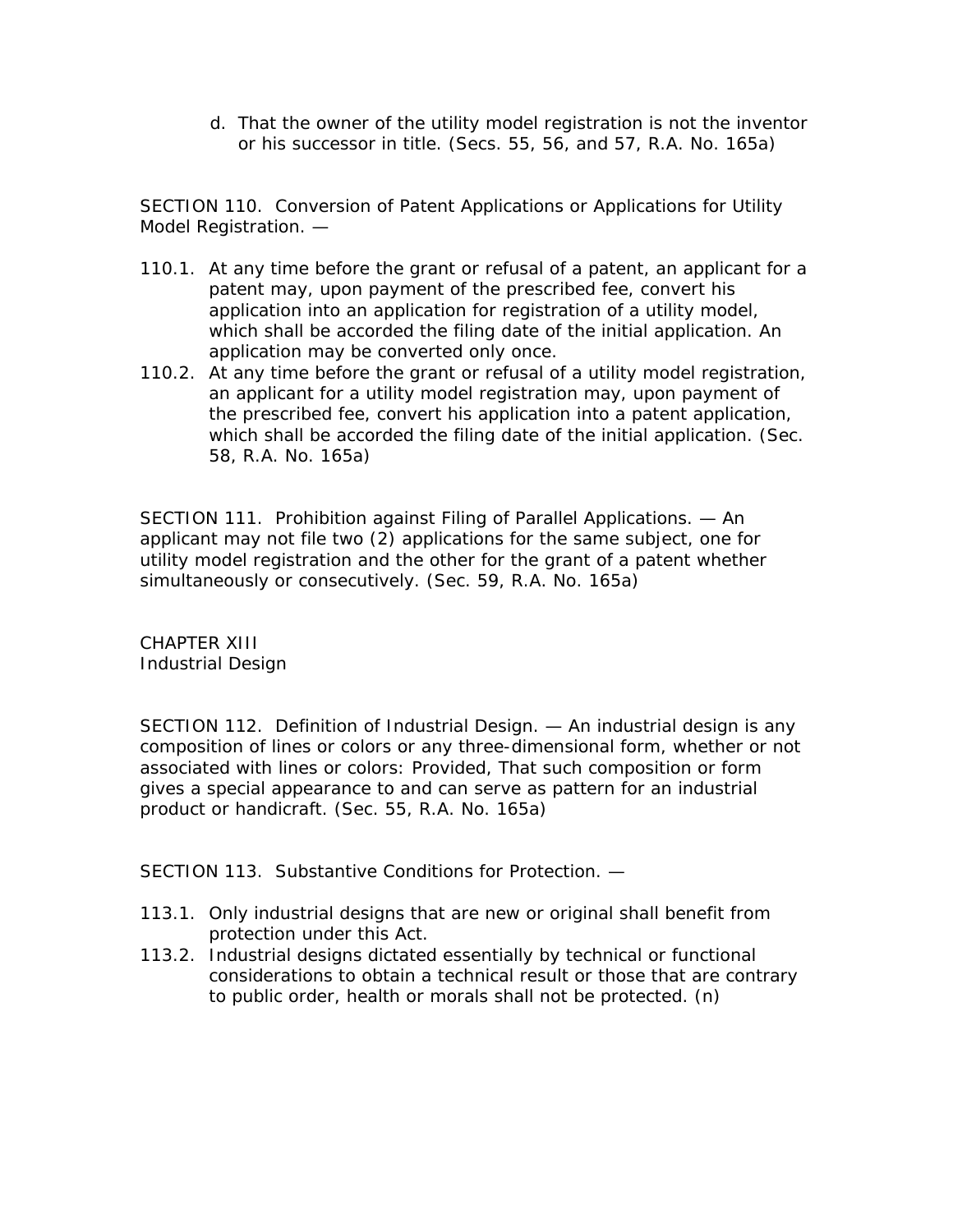d. That the owner of the utility model registration is not the inventor or his successor in title. (Secs. 55, 56, and 57, R.A. No. 165a)

SECTION 110. Conversion of Patent Applications or Applications for Utility Model Registration. —

110.1. At any time before the grant or refusal of a patent, an applicant for a patent may, upon payment of the prescribed fee, convert his application into an application for registration of a utility model, which shall be accorded the filing date of the initial application. An application may be converted only once.

110.2. At any time before the grant or refusal of a utility model registration, an applicant for a utility model registration may, upon payment of the prescribed fee, convert his application into a patent application, which shall be accorded the filing date of the initial application. (Sec. 58, R.A. No. 165a)

SECTION 111. Prohibition against Filing of Parallel Applications. — An applicant may not file two (2) applications for the same subject, one for utility model registration and the other for the grant of a patent whether simultaneously or consecutively. (Sec. 59, R.A. No. 165a)

CHAPTER XIII
Industrial Design

SECTION 112. Definition of Industrial Design. — An industrial design is any composition of lines or colors or any three-dimensional form, whether or not associated with lines or colors: Provided, That such composition or form gives a special appearance to and can serve as pattern for an industrial product or handicraft. (Sec. 55, R.A. No. 165a)

SECTION 113. Substantive Conditions for Protection. —

113.1. Only industrial designs that are new or original shall benefit from protection under this Act.

113.2. Industrial designs dictated essentially by technical or functional considerations to obtain a technical result or those that are contrary to public order, health or morals shall not be protected. (n)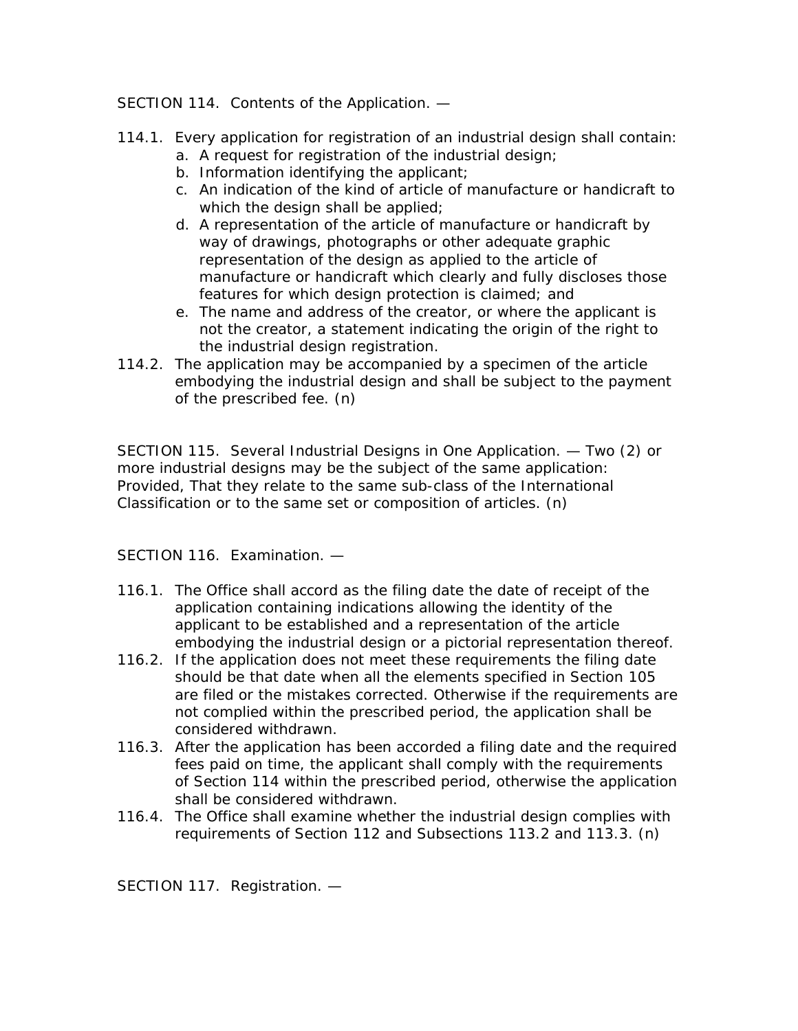SECTION 114. Contents of the Application. —

114.1. Every application for registration of an industrial design shall contain:

a. A request for registration of the industrial design;
b. Information identifying the applicant;
c. An indication of the kind of article of manufacture or handicraft to which the design shall be applied;
d. A representation of the article of manufacture or handicraft by way of drawings, photographs or other adequate graphic representation of the design as applied to the article of manufacture or handicraft which clearly and fully discloses those features for which design protection is claimed; and
e. The name and address of the creator, or where the applicant is not the creator, a statement indicating the origin of the right to the industrial design registration.

114.2. The application may be accompanied by a specimen of the article embodying the industrial design and shall be subject to the payment of the prescribed fee. (n)

SECTION 115. Several Industrial Designs in One Application. — Two (2) or more industrial designs may be the subject of the same application: Provided, That they relate to the same sub-class of the International Classification or to the same set or composition of articles. (n)

SECTION 116. Examination. —

116.1. The Office shall accord as the filing date the date of receipt of the application containing indications allowing the identity of the applicant to be established and a representation of the article embodying the industrial design or a pictorial representation thereof.

116.2. If the application does not meet these requirements the filing date should be that date when all the elements specified in Section 105 are filed or the mistakes corrected. Otherwise if the requirements are not complied within the prescribed period, the application shall be considered withdrawn.

116.3. After the application has been accorded a filing date and the required fees paid on time, the applicant shall comply with the requirements of Section 114 within the prescribed period, otherwise the application shall be considered withdrawn.

116.4. The Office shall examine whether the industrial design complies with requirements of Section 112 and Subsections 113.2 and 113.3. (n)

SECTION 117. Registration. —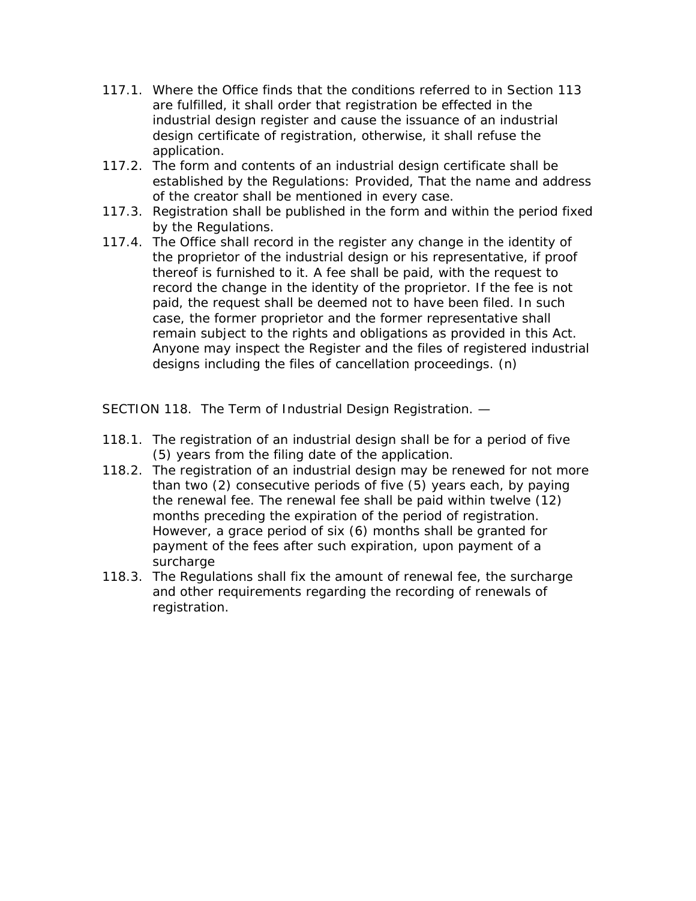117.1. Where the Office finds that the conditions referred to in Section 113 are fulfilled, it shall order that registration be effected in the industrial design register and cause the issuance of an industrial design certificate of registration, otherwise, it shall refuse the application.

117.2. The form and contents of an industrial design certificate shall be established by the Regulations: Provided, That the name and address of the creator shall be mentioned in every case.

117.3. Registration shall be published in the form and within the period fixed by the Regulations.

117.4. The Office shall record in the register any change in the identity of the proprietor of the industrial design or his representative, if proof thereof is furnished to it. A fee shall be paid, with the request to record the change in the identity of the proprietor. If the fee is not paid, the request shall be deemed not to have been filed. In such case, the former proprietor and the former representative shall remain subject to the rights and obligations as provided in this Act. Anyone may inspect the Register and the files of registered industrial designs including the files of cancellation proceedings. (n)

SECTION 118. The Term of Industrial Design Registration. —

118.1. The registration of an industrial design shall be for a period of five (5) years from the filing date of the application.

118.2. The registration of an industrial design may be renewed for not more than two (2) consecutive periods of five (5) years each, by paying the renewal fee. The renewal fee shall be paid within twelve (12) months preceding the expiration of the period of registration. However, a grace period of six (6) months shall be granted for payment of the fees after such expiration, upon payment of a surcharge

118.3. The Regulations shall fix the amount of renewal fee, the surcharge and other requirements regarding the recording of renewals of registration.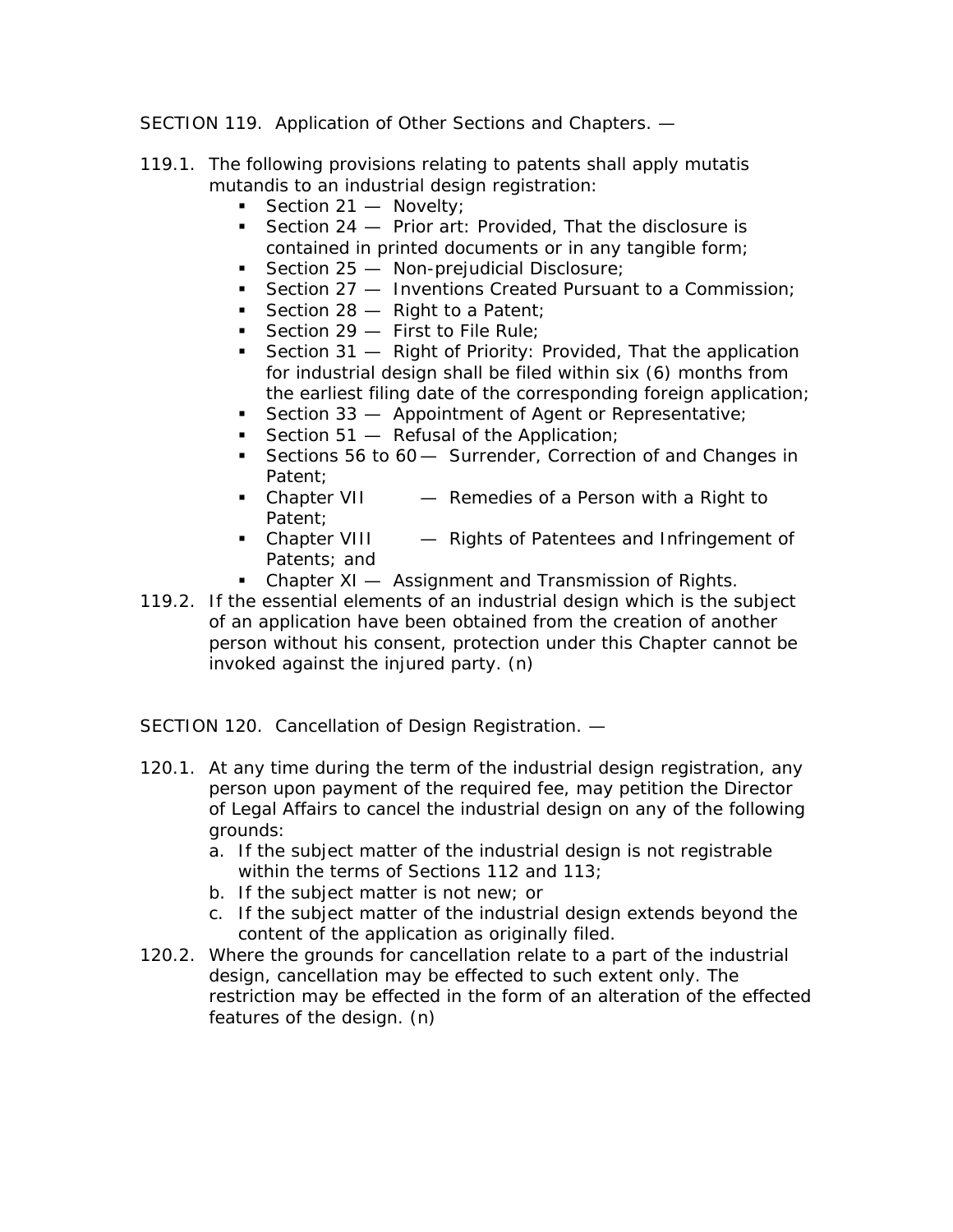SECTION 119. Application of Other Sections and Chapters. —

119.1. The following provisions relating to patents shall apply mutatis mutandis to an industrial design registration:

- Section 21 — Novelty;
- Section 24 — Prior art: Provided, That the disclosure is contained in printed documents or in any tangible form;
- Section 25 — Non-prejudicial Disclosure;
- Section 27 — Inventions Created Pursuant to a Commission;
- Section 28 — Right to a Patent;
- Section 29 — First to File Rule;
- Section 31 — Right of Priority: Provided, That the application for industrial design shall be filed within six (6) months from the earliest filing date of the corresponding foreign application;
- Section 33 — Appointment of Agent or Representative;
- Section 51 — Refusal of the Application;
- Sections 56 to 60 — Surrender, Correction of and Changes in Patent;
- Chapter VII — Remedies of a Person with a Right to Patent;
- Chapter VIII — Rights of Patentees and Infringement of Patents; and
- Chapter XI — Assignment and Transmission of Rights.

119.2. If the essential elements of an industrial design which is the subject of an application have been obtained from the creation of another person without his consent, protection under this Chapter cannot be invoked against the injured party. (n)

SECTION 120. Cancellation of Design Registration. —

120.1. At any time during the term of the industrial design registration, any person upon payment of the required fee, may petition the Director of Legal Affairs to cancel the industrial design on any of the following grounds:

a. If the subject matter of the industrial design is not registrable within the terms of Sections 112 and 113;
b. If the subject matter is not new; or
c. If the subject matter of the industrial design extends beyond the content of the application as originally filed.

120.2. Where the grounds for cancellation relate to a part of the industrial design, cancellation may be effected to such extent only. The restriction may be effected in the form of an alteration of the effected features of the design. (n)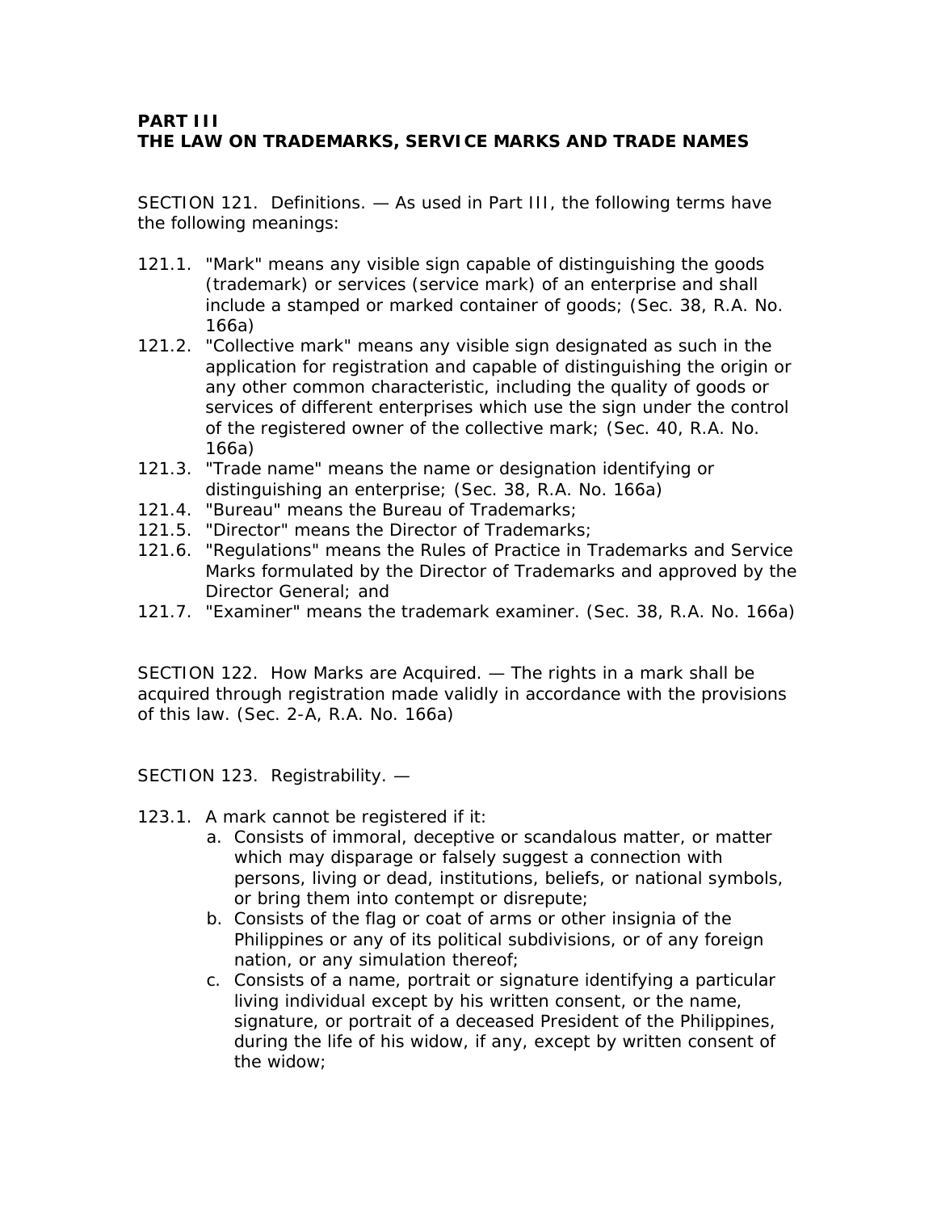**PART III**
**THE LAW ON TRADEMARKS, SERVICE MARKS AND TRADE NAMES**

SECTION 121. Definitions. — As used in Part III, the following terms have the following meanings:

121.1. "Mark" means any visible sign capable of distinguishing the goods (trademark) or services (service mark) of an enterprise and shall include a stamped or marked container of goods; (Sec. 38, R.A. No. 166a)

121.2. "Collective mark" means any visible sign designated as such in the application for registration and capable of distinguishing the origin or any other common characteristic, including the quality of goods or services of different enterprises which use the sign under the control of the registered owner of the collective mark; (Sec. 40, R.A. No. 166a)

121.3. "Trade name" means the name or designation identifying or distinguishing an enterprise; (Sec. 38, R.A. No. 166a)

121.4. "Bureau" means the Bureau of Trademarks;

121.5. "Director" means the Director of Trademarks;

121.6. "Regulations" means the Rules of Practice in Trademarks and Service Marks formulated by the Director of Trademarks and approved by the Director General; and

121.7. "Examiner" means the trademark examiner. (Sec. 38, R.A. No. 166a)

SECTION 122. How Marks are Acquired. — The rights in a mark shall be acquired through registration made validly in accordance with the provisions of this law. (Sec. 2-A, R.A. No. 166a)

SECTION 123. Registrability. —

123.1. A mark cannot be registered if it:

a. Consists of immoral, deceptive or scandalous matter, or matter which may disparage or falsely suggest a connection with persons, living or dead, institutions, beliefs, or national symbols, or bring them into contempt or disrepute;
b. Consists of the flag or coat of arms or other insignia of the Philippines or any of its political subdivisions, or of any foreign nation, or any simulation thereof;
c. Consists of a name, portrait or signature identifying a particular living individual except by his written consent, or the name, signature, or portrait of a deceased President of the Philippines, during the life of his widow, if any, except by written consent of the widow;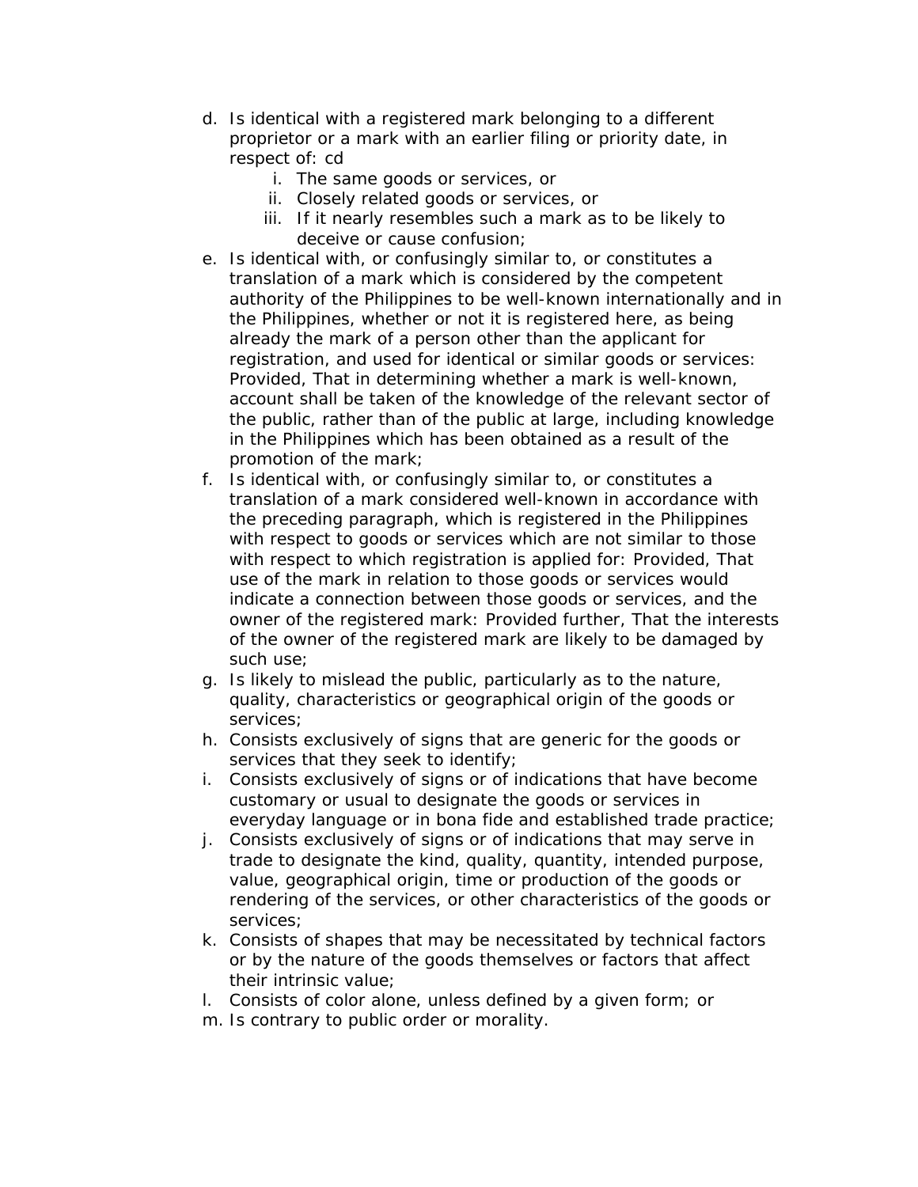d. Is identical with a registered mark belonging to a different proprietor or a mark with an earlier filing or priority date, in respect of: cd
    i. The same goods or services, or
    ii. Closely related goods or services, or
    iii. If it nearly resembles such a mark as to be likely to deceive or cause confusion;
e. Is identical with, or confusingly similar to, or constitutes a translation of a mark which is considered by the competent authority of the Philippines to be well-known internationally and in the Philippines, whether or not it is registered here, as being already the mark of a person other than the applicant for registration, and used for identical or similar goods or services: Provided, That in determining whether a mark is well-known, account shall be taken of the knowledge of the relevant sector of the public, rather than of the public at large, including knowledge in the Philippines which has been obtained as a result of the promotion of the mark;
f. Is identical with, or confusingly similar to, or constitutes a translation of a mark considered well-known in accordance with the preceding paragraph, which is registered in the Philippines with respect to goods or services which are not similar to those with respect to which registration is applied for: Provided, That use of the mark in relation to those goods or services would indicate a connection between those goods or services, and the owner of the registered mark: Provided further, That the interests of the owner of the registered mark are likely to be damaged by such use;
g. Is likely to mislead the public, particularly as to the nature, quality, characteristics or geographical origin of the goods or services;
h. Consists exclusively of signs that are generic for the goods or services that they seek to identify;
i. Consists exclusively of signs or of indications that have become customary or usual to designate the goods or services in everyday language or in bona fide and established trade practice;
j. Consists exclusively of signs or of indications that may serve in trade to designate the kind, quality, quantity, intended purpose, value, geographical origin, time or production of the goods or rendering of the services, or other characteristics of the goods or services;
k. Consists of shapes that may be necessitated by technical factors or by the nature of the goods themselves or factors that affect their intrinsic value;
l. Consists of color alone, unless defined by a given form; or
m. Is contrary to public order or morality.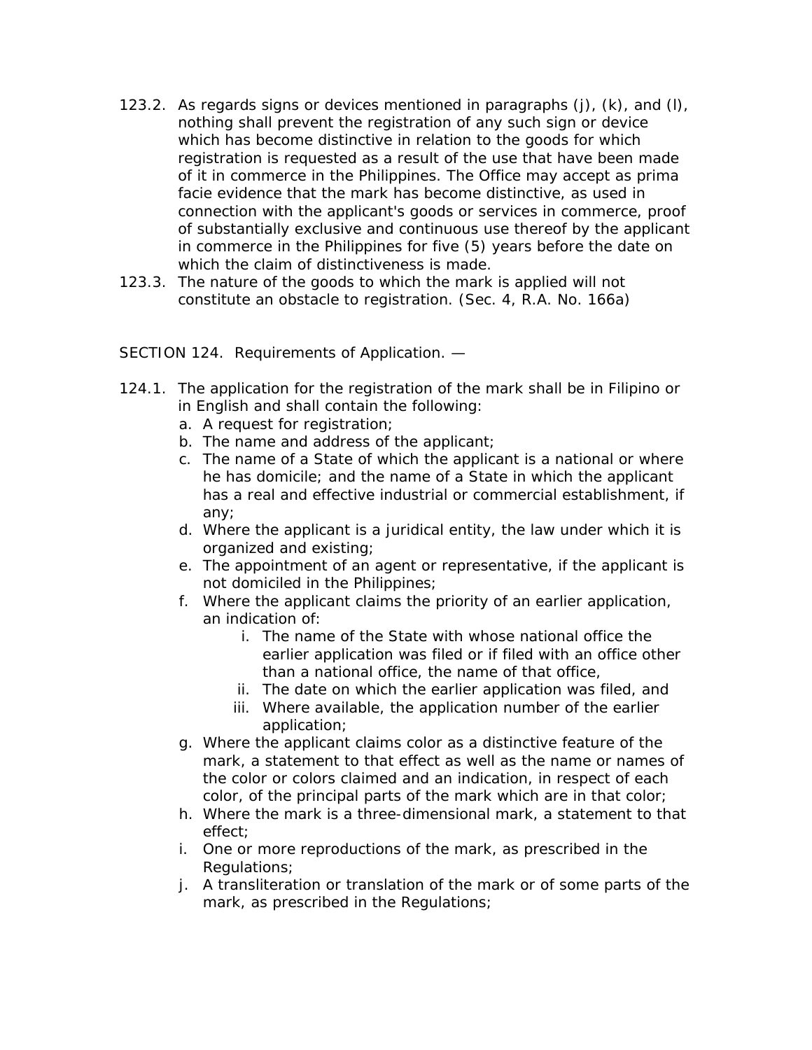123.2. As regards signs or devices mentioned in paragraphs (j), (k), and (l), nothing shall prevent the registration of any such sign or device which has become distinctive in relation to the goods for which registration is requested as a result of the use that have been made of it in commerce in the Philippines. The Office may accept as prima facie evidence that the mark has become distinctive, as used in connection with the applicant's goods or services in commerce, proof of substantially exclusive and continuous use thereof by the applicant in commerce in the Philippines for five (5) years before the date on which the claim of distinctiveness is made.

123.3. The nature of the goods to which the mark is applied will not constitute an obstacle to registration. (Sec. 4, R.A. No. 166a)

SECTION 124. Requirements of Application. —

124.1. The application for the registration of the mark shall be in Filipino or in English and shall contain the following:

a. A request for registration;
b. The name and address of the applicant;
c. The name of a State of which the applicant is a national or where he has domicile; and the name of a State in which the applicant has a real and effective industrial or commercial establishment, if any;
d. Where the applicant is a juridical entity, the law under which it is organized and existing;
e. The appointment of an agent or representative, if the applicant is not domiciled in the Philippines;
f. Where the applicant claims the priority of an earlier application, an indication of:
    i. The name of the State with whose national office the earlier application was filed or if filed with an office other than a national office, the name of that office,
    ii. The date on which the earlier application was filed, and
    iii. Where available, the application number of the earlier application;
g. Where the applicant claims color as a distinctive feature of the mark, a statement to that effect as well as the name or names of the color or colors claimed and an indication, in respect of each color, of the principal parts of the mark which are in that color;
h. Where the mark is a three-dimensional mark, a statement to that effect;
i. One or more reproductions of the mark, as prescribed in the Regulations;
j. A transliteration or translation of the mark or of some parts of the mark, as prescribed in the Regulations;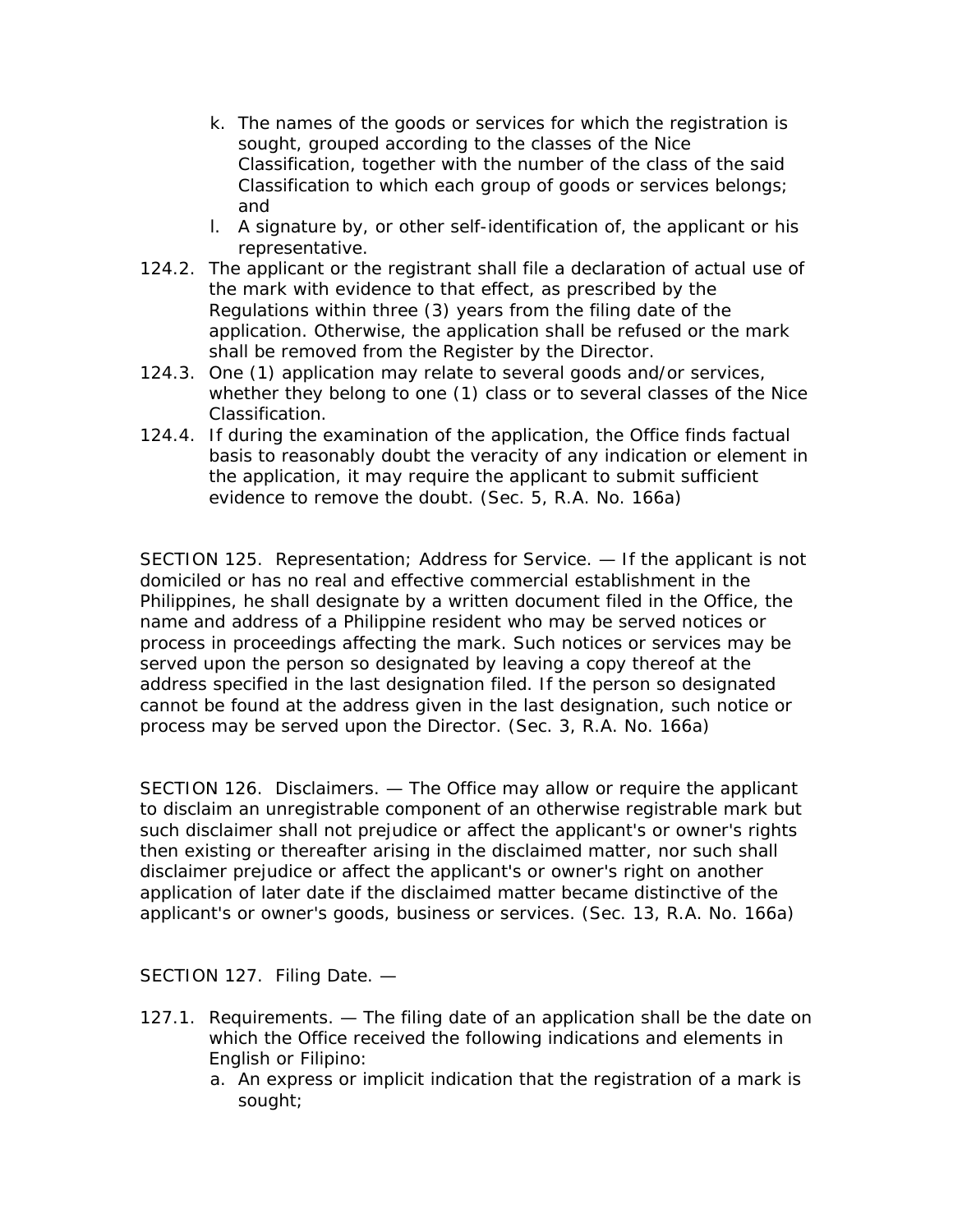k. The names of the goods or services for which the registration is sought, grouped according to the classes of the Nice Classification, together with the number of the class of the said Classification to which each group of goods or services belongs; and
l. A signature by, or other self-identification of, the applicant or his representative.

124.2. The applicant or the registrant shall file a declaration of actual use of the mark with evidence to that effect, as prescribed by the Regulations within three (3) years from the filing date of the application. Otherwise, the application shall be refused or the mark shall be removed from the Register by the Director.

124.3. One (1) application may relate to several goods and/or services, whether they belong to one (1) class or to several classes of the Nice Classification.

124.4. If during the examination of the application, the Office finds factual basis to reasonably doubt the veracity of any indication or element in the application, it may require the applicant to submit sufficient evidence to remove the doubt. (Sec. 5, R.A. No. 166a)

SECTION 125. Representation; Address for Service. — If the applicant is not domiciled or has no real and effective commercial establishment in the Philippines, he shall designate by a written document filed in the Office, the name and address of a Philippine resident who may be served notices or process in proceedings affecting the mark. Such notices or services may be served upon the person so designated by leaving a copy thereof at the address specified in the last designation filed. If the person so designated cannot be found at the address given in the last designation, such notice or process may be served upon the Director. (Sec. 3, R.A. No. 166a)

SECTION 126. Disclaimers. — The Office may allow or require the applicant to disclaim an unregistrable component of an otherwise registrable mark but such disclaimer shall not prejudice or affect the applicant's or owner's rights then existing or thereafter arising in the disclaimed matter, nor such shall disclaimer prejudice or affect the applicant's or owner's right on another application of later date if the disclaimed matter became distinctive of the applicant's or owner's goods, business or services. (Sec. 13, R.A. No. 166a)

SECTION 127. Filing Date. —

127.1. Requirements. — The filing date of an application shall be the date on which the Office received the following indications and elements in English or Filipino:

a. An express or implicit indication that the registration of a mark is sought;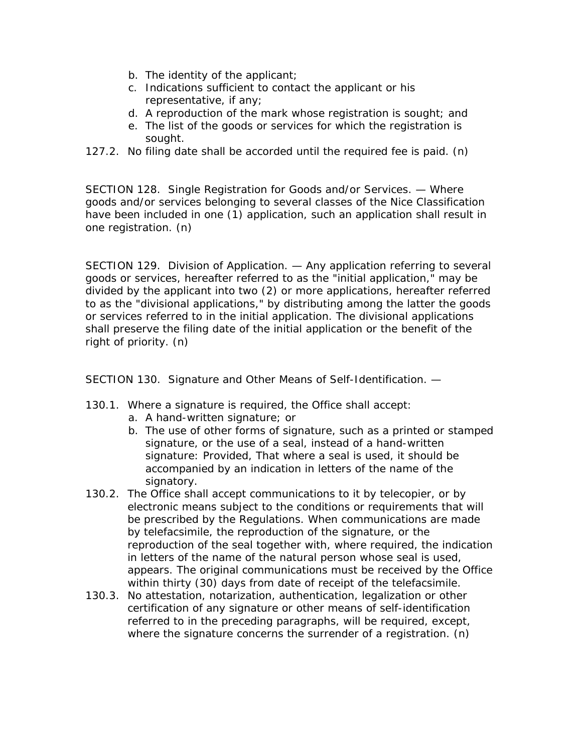b. The identity of the applicant;
c. Indications sufficient to contact the applicant or his representative, if any;
d. A reproduction of the mark whose registration is sought; and
e. The list of the goods or services for which the registration is sought.

127.2. No filing date shall be accorded until the required fee is paid. (n)

SECTION 128. Single Registration for Goods and/or Services. — Where goods and/or services belonging to several classes of the Nice Classification have been included in one (1) application, such an application shall result in one registration. (n)

SECTION 129. Division of Application. — Any application referring to several goods or services, hereafter referred to as the "initial application," may be divided by the applicant into two (2) or more applications, hereafter referred to as the "divisional applications," by distributing among the latter the goods or services referred to in the initial application. The divisional applications shall preserve the filing date of the initial application or the benefit of the right of priority. (n)

SECTION 130. Signature and Other Means of Self-Identification. —

130.1. Where a signature is required, the Office shall accept:

a. A hand-written signature; or
b. The use of other forms of signature, such as a printed or stamped signature, or the use of a seal, instead of a hand-written signature: Provided, That where a seal is used, it should be accompanied by an indication in letters of the name of the signatory.

130.2. The Office shall accept communications to it by telecopier, or by electronic means subject to the conditions or requirements that will be prescribed by the Regulations. When communications are made by telefacsimile, the reproduction of the signature, or the reproduction of the seal together with, where required, the indication in letters of the name of the natural person whose seal is used, appears. The original communications must be received by the Office within thirty (30) days from date of receipt of the telefacsimile.

130.3. No attestation, notarization, authentication, legalization or other certification of any signature or other means of self-identification referred to in the preceding paragraphs, will be required, except, where the signature concerns the surrender of a registration. (n)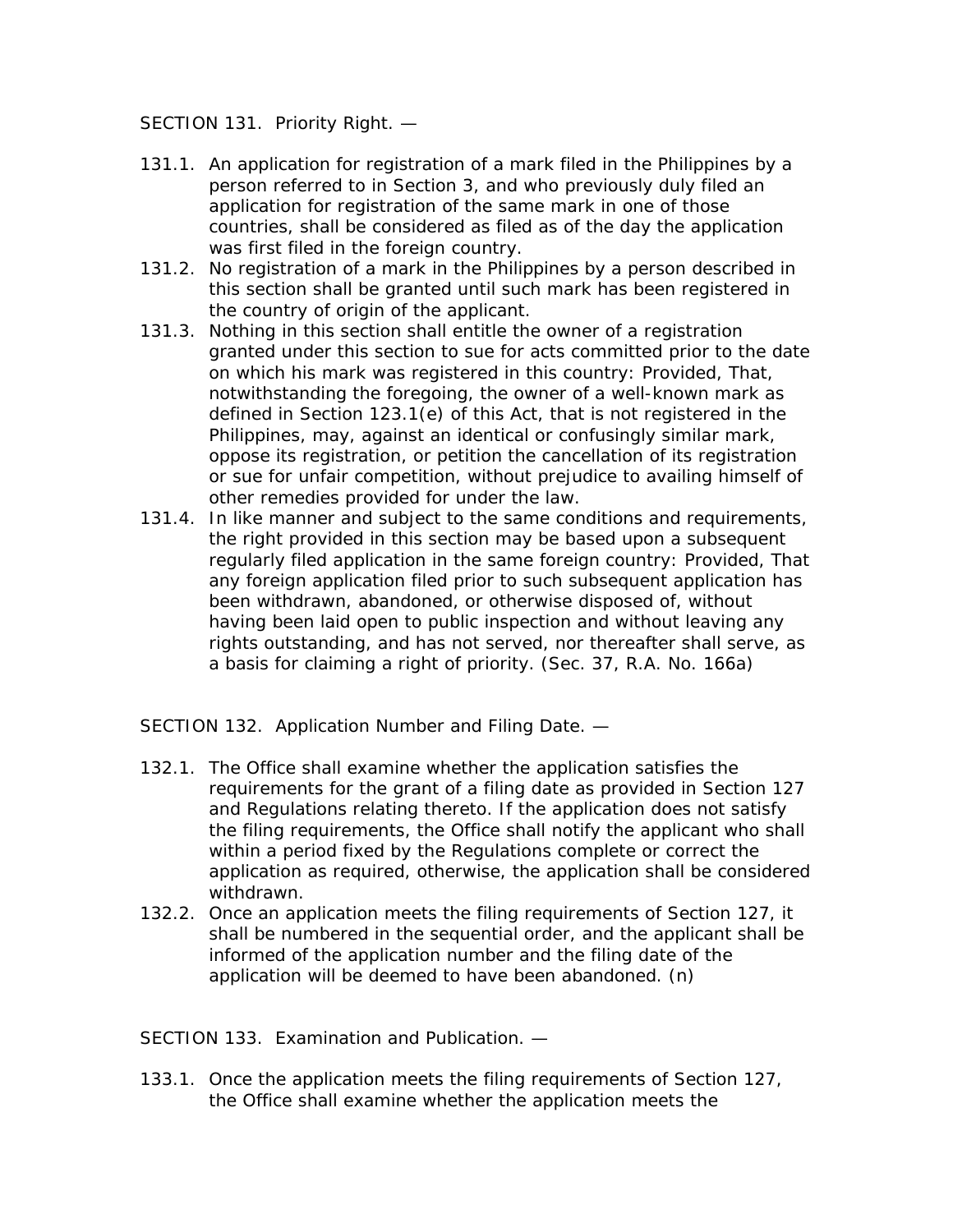SECTION 131. Priority Right. —

131.1. An application for registration of a mark filed in the Philippines by a person referred to in Section 3, and who previously duly filed an application for registration of the same mark in one of those countries, shall be considered as filed as of the day the application was first filed in the foreign country.

131.2. No registration of a mark in the Philippines by a person described in this section shall be granted until such mark has been registered in the country of origin of the applicant.

131.3. Nothing in this section shall entitle the owner of a registration granted under this section to sue for acts committed prior to the date on which his mark was registered in this country: Provided, That, notwithstanding the foregoing, the owner of a well-known mark as defined in Section 123.1(e) of this Act, that is not registered in the Philippines, may, against an identical or confusingly similar mark, oppose its registration, or petition the cancellation of its registration or sue for unfair competition, without prejudice to availing himself of other remedies provided for under the law.

131.4. In like manner and subject to the same conditions and requirements, the right provided in this section may be based upon a subsequent regularly filed application in the same foreign country: Provided, That any foreign application filed prior to such subsequent application has been withdrawn, abandoned, or otherwise disposed of, without having been laid open to public inspection and without leaving any rights outstanding, and has not served, nor thereafter shall serve, as a basis for claiming a right of priority. (Sec. 37, R.A. No. 166a)

SECTION 132. Application Number and Filing Date. —

132.1. The Office shall examine whether the application satisfies the requirements for the grant of a filing date as provided in Section 127 and Regulations relating thereto. If the application does not satisfy the filing requirements, the Office shall notify the applicant who shall within a period fixed by the Regulations complete or correct the application as required, otherwise, the application shall be considered withdrawn.

132.2. Once an application meets the filing requirements of Section 127, it shall be numbered in the sequential order, and the applicant shall be informed of the application number and the filing date of the application will be deemed to have been abandoned. (n)

SECTION 133. Examination and Publication. —

133.1. Once the application meets the filing requirements of Section 127, the Office shall examine whether the application meets the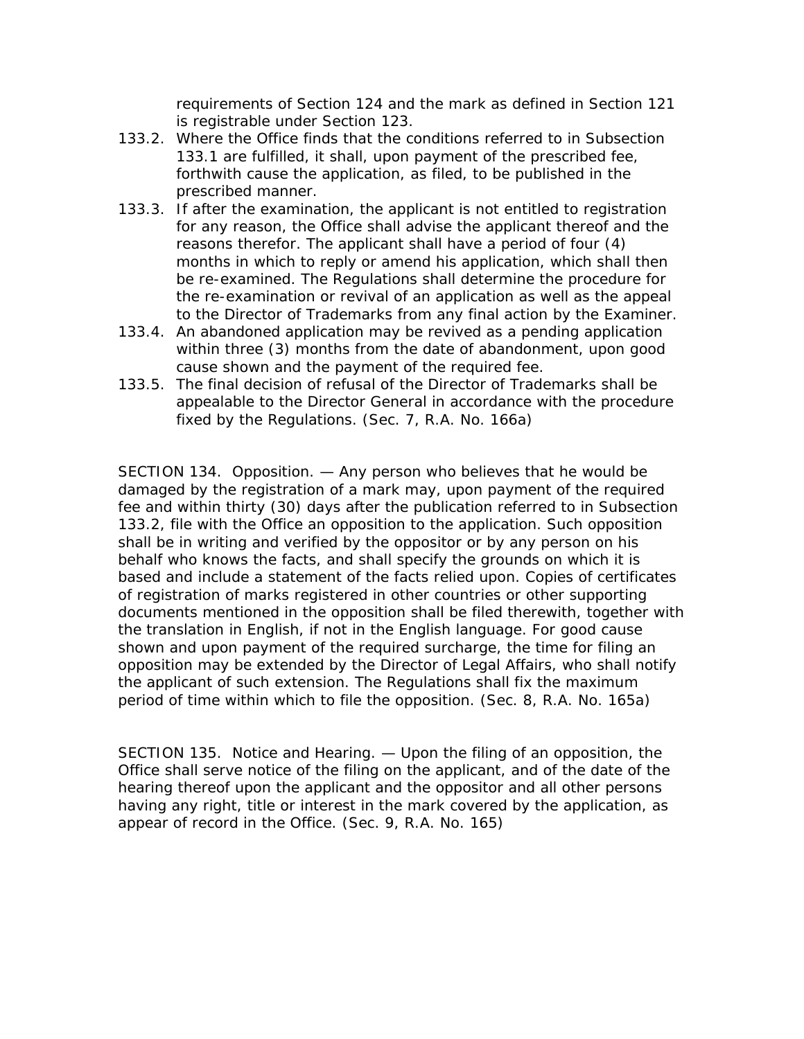requirements of Section 124 and the mark as defined in Section 121 is registrable under Section 123.

133.2. Where the Office finds that the conditions referred to in Subsection 133.1 are fulfilled, it shall, upon payment of the prescribed fee, forthwith cause the application, as filed, to be published in the prescribed manner.

133.3. If after the examination, the applicant is not entitled to registration for any reason, the Office shall advise the applicant thereof and the reasons therefor. The applicant shall have a period of four (4) months in which to reply or amend his application, which shall then be re-examined. The Regulations shall determine the procedure for the re-examination or revival of an application as well as the appeal to the Director of Trademarks from any final action by the Examiner.

133.4. An abandoned application may be revived as a pending application within three (3) months from the date of abandonment, upon good cause shown and the payment of the required fee.

133.5. The final decision of refusal of the Director of Trademarks shall be appealable to the Director General in accordance with the procedure fixed by the Regulations. (Sec. 7, R.A. No. 166a)

SECTION 134. Opposition. — Any person who believes that he would be damaged by the registration of a mark may, upon payment of the required fee and within thirty (30) days after the publication referred to in Subsection 133.2, file with the Office an opposition to the application. Such opposition shall be in writing and verified by the oppositor or by any person on his behalf who knows the facts, and shall specify the grounds on which it is based and include a statement of the facts relied upon. Copies of certificates of registration of marks registered in other countries or other supporting documents mentioned in the opposition shall be filed therewith, together with the translation in English, if not in the English language. For good cause shown and upon payment of the required surcharge, the time for filing an opposition may be extended by the Director of Legal Affairs, who shall notify the applicant of such extension. The Regulations shall fix the maximum period of time within which to file the opposition. (Sec. 8, R.A. No. 165a)

SECTION 135. Notice and Hearing. — Upon the filing of an opposition, the Office shall serve notice of the filing on the applicant, and of the date of the hearing thereof upon the applicant and the oppositor and all other persons having any right, title or interest in the mark covered by the application, as appear of record in the Office. (Sec. 9, R.A. No. 165)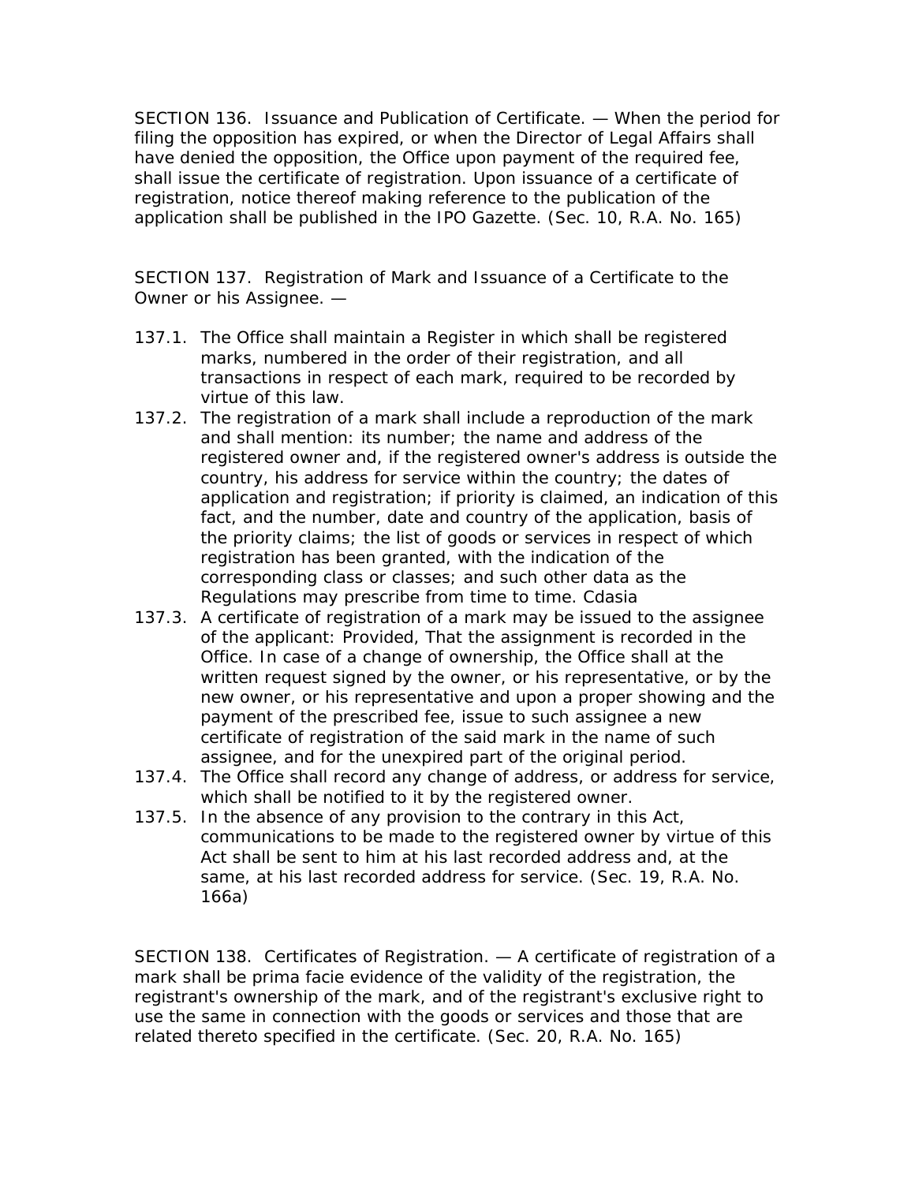SECTION 136. Issuance and Publication of Certificate. — When the period for filing the opposition has expired, or when the Director of Legal Affairs shall have denied the opposition, the Office upon payment of the required fee, shall issue the certificate of registration. Upon issuance of a certificate of registration, notice thereof making reference to the publication of the application shall be published in the IPO Gazette. (Sec. 10, R.A. No. 165)

SECTION 137. Registration of Mark and Issuance of a Certificate to the Owner or his Assignee. —

137.1. The Office shall maintain a Register in which shall be registered marks, numbered in the order of their registration, and all transactions in respect of each mark, required to be recorded by virtue of this law.

137.2. The registration of a mark shall include a reproduction of the mark and shall mention: its number; the name and address of the registered owner and, if the registered owner's address is outside the country, his address for service within the country; the dates of application and registration; if priority is claimed, an indication of this fact, and the number, date and country of the application, basis of the priority claims; the list of goods or services in respect of which registration has been granted, with the indication of the corresponding class or classes; and such other data as the Regulations may prescribe from time to time. Cdasia

137.3. A certificate of registration of a mark may be issued to the assignee of the applicant: Provided, That the assignment is recorded in the Office. In case of a change of ownership, the Office shall at the written request signed by the owner, or his representative, or by the new owner, or his representative and upon a proper showing and the payment of the prescribed fee, issue to such assignee a new certificate of registration of the said mark in the name of such assignee, and for the unexpired part of the original period.

137.4. The Office shall record any change of address, or address for service, which shall be notified to it by the registered owner.

137.5. In the absence of any provision to the contrary in this Act, communications to be made to the registered owner by virtue of this Act shall be sent to him at his last recorded address and, at the same, at his last recorded address for service. (Sec. 19, R.A. No. 166a)

SECTION 138. Certificates of Registration. — A certificate of registration of a mark shall be prima facie evidence of the validity of the registration, the registrant's ownership of the mark, and of the registrant's exclusive right to use the same in connection with the goods or services and those that are related thereto specified in the certificate. (Sec. 20, R.A. No. 165)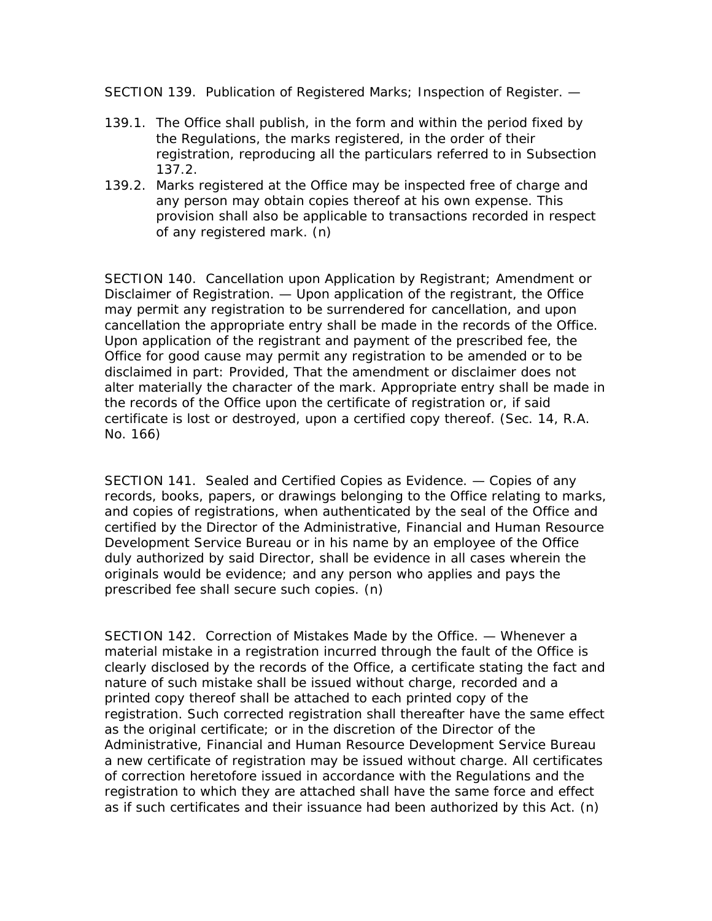SECTION 139. Publication of Registered Marks; Inspection of Register. —

139.1. The Office shall publish, in the form and within the period fixed by the Regulations, the marks registered, in the order of their registration, reproducing all the particulars referred to in Subsection 137.2.

139.2. Marks registered at the Office may be inspected free of charge and any person may obtain copies thereof at his own expense. This provision shall also be applicable to transactions recorded in respect of any registered mark. (n)

SECTION 140. Cancellation upon Application by Registrant; Amendment or Disclaimer of Registration. — Upon application of the registrant, the Office may permit any registration to be surrendered for cancellation, and upon cancellation the appropriate entry shall be made in the records of the Office. Upon application of the registrant and payment of the prescribed fee, the Office for good cause may permit any registration to be amended or to be disclaimed in part: Provided, That the amendment or disclaimer does not alter materially the character of the mark. Appropriate entry shall be made in the records of the Office upon the certificate of registration or, if said certificate is lost or destroyed, upon a certified copy thereof. (Sec. 14, R.A. No. 166)

SECTION 141. Sealed and Certified Copies as Evidence. — Copies of any records, books, papers, or drawings belonging to the Office relating to marks, and copies of registrations, when authenticated by the seal of the Office and certified by the Director of the Administrative, Financial and Human Resource Development Service Bureau or in his name by an employee of the Office duly authorized by said Director, shall be evidence in all cases wherein the originals would be evidence; and any person who applies and pays the prescribed fee shall secure such copies. (n)

SECTION 142. Correction of Mistakes Made by the Office. — Whenever a material mistake in a registration incurred through the fault of the Office is clearly disclosed by the records of the Office, a certificate stating the fact and nature of such mistake shall be issued without charge, recorded and a printed copy thereof shall be attached to each printed copy of the registration. Such corrected registration shall thereafter have the same effect as the original certificate; or in the discretion of the Director of the Administrative, Financial and Human Resource Development Service Bureau a new certificate of registration may be issued without charge. All certificates of correction heretofore issued in accordance with the Regulations and the registration to which they are attached shall have the same force and effect as if such certificates and their issuance had been authorized by this Act. (n)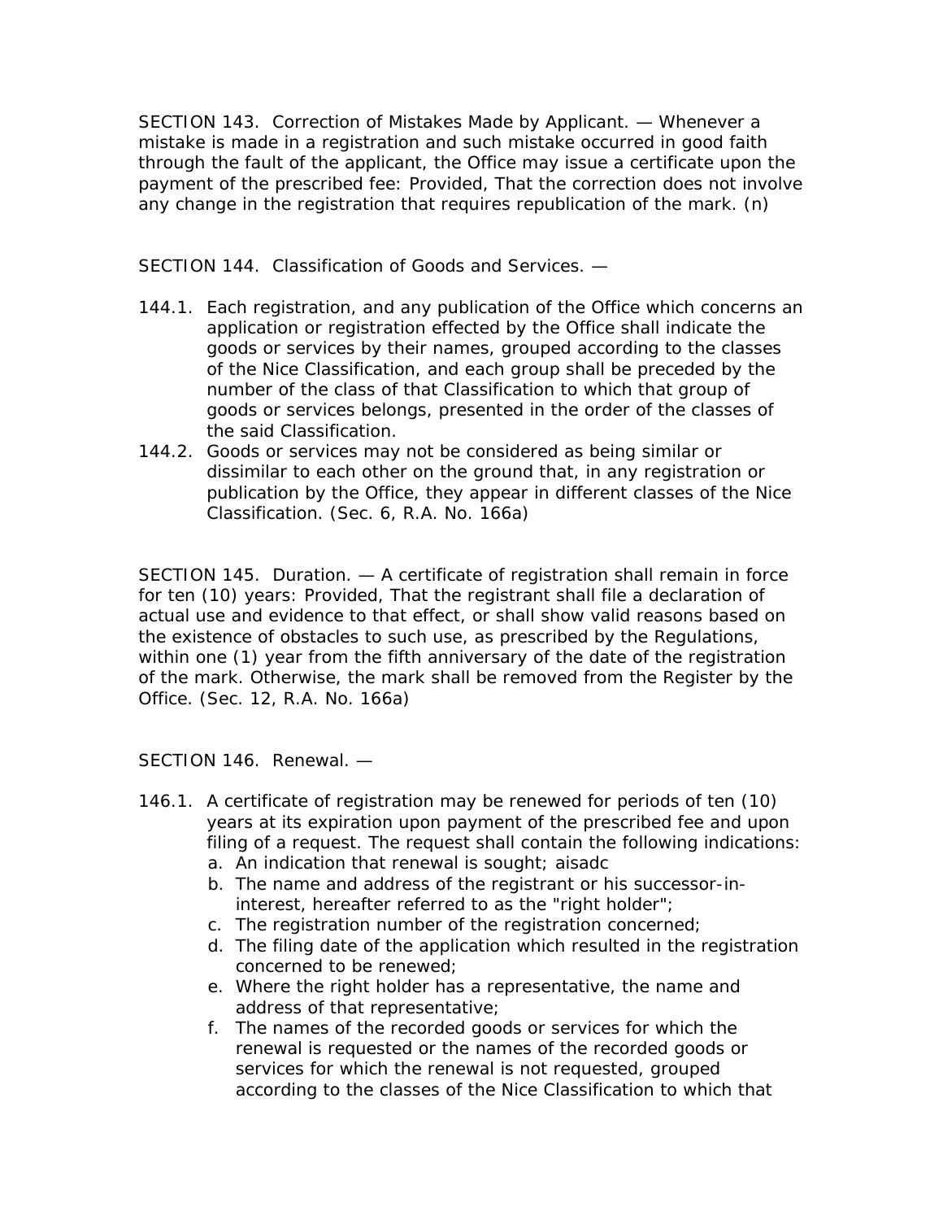SECTION 143. Correction of Mistakes Made by Applicant. — Whenever a mistake is made in a registration and such mistake occurred in good faith through the fault of the applicant, the Office may issue a certificate upon the payment of the prescribed fee: Provided, That the correction does not involve any change in the registration that requires republication of the mark. (n)

SECTION 144. Classification of Goods and Services. —

144.1. Each registration, and any publication of the Office which concerns an application or registration effected by the Office shall indicate the goods or services by their names, grouped according to the classes of the Nice Classification, and each group shall be preceded by the number of the class of that Classification to which that group of goods or services belongs, presented in the order of the classes of the said Classification.

144.2. Goods or services may not be considered as being similar or dissimilar to each other on the ground that, in any registration or publication by the Office, they appear in different classes of the Nice Classification. (Sec. 6, R.A. No. 166a)

SECTION 145. Duration. — A certificate of registration shall remain in force for ten (10) years: Provided, That the registrant shall file a declaration of actual use and evidence to that effect, or shall show valid reasons based on the existence of obstacles to such use, as prescribed by the Regulations, within one (1) year from the fifth anniversary of the date of the registration of the mark. Otherwise, the mark shall be removed from the Register by the Office. (Sec. 12, R.A. No. 166a)

SECTION 146. Renewal. —

146.1. A certificate of registration may be renewed for periods of ten (10) years at its expiration upon payment of the prescribed fee and upon filing of a request. The request shall contain the following indications:

a. An indication that renewal is sought; aisadc
b. The name and address of the registrant or his successor-in-interest, hereafter referred to as the "right holder";
c. The registration number of the registration concerned;
d. The filing date of the application which resulted in the registration concerned to be renewed;
e. Where the right holder has a representative, the name and address of that representative;
f. The names of the recorded goods or services for which the renewal is requested or the names of the recorded goods or services for which the renewal is not requested, grouped according to the classes of the Nice Classification to which that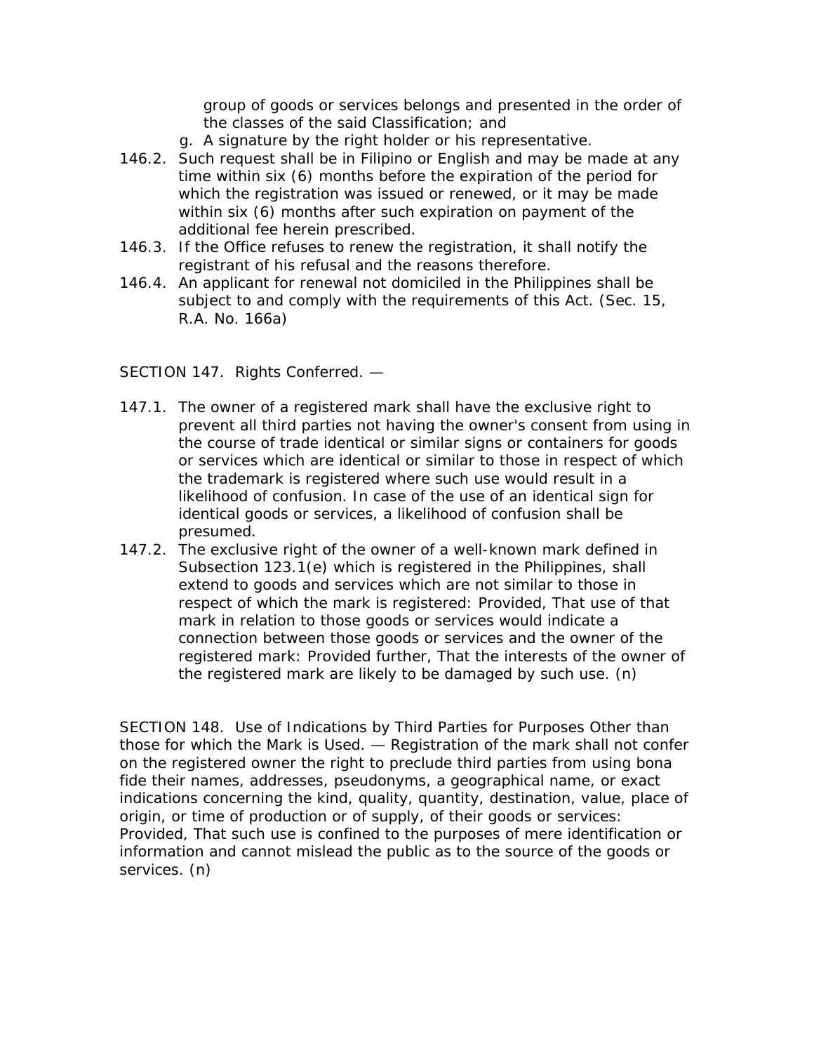group of goods or services belongs and presented in the order of the classes of the said Classification; and

g. A signature by the right holder or his representative.

146.2. Such request shall be in Filipino or English and may be made at any time within six (6) months before the expiration of the period for which the registration was issued or renewed, or it may be made within six (6) months after such expiration on payment of the additional fee herein prescribed.

146.3. If the Office refuses to renew the registration, it shall notify the registrant of his refusal and the reasons therefore.

146.4. An applicant for renewal not domiciled in the Philippines shall be subject to and comply with the requirements of this Act. (Sec. 15, R.A. No. 166a)

SECTION 147. Rights Conferred. —

147.1. The owner of a registered mark shall have the exclusive right to prevent all third parties not having the owner's consent from using in the course of trade identical or similar signs or containers for goods or services which are identical or similar to those in respect of which the trademark is registered where such use would result in a likelihood of confusion. In case of the use of an identical sign for identical goods or services, a likelihood of confusion shall be presumed.

147.2. The exclusive right of the owner of a well-known mark defined in Subsection 123.1(e) which is registered in the Philippines, shall extend to goods and services which are not similar to those in respect of which the mark is registered: Provided, That use of that mark in relation to those goods or services would indicate a connection between those goods or services and the owner of the registered mark: Provided further, That the interests of the owner of the registered mark are likely to be damaged by such use. (n)

SECTION 148. Use of Indications by Third Parties for Purposes Other than those for which the Mark is Used. — Registration of the mark shall not confer on the registered owner the right to preclude third parties from using bona fide their names, addresses, pseudonyms, a geographical name, or exact indications concerning the kind, quality, quantity, destination, value, place of origin, or time of production or of supply, of their goods or services: Provided, That such use is confined to the purposes of mere identification or information and cannot mislead the public as to the source of the goods or services. (n)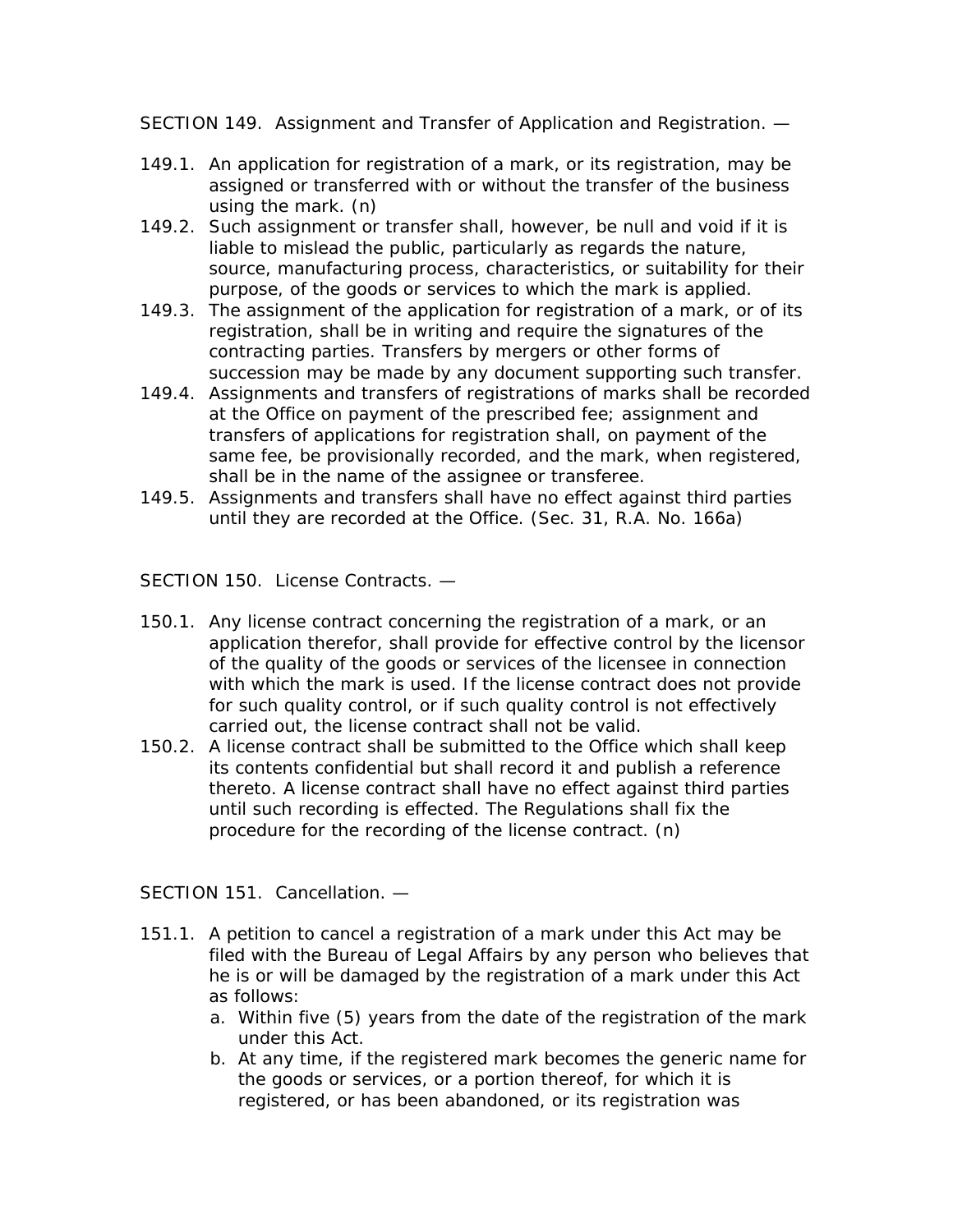SECTION 149. Assignment and Transfer of Application and Registration. —

149.1. An application for registration of a mark, or its registration, may be assigned or transferred with or without the transfer of the business using the mark. (n)

149.2. Such assignment or transfer shall, however, be null and void if it is liable to mislead the public, particularly as regards the nature, source, manufacturing process, characteristics, or suitability for their purpose, of the goods or services to which the mark is applied.

149.3. The assignment of the application for registration of a mark, or of its registration, shall be in writing and require the signatures of the contracting parties. Transfers by mergers or other forms of succession may be made by any document supporting such transfer.

149.4. Assignments and transfers of registrations of marks shall be recorded at the Office on payment of the prescribed fee; assignment and transfers of applications for registration shall, on payment of the same fee, be provisionally recorded, and the mark, when registered, shall be in the name of the assignee or transferee.

149.5. Assignments and transfers shall have no effect against third parties until they are recorded at the Office. (Sec. 31, R.A. No. 166a)

SECTION 150. License Contracts. —

150.1. Any license contract concerning the registration of a mark, or an application therefor, shall provide for effective control by the licensor of the quality of the goods or services of the licensee in connection with which the mark is used. If the license contract does not provide for such quality control, or if such quality control is not effectively carried out, the license contract shall not be valid.

150.2. A license contract shall be submitted to the Office which shall keep its contents confidential but shall record it and publish a reference thereto. A license contract shall have no effect against third parties until such recording is effected. The Regulations shall fix the procedure for the recording of the license contract. (n)

SECTION 151. Cancellation. —

151.1. A petition to cancel a registration of a mark under this Act may be filed with the Bureau of Legal Affairs by any person who believes that he is or will be damaged by the registration of a mark under this Act as follows:

a. Within five (5) years from the date of the registration of the mark under this Act.
b. At any time, if the registered mark becomes the generic name for the goods or services, or a portion thereof, for which it is registered, or has been abandoned, or its registration was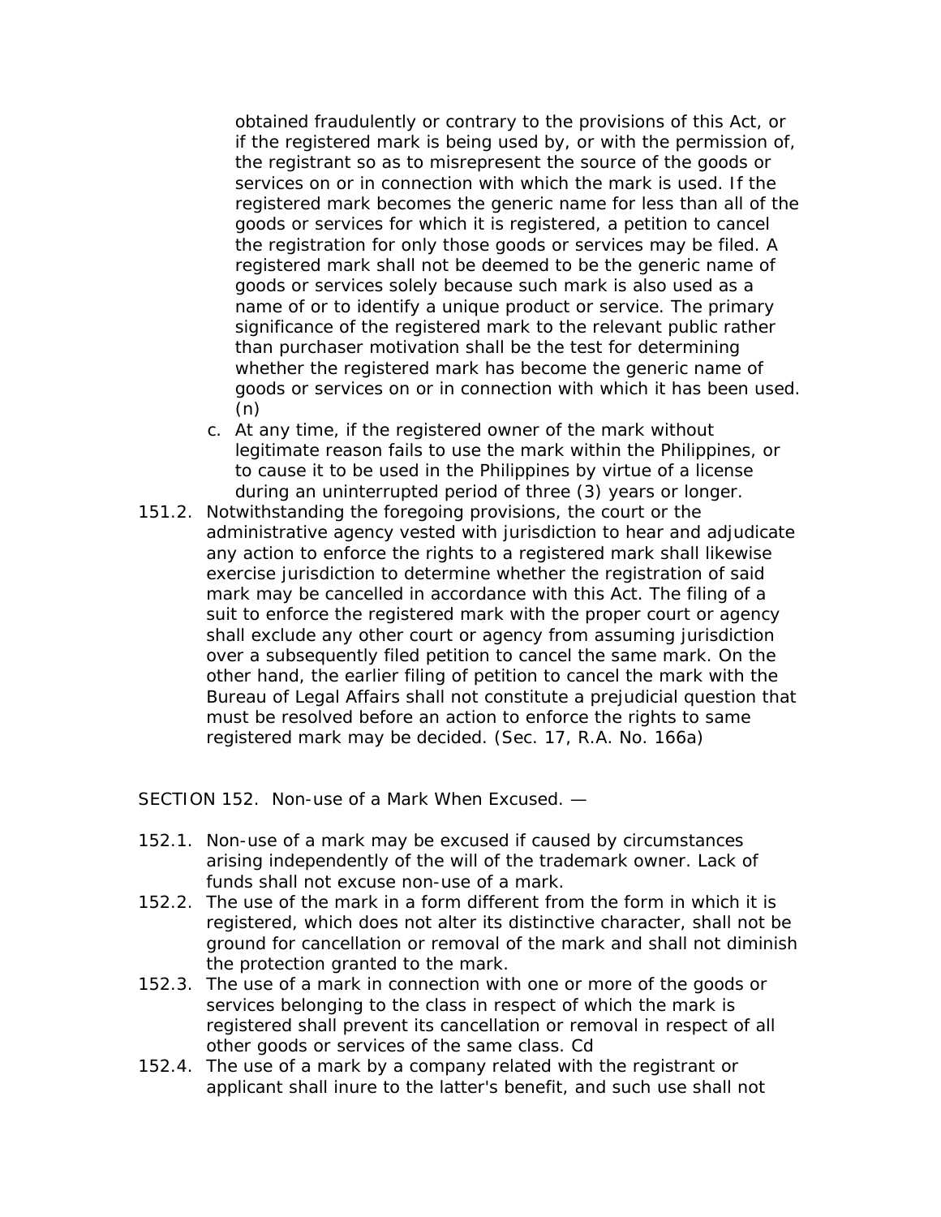obtained fraudulently or contrary to the provisions of this Act, or if the registered mark is being used by, or with the permission of, the registrant so as to misrepresent the source of the goods or services on or in connection with which the mark is used. If the registered mark becomes the generic name for less than all of the goods or services for which it is registered, a petition to cancel the registration for only those goods or services may be filed. A registered mark shall not be deemed to be the generic name of goods or services solely because such mark is also used as a name of or to identify a unique product or service. The primary significance of the registered mark to the relevant public rather than purchaser motivation shall be the test for determining whether the registered mark has become the generic name of goods or services on or in connection with which it has been used. (n)

c. At any time, if the registered owner of the mark without legitimate reason fails to use the mark within the Philippines, or to cause it to be used in the Philippines by virtue of a license during an uninterrupted period of three (3) years or longer.

151.2. Notwithstanding the foregoing provisions, the court or the administrative agency vested with jurisdiction to hear and adjudicate any action to enforce the rights to a registered mark shall likewise exercise jurisdiction to determine whether the registration of said mark may be cancelled in accordance with this Act. The filing of a suit to enforce the registered mark with the proper court or agency shall exclude any other court or agency from assuming jurisdiction over a subsequently filed petition to cancel the same mark. On the other hand, the earlier filing of petition to cancel the mark with the Bureau of Legal Affairs shall not constitute a prejudicial question that must be resolved before an action to enforce the rights to same registered mark may be decided. (Sec. 17, R.A. No. 166a)

SECTION 152. Non-use of a Mark When Excused. —

152.1. Non-use of a mark may be excused if caused by circumstances arising independently of the will of the trademark owner. Lack of funds shall not excuse non-use of a mark.

152.2. The use of the mark in a form different from the form in which it is registered, which does not alter its distinctive character, shall not be ground for cancellation or removal of the mark and shall not diminish the protection granted to the mark.

152.3. The use of a mark in connection with one or more of the goods or services belonging to the class in respect of which the mark is registered shall prevent its cancellation or removal in respect of all other goods or services of the same class. Cd

152.4. The use of a mark by a company related with the registrant or applicant shall inure to the latter's benefit, and such use shall not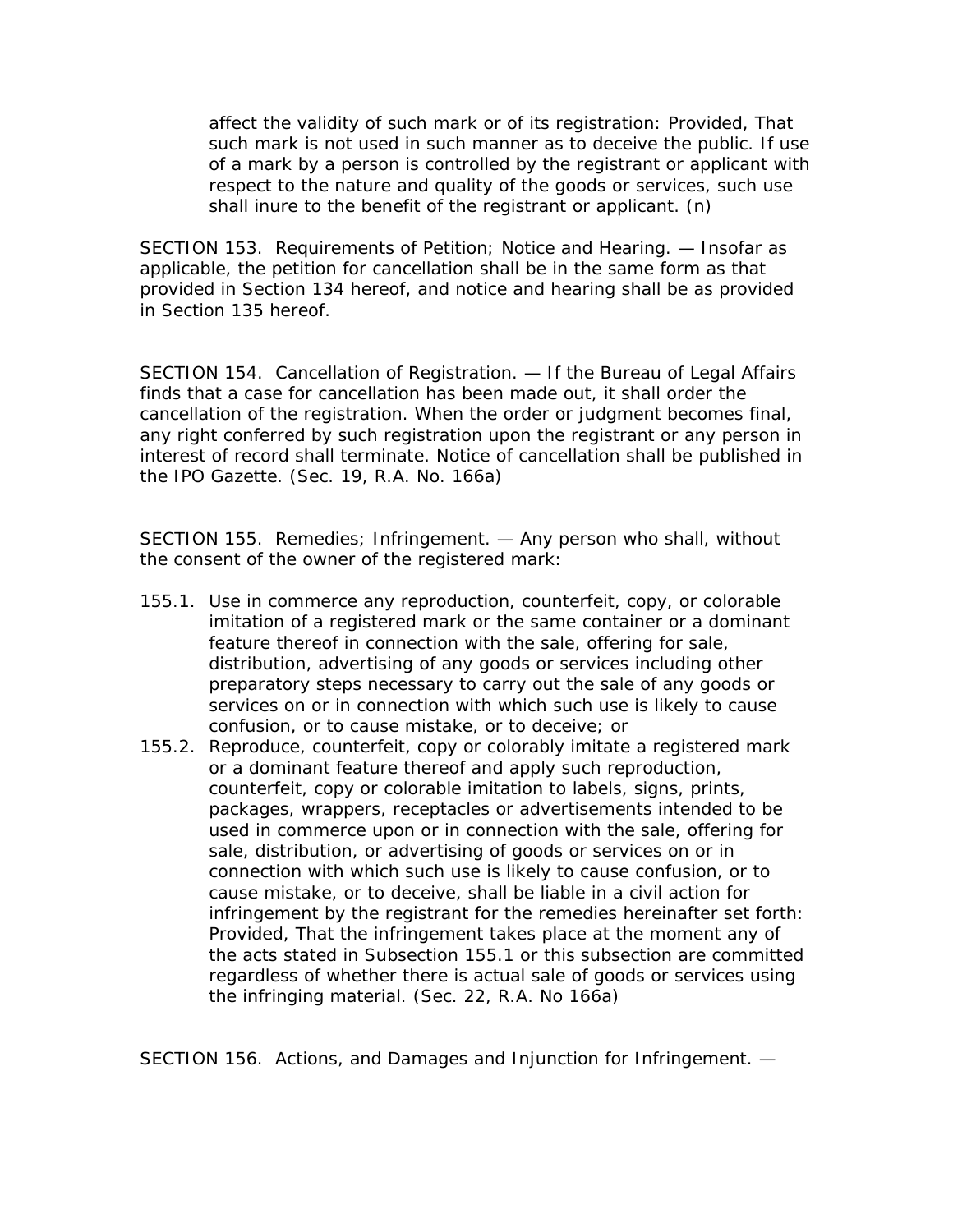affect the validity of such mark or of its registration: Provided, That such mark is not used in such manner as to deceive the public. If use of a mark by a person is controlled by the registrant or applicant with respect to the nature and quality of the goods or services, such use shall inure to the benefit of the registrant or applicant. (n)

SECTION 153. Requirements of Petition; Notice and Hearing. — Insofar as applicable, the petition for cancellation shall be in the same form as that provided in Section 134 hereof, and notice and hearing shall be as provided in Section 135 hereof.

SECTION 154. Cancellation of Registration. — If the Bureau of Legal Affairs finds that a case for cancellation has been made out, it shall order the cancellation of the registration. When the order or judgment becomes final, any right conferred by such registration upon the registrant or any person in interest of record shall terminate. Notice of cancellation shall be published in the IPO Gazette. (Sec. 19, R.A. No. 166a)

SECTION 155. Remedies; Infringement. — Any person who shall, without the consent of the owner of the registered mark:

155.1. Use in commerce any reproduction, counterfeit, copy, or colorable imitation of a registered mark or the same container or a dominant feature thereof in connection with the sale, offering for sale, distribution, advertising of any goods or services including other preparatory steps necessary to carry out the sale of any goods or services on or in connection with which such use is likely to cause confusion, or to cause mistake, or to deceive; or

155.2. Reproduce, counterfeit, copy or colorably imitate a registered mark or a dominant feature thereof and apply such reproduction, counterfeit, copy or colorable imitation to labels, signs, prints, packages, wrappers, receptacles or advertisements intended to be used in commerce upon or in connection with the sale, offering for sale, distribution, or advertising of goods or services on or in connection with which such use is likely to cause confusion, or to cause mistake, or to deceive, shall be liable in a civil action for infringement by the registrant for the remedies hereinafter set forth: Provided, That the infringement takes place at the moment any of the acts stated in Subsection 155.1 or this subsection are committed regardless of whether there is actual sale of goods or services using the infringing material. (Sec. 22, R.A. No 166a)

SECTION 156. Actions, and Damages and Injunction for Infringement. —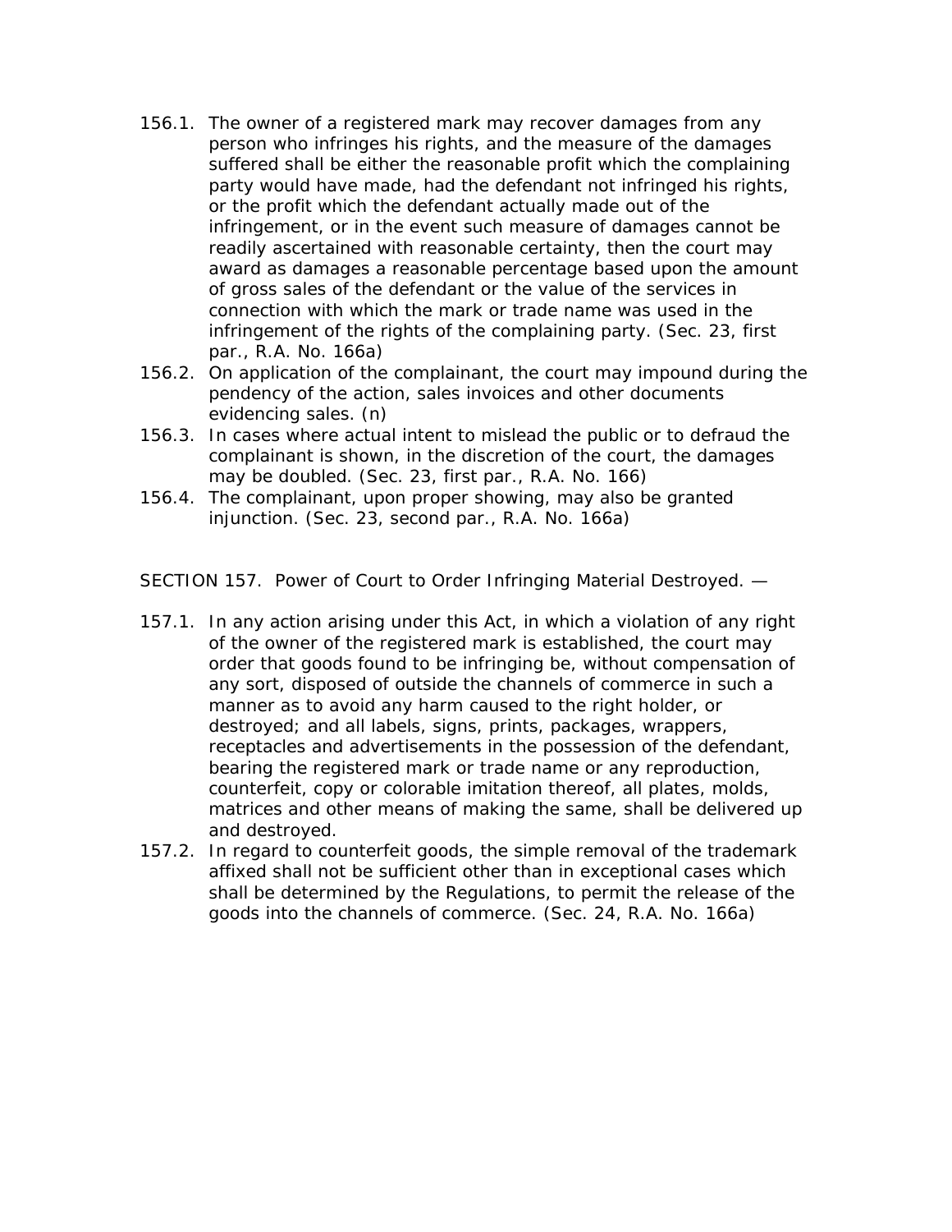156.1. The owner of a registered mark may recover damages from any person who infringes his rights, and the measure of the damages suffered shall be either the reasonable profit which the complaining party would have made, had the defendant not infringed his rights, or the profit which the defendant actually made out of the infringement, or in the event such measure of damages cannot be readily ascertained with reasonable certainty, then the court may award as damages a reasonable percentage based upon the amount of gross sales of the defendant or the value of the services in connection with which the mark or trade name was used in the infringement of the rights of the complaining party. (Sec. 23, first par., R.A. No. 166a)

156.2. On application of the complainant, the court may impound during the pendency of the action, sales invoices and other documents evidencing sales. (n)

156.3. In cases where actual intent to mislead the public or to defraud the complainant is shown, in the discretion of the court, the damages may be doubled. (Sec. 23, first par., R.A. No. 166)

156.4. The complainant, upon proper showing, may also be granted injunction. (Sec. 23, second par., R.A. No. 166a)

SECTION 157. Power of Court to Order Infringing Material Destroyed. —

157.1. In any action arising under this Act, in which a violation of any right of the owner of the registered mark is established, the court may order that goods found to be infringing be, without compensation of any sort, disposed of outside the channels of commerce in such a manner as to avoid any harm caused to the right holder, or destroyed; and all labels, signs, prints, packages, wrappers, receptacles and advertisements in the possession of the defendant, bearing the registered mark or trade name or any reproduction, counterfeit, copy or colorable imitation thereof, all plates, molds, matrices and other means of making the same, shall be delivered up and destroyed.

157.2. In regard to counterfeit goods, the simple removal of the trademark affixed shall not be sufficient other than in exceptional cases which shall be determined by the Regulations, to permit the release of the goods into the channels of commerce. (Sec. 24, R.A. No. 166a)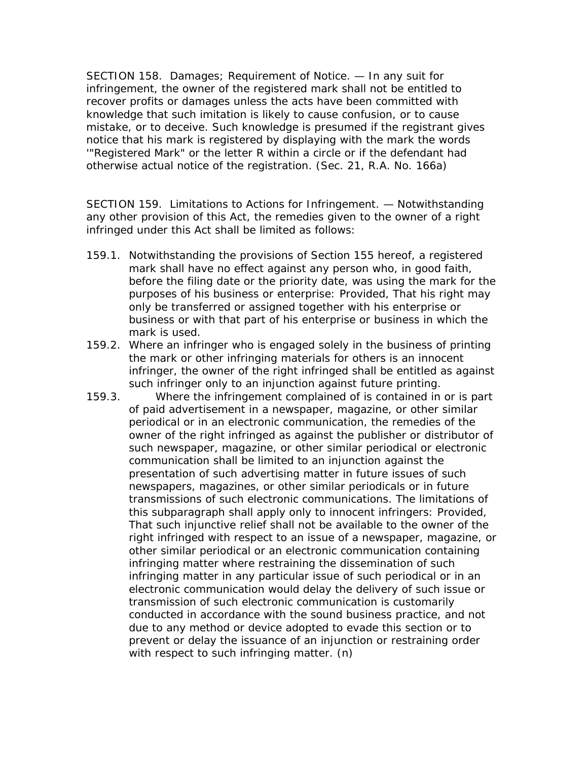SECTION 158. Damages; Requirement of Notice. — In any suit for infringement, the owner of the registered mark shall not be entitled to recover profits or damages unless the acts have been committed with knowledge that such imitation is likely to cause confusion, or to cause mistake, or to deceive. Such knowledge is presumed if the registrant gives notice that his mark is registered by displaying with the mark the words '"Registered Mark" or the letter R within a circle or if the defendant had otherwise actual notice of the registration. (Sec. 21, R.A. No. 166a)

SECTION 159. Limitations to Actions for Infringement. — Notwithstanding any other provision of this Act, the remedies given to the owner of a right infringed under this Act shall be limited as follows:

159.1. Notwithstanding the provisions of Section 155 hereof, a registered mark shall have no effect against any person who, in good faith, before the filing date or the priority date, was using the mark for the purposes of his business or enterprise: Provided, That his right may only be transferred or assigned together with his enterprise or business or with that part of his enterprise or business in which the mark is used.

159.2. Where an infringer who is engaged solely in the business of printing the mark or other infringing materials for others is an innocent infringer, the owner of the right infringed shall be entitled as against such infringer only to an injunction against future printing.

159.3. Where the infringement complained of is contained in or is part of paid advertisement in a newspaper, magazine, or other similar periodical or in an electronic communication, the remedies of the owner of the right infringed as against the publisher or distributor of such newspaper, magazine, or other similar periodical or electronic communication shall be limited to an injunction against the presentation of such advertising matter in future issues of such newspapers, magazines, or other similar periodicals or in future transmissions of such electronic communications. The limitations of this subparagraph shall apply only to innocent infringers: Provided, That such injunctive relief shall not be available to the owner of the right infringed with respect to an issue of a newspaper, magazine, or other similar periodical or an electronic communication containing infringing matter where restraining the dissemination of such infringing matter in any particular issue of such periodical or in an electronic communication would delay the delivery of such issue or transmission of such electronic communication is customarily conducted in accordance with the sound business practice, and not due to any method or device adopted to evade this section or to prevent or delay the issuance of an injunction or restraining order with respect to such infringing matter. (n)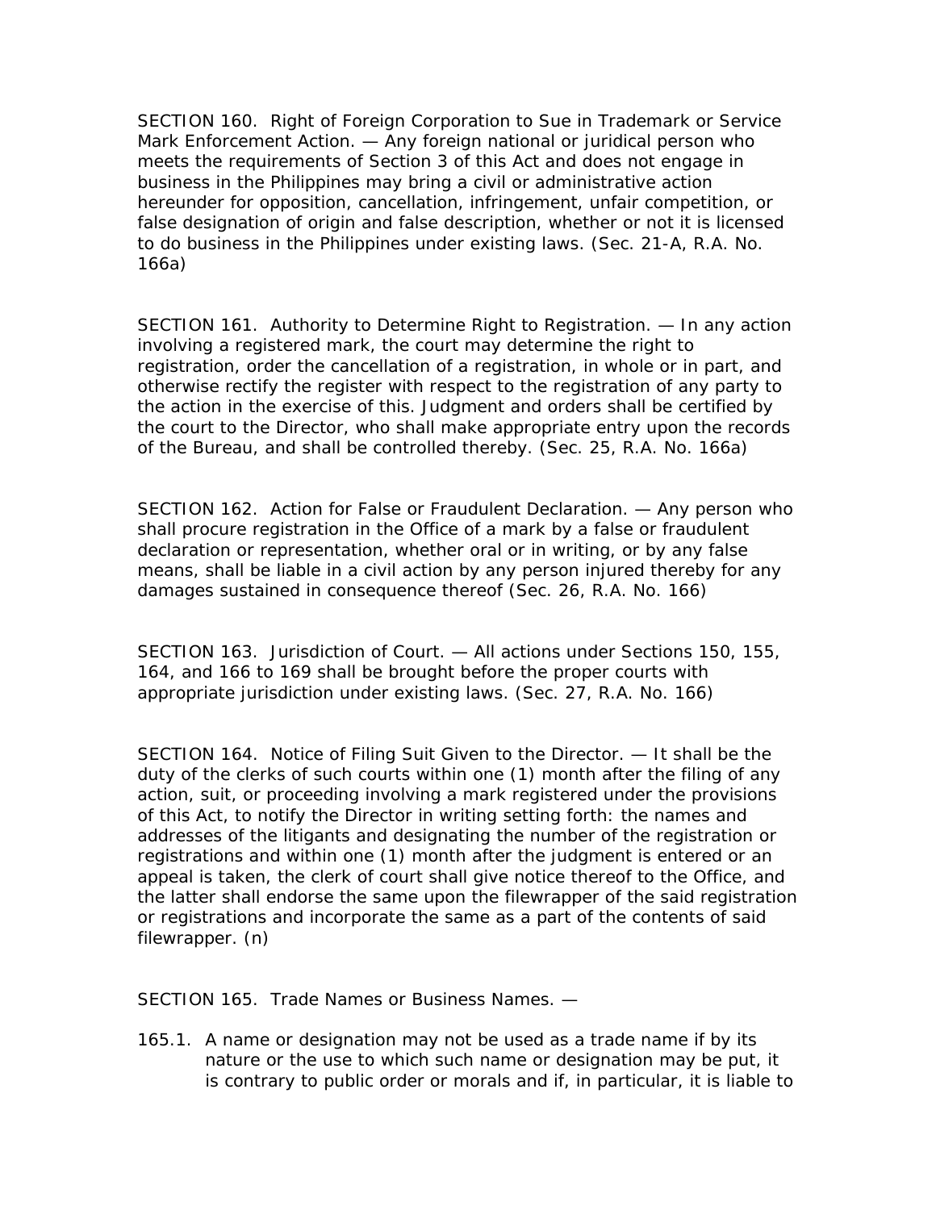SECTION 160. Right of Foreign Corporation to Sue in Trademark or Service Mark Enforcement Action. — Any foreign national or juridical person who meets the requirements of Section 3 of this Act and does not engage in business in the Philippines may bring a civil or administrative action hereunder for opposition, cancellation, infringement, unfair competition, or false designation of origin and false description, whether or not it is licensed to do business in the Philippines under existing laws. (Sec. 21-A, R.A. No. 166a)

SECTION 161. Authority to Determine Right to Registration. — In any action involving a registered mark, the court may determine the right to registration, order the cancellation of a registration, in whole or in part, and otherwise rectify the register with respect to the registration of any party to the action in the exercise of this. Judgment and orders shall be certified by the court to the Director, who shall make appropriate entry upon the records of the Bureau, and shall be controlled thereby. (Sec. 25, R.A. No. 166a)

SECTION 162. Action for False or Fraudulent Declaration. — Any person who shall procure registration in the Office of a mark by a false or fraudulent declaration or representation, whether oral or in writing, or by any false means, shall be liable in a civil action by any person injured thereby for any damages sustained in consequence thereof (Sec. 26, R.A. No. 166)

SECTION 163. Jurisdiction of Court. — All actions under Sections 150, 155, 164, and 166 to 169 shall be brought before the proper courts with appropriate jurisdiction under existing laws. (Sec. 27, R.A. No. 166)

SECTION 164. Notice of Filing Suit Given to the Director. — It shall be the duty of the clerks of such courts within one (1) month after the filing of any action, suit, or proceeding involving a mark registered under the provisions of this Act, to notify the Director in writing setting forth: the names and addresses of the litigants and designating the number of the registration or registrations and within one (1) month after the judgment is entered or an appeal is taken, the clerk of court shall give notice thereof to the Office, and the latter shall endorse the same upon the filewrapper of the said registration or registrations and incorporate the same as a part of the contents of said filewrapper. (n)

SECTION 165. Trade Names or Business Names. —

165.1. A name or designation may not be used as a trade name if by its nature or the use to which such name or designation may be put, it is contrary to public order or morals and if, in particular, it is liable to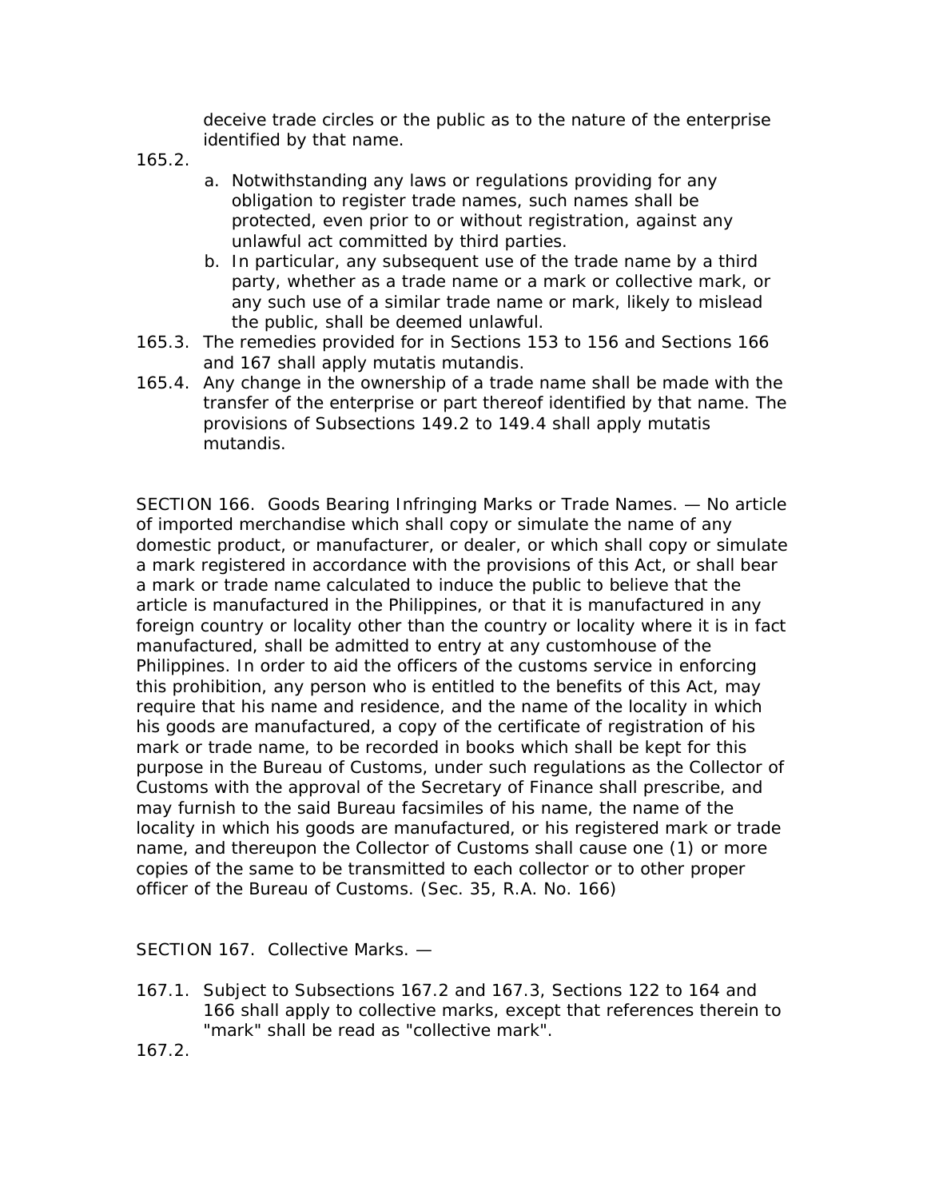deceive trade circles or the public as to the nature of the enterprise identified by that name.

165.2.

a. Notwithstanding any laws or regulations providing for any obligation to register trade names, such names shall be protected, even prior to or without registration, against any unlawful act committed by third parties.
b. In particular, any subsequent use of the trade name by a third party, whether as a trade name or a mark or collective mark, or any such use of a similar trade name or mark, likely to mislead the public, shall be deemed unlawful.

165.3. The remedies provided for in Sections 153 to 156 and Sections 166 and 167 shall apply mutatis mutandis.

165.4. Any change in the ownership of a trade name shall be made with the transfer of the enterprise or part thereof identified by that name. The provisions of Subsections 149.2 to 149.4 shall apply mutatis mutandis.

SECTION 166. Goods Bearing Infringing Marks or Trade Names. — No article of imported merchandise which shall copy or simulate the name of any domestic product, or manufacturer, or dealer, or which shall copy or simulate a mark registered in accordance with the provisions of this Act, or shall bear a mark or trade name calculated to induce the public to believe that the article is manufactured in the Philippines, or that it is manufactured in any foreign country or locality other than the country or locality where it is in fact manufactured, shall be admitted to entry at any customhouse of the Philippines. In order to aid the officers of the customs service in enforcing this prohibition, any person who is entitled to the benefits of this Act, may require that his name and residence, and the name of the locality in which his goods are manufactured, a copy of the certificate of registration of his mark or trade name, to be recorded in books which shall be kept for this purpose in the Bureau of Customs, under such regulations as the Collector of Customs with the approval of the Secretary of Finance shall prescribe, and may furnish to the said Bureau facsimiles of his name, the name of the locality in which his goods are manufactured, or his registered mark or trade name, and thereupon the Collector of Customs shall cause one (1) or more copies of the same to be transmitted to each collector or to other proper officer of the Bureau of Customs. (Sec. 35, R.A. No. 166)

SECTION 167. Collective Marks. —

167.1. Subject to Subsections 167.2 and 167.3, Sections 122 to 164 and 166 shall apply to collective marks, except that references therein to "mark" shall be read as "collective mark".

167.2.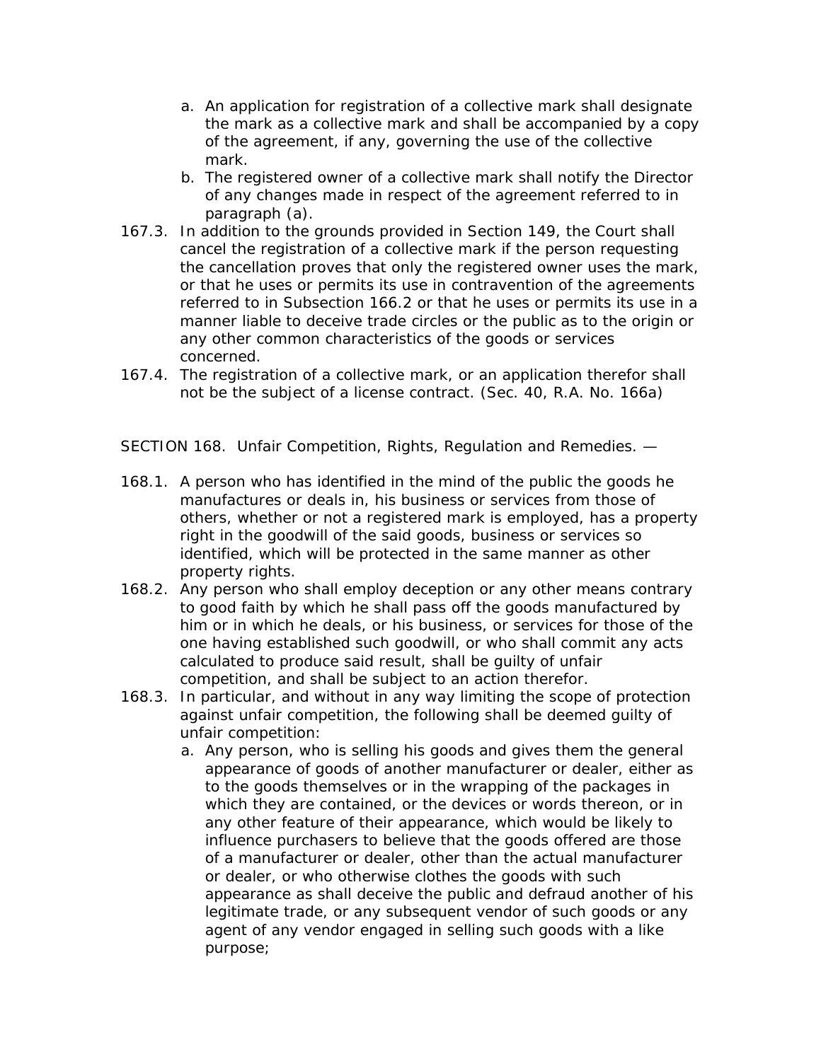a. An application for registration of a collective mark shall designate the mark as a collective mark and shall be accompanied by a copy of the agreement, if any, governing the use of the collective mark.
b. The registered owner of a collective mark shall notify the Director of any changes made in respect of the agreement referred to in paragraph (a).

167.3. In addition to the grounds provided in Section 149, the Court shall cancel the registration of a collective mark if the person requesting the cancellation proves that only the registered owner uses the mark, or that he uses or permits its use in contravention of the agreements referred to in Subsection 166.2 or that he uses or permits its use in a manner liable to deceive trade circles or the public as to the origin or any other common characteristics of the goods or services concerned.

167.4. The registration of a collective mark, or an application therefor shall not be the subject of a license contract. (Sec. 40, R.A. No. 166a)

SECTION 168. Unfair Competition, Rights, Regulation and Remedies. —

168.1. A person who has identified in the mind of the public the goods he manufactures or deals in, his business or services from those of others, whether or not a registered mark is employed, has a property right in the goodwill of the said goods, business or services so identified, which will be protected in the same manner as other property rights.

168.2. Any person who shall employ deception or any other means contrary to good faith by which he shall pass off the goods manufactured by him or in which he deals, or his business, or services for those of the one having established such goodwill, or who shall commit any acts calculated to produce said result, shall be guilty of unfair competition, and shall be subject to an action therefor.

168.3. In particular, and without in any way limiting the scope of protection against unfair competition, the following shall be deemed guilty of unfair competition:

a. Any person, who is selling his goods and gives them the general appearance of goods of another manufacturer or dealer, either as to the goods themselves or in the wrapping of the packages in which they are contained, or the devices or words thereon, or in any other feature of their appearance, which would be likely to influence purchasers to believe that the goods offered are those of a manufacturer or dealer, other than the actual manufacturer or dealer, or who otherwise clothes the goods with such appearance as shall deceive the public and defraud another of his legitimate trade, or any subsequent vendor of such goods or any agent of any vendor engaged in selling such goods with a like purpose;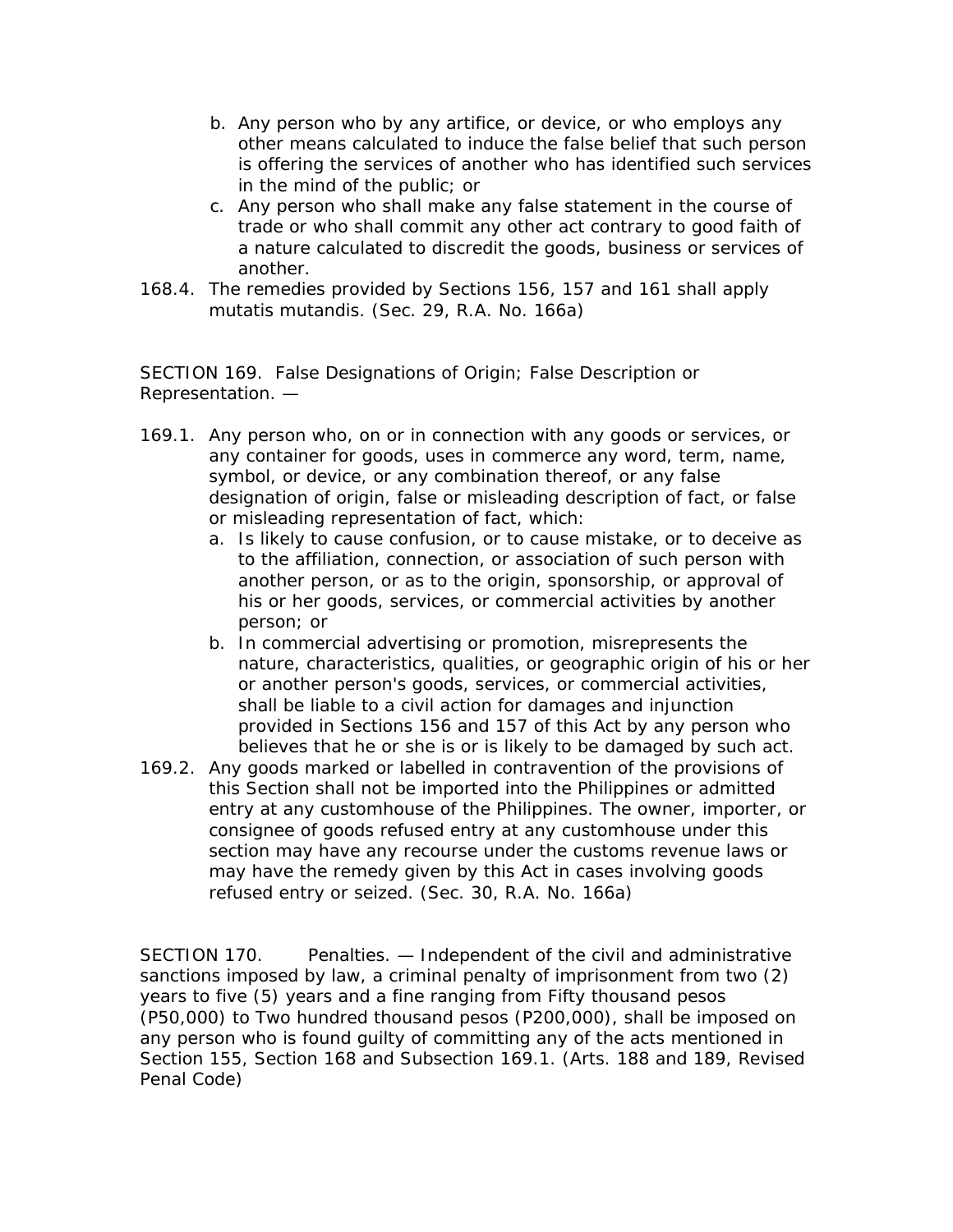b. Any person who by any artifice, or device, or who employs any other means calculated to induce the false belief that such person is offering the services of another who has identified such services in the mind of the public; or
c. Any person who shall make any false statement in the course of trade or who shall commit any other act contrary to good faith of a nature calculated to discredit the goods, business or services of another.

168.4. The remedies provided by Sections 156, 157 and 161 shall apply mutatis mutandis. (Sec. 29, R.A. No. 166a)

SECTION 169. False Designations of Origin; False Description or Representation. —

169.1. Any person who, on or in connection with any goods or services, or any container for goods, uses in commerce any word, term, name, symbol, or device, or any combination thereof, or any false designation of origin, false or misleading description of fact, or false or misleading representation of fact, which:

a. Is likely to cause confusion, or to cause mistake, or to deceive as to the affiliation, connection, or association of such person with another person, or as to the origin, sponsorship, or approval of his or her goods, services, or commercial activities by another person; or
b. In commercial advertising or promotion, misrepresents the nature, characteristics, qualities, or geographic origin of his or her or another person's goods, services, or commercial activities, shall be liable to a civil action for damages and injunction provided in Sections 156 and 157 of this Act by any person who believes that he or she is or is likely to be damaged by such act.

169.2. Any goods marked or labelled in contravention of the provisions of this Section shall not be imported into the Philippines or admitted entry at any customhouse of the Philippines. The owner, importer, or consignee of goods refused entry at any customhouse under this section may have any recourse under the customs revenue laws or may have the remedy given by this Act in cases involving goods refused entry or seized. (Sec. 30, R.A. No. 166a)

SECTION 170. Penalties. — Independent of the civil and administrative sanctions imposed by law, a criminal penalty of imprisonment from two (2) years to five (5) years and a fine ranging from Fifty thousand pesos (P50,000) to Two hundred thousand pesos (P200,000), shall be imposed on any person who is found guilty of committing any of the acts mentioned in Section 155, Section 168 and Subsection 169.1. (Arts. 188 and 189, Revised Penal Code)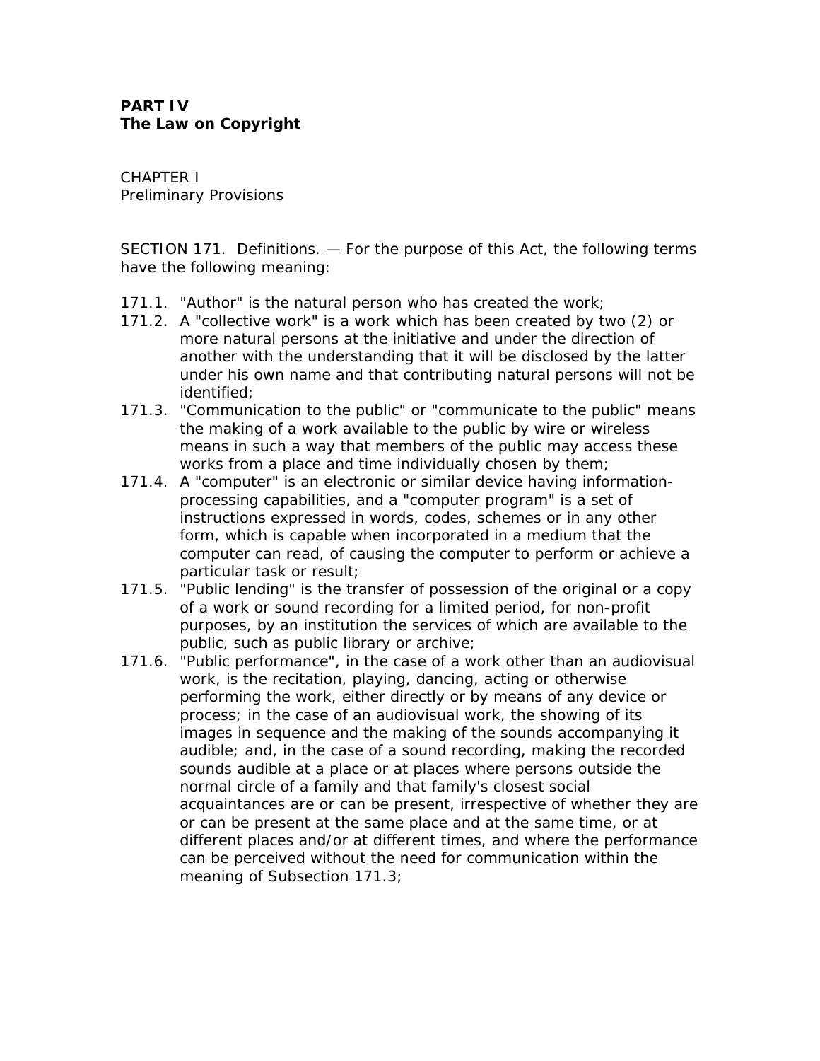**PART IV**
**The Law on Copyright**

CHAPTER I
Preliminary Provisions

SECTION 171. Definitions. — For the purpose of this Act, the following terms have the following meaning:

171.1. "Author" is the natural person who has created the work;

171.2. A "collective work" is a work which has been created by two (2) or more natural persons at the initiative and under the direction of another with the understanding that it will be disclosed by the latter under his own name and that contributing natural persons will not be identified;

171.3. "Communication to the public" or "communicate to the public" means the making of a work available to the public by wire or wireless means in such a way that members of the public may access these works from a place and time individually chosen by them;

171.4. A "computer" is an electronic or similar device having information-processing capabilities, and a "computer program" is a set of instructions expressed in words, codes, schemes or in any other form, which is capable when incorporated in a medium that the computer can read, of causing the computer to perform or achieve a particular task or result;

171.5. "Public lending" is the transfer of possession of the original or a copy of a work or sound recording for a limited period, for non-profit purposes, by an institution the services of which are available to the public, such as public library or archive;

171.6. "Public performance", in the case of a work other than an audiovisual work, is the recitation, playing, dancing, acting or otherwise performing the work, either directly or by means of any device or process; in the case of an audiovisual work, the showing of its images in sequence and the making of the sounds accompanying it audible; and, in the case of a sound recording, making the recorded sounds audible at a place or at places where persons outside the normal circle of a family and that family's closest social acquaintances are or can be present, irrespective of whether they are or can be present at the same place and at the same time, or at different places and/or at different times, and where the performance can be perceived without the need for communication within the meaning of Subsection 171.3;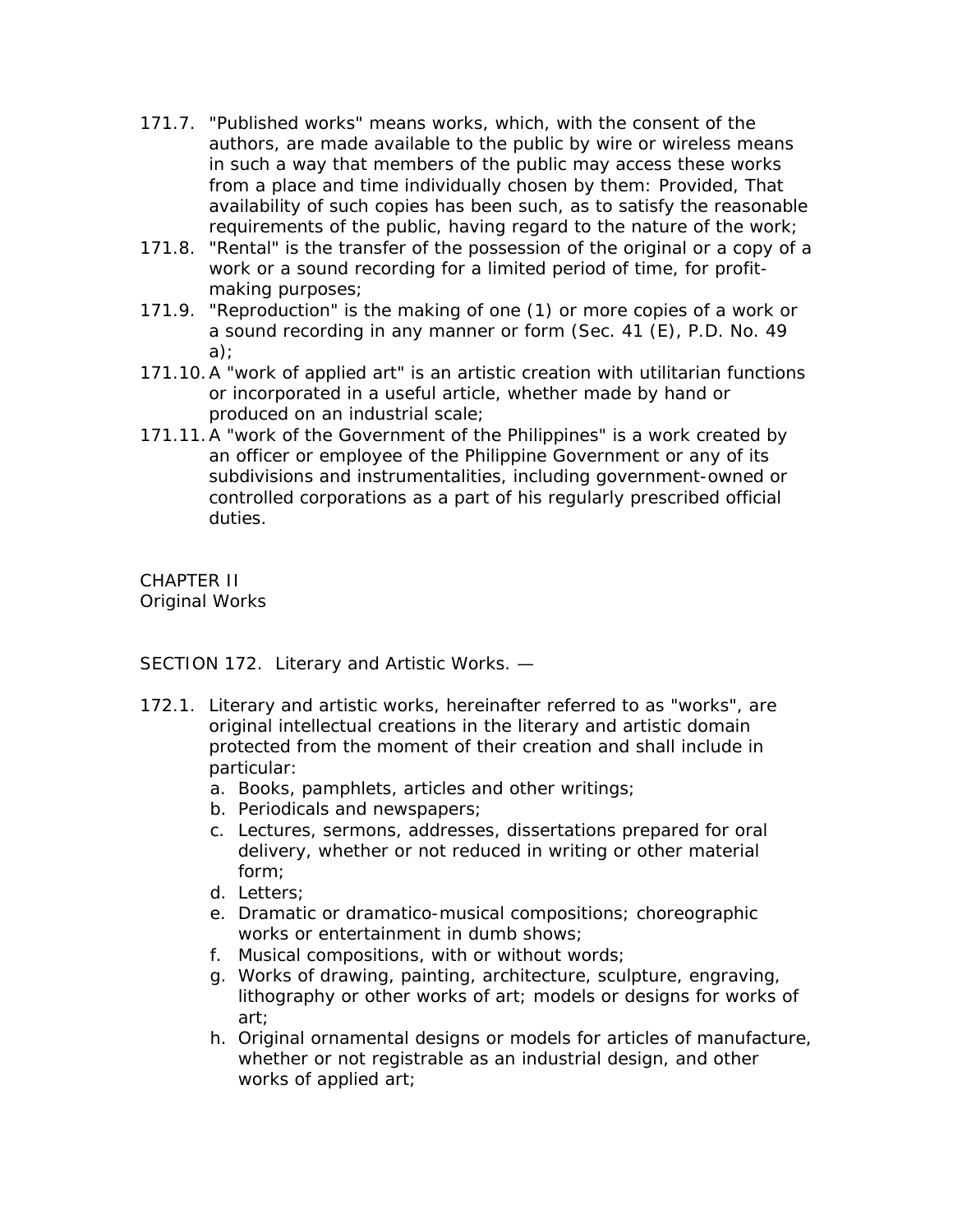171.7. "Published works" means works, which, with the consent of the authors, are made available to the public by wire or wireless means in such a way that members of the public may access these works from a place and time individually chosen by them: Provided, That availability of such copies has been such, as to satisfy the reasonable requirements of the public, having regard to the nature of the work;

171.8. "Rental" is the transfer of the possession of the original or a copy of a work or a sound recording for a limited period of time, for profit-making purposes;

171.9. "Reproduction" is the making of one (1) or more copies of a work or a sound recording in any manner or form (Sec. 41 (E), P.D. No. 49 a);

171.10. A "work of applied art" is an artistic creation with utilitarian functions or incorporated in a useful article, whether made by hand or produced on an industrial scale;

171.11. A "work of the Government of the Philippines" is a work created by an officer or employee of the Philippine Government or any of its subdivisions and instrumentalities, including government-owned or controlled corporations as a part of his regularly prescribed official duties.

## CHAPTER II
## Original Works

### SECTION 172. Literary and Artistic Works. —

172.1. Literary and artistic works, hereinafter referred to as "works", are original intellectual creations in the literary and artistic domain protected from the moment of their creation and shall include in particular:

a. Books, pamphlets, articles and other writings;
b. Periodicals and newspapers;
c. Lectures, sermons, addresses, dissertations prepared for oral delivery, whether or not reduced in writing or other material form;
d. Letters;
e. Dramatic or dramatico-musical compositions; choreographic works or entertainment in dumb shows;
f. Musical compositions, with or without words;
g. Works of drawing, painting, architecture, sculpture, engraving, lithography or other works of art; models or designs for works of art;
h. Original ornamental designs or models for articles of manufacture, whether or not registrable as an industrial design, and other works of applied art;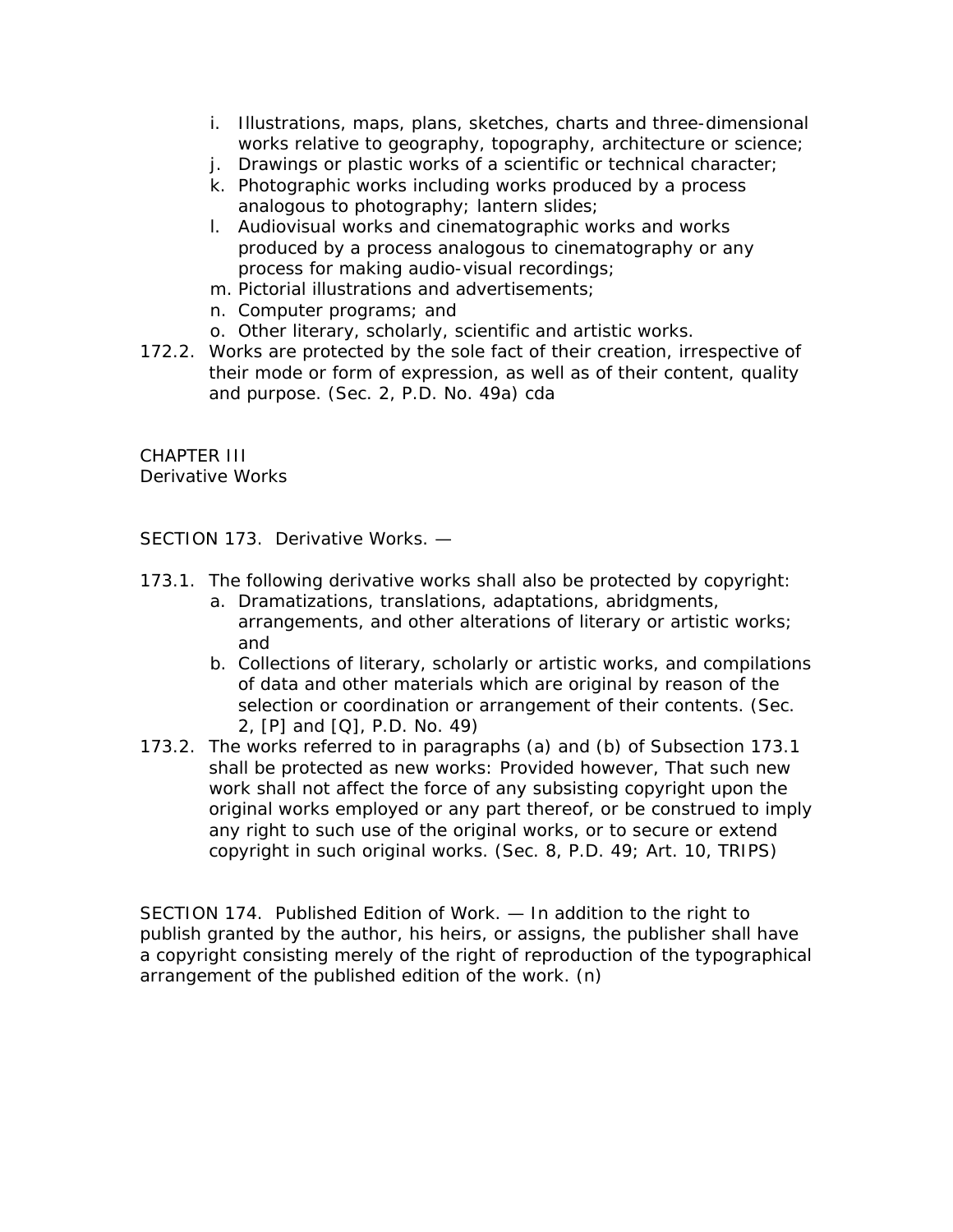i. Illustrations, maps, plans, sketches, charts and three-dimensional works relative to geography, topography, architecture or science;
j. Drawings or plastic works of a scientific or technical character;
k. Photographic works including works produced by a process analogous to photography; lantern slides;
l. Audiovisual works and cinematographic works and works produced by a process analogous to cinematography or any process for making audio-visual recordings;
m. Pictorial illustrations and advertisements;
n. Computer programs; and
o. Other literary, scholarly, scientific and artistic works.

172.2. Works are protected by the sole fact of their creation, irrespective of their mode or form of expression, as well as of their content, quality and purpose. (Sec. 2, P.D. No. 49a) cda

## CHAPTER III
## Derivative Works

SECTION 173. Derivative Works. —

173.1. The following derivative works shall also be protected by copyright:
a. Dramatizations, translations, adaptations, abridgments, arrangements, and other alterations of literary or artistic works; and
b. Collections of literary, scholarly or artistic works, and compilations of data and other materials which are original by reason of the selection or coordination or arrangement of their contents. (Sec. 2, [P] and [Q], P.D. No. 49)

173.2. The works referred to in paragraphs (a) and (b) of Subsection 173.1 shall be protected as new works: Provided however, That such new work shall not affect the force of any subsisting copyright upon the original works employed or any part thereof, or be construed to imply any right to such use of the original works, or to secure or extend copyright in such original works. (Sec. 8, P.D. 49; Art. 10, TRIPS)

SECTION 174. Published Edition of Work. — In addition to the right to publish granted by the author, his heirs, or assigns, the publisher shall have a copyright consisting merely of the right of reproduction of the typographical arrangement of the published edition of the work. (n)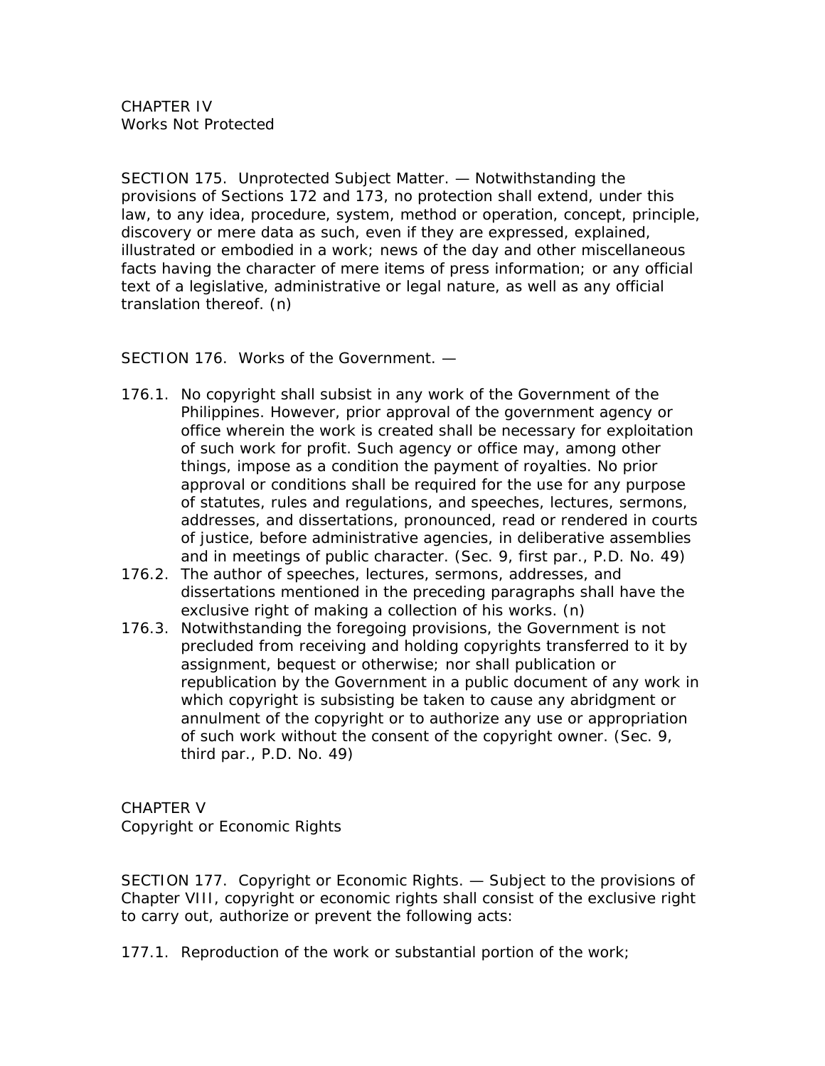## CHAPTER IV
## Works Not Protected

SECTION 175. Unprotected Subject Matter. — Notwithstanding the provisions of Sections 172 and 173, no protection shall extend, under this law, to any idea, procedure, system, method or operation, concept, principle, discovery or mere data as such, even if they are expressed, explained, illustrated or embodied in a work; news of the day and other miscellaneous facts having the character of mere items of press information; or any official text of a legislative, administrative or legal nature, as well as any official translation thereof. (n)

SECTION 176. Works of the Government. —

176.1. No copyright shall subsist in any work of the Government of the Philippines. However, prior approval of the government agency or office wherein the work is created shall be necessary for exploitation of such work for profit. Such agency or office may, among other things, impose as a condition the payment of royalties. No prior approval or conditions shall be required for the use for any purpose of statutes, rules and regulations, and speeches, lectures, sermons, addresses, and dissertations, pronounced, read or rendered in courts of justice, before administrative agencies, in deliberative assemblies and in meetings of public character. (Sec. 9, first par., P.D. No. 49)

176.2. The author of speeches, lectures, sermons, addresses, and dissertations mentioned in the preceding paragraphs shall have the exclusive right of making a collection of his works. (n)

176.3. Notwithstanding the foregoing provisions, the Government is not precluded from receiving and holding copyrights transferred to it by assignment, bequest or otherwise; nor shall publication or republication by the Government in a public document of any work in which copyright is subsisting be taken to cause any abridgment or annulment of the copyright or to authorize any use or appropriation of such work without the consent of the copyright owner. (Sec. 9, third par., P.D. No. 49)

## CHAPTER V
## Copyright or Economic Rights

SECTION 177. Copyright or Economic Rights. — Subject to the provisions of Chapter VIII, copyright or economic rights shall consist of the exclusive right to carry out, authorize or prevent the following acts:

177.1. Reproduction of the work or substantial portion of the work;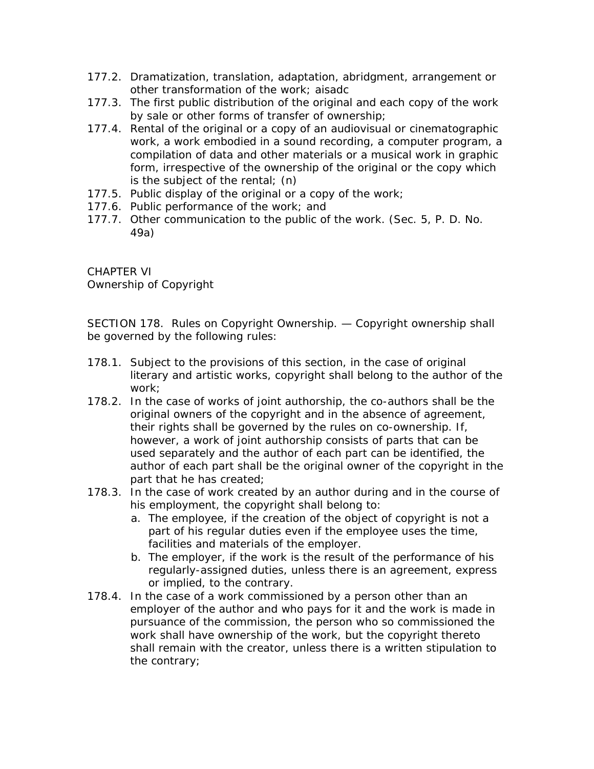177.2. Dramatization, translation, adaptation, abridgment, arrangement or other transformation of the work; aisadc

177.3. The first public distribution of the original and each copy of the work by sale or other forms of transfer of ownership;

177.4. Rental of the original or a copy of an audiovisual or cinematographic work, a work embodied in a sound recording, a computer program, a compilation of data and other materials or a musical work in graphic form, irrespective of the ownership of the original or the copy which is the subject of the rental; (n)

177.5. Public display of the original or a copy of the work;

177.6. Public performance of the work; and

177.7. Other communication to the public of the work. (Sec. 5, P. D. No. 49a)

## CHAPTER VI
## Ownership of Copyright

SECTION 178. Rules on Copyright Ownership. — Copyright ownership shall be governed by the following rules:

178.1. Subject to the provisions of this section, in the case of original literary and artistic works, copyright shall belong to the author of the work;

178.2. In the case of works of joint authorship, the co-authors shall be the original owners of the copyright and in the absence of agreement, their rights shall be governed by the rules on co-ownership. If, however, a work of joint authorship consists of parts that can be used separately and the author of each part can be identified, the author of each part shall be the original owner of the copyright in the part that he has created;

178.3. In the case of work created by an author during and in the course of his employment, the copyright shall belong to:

a. The employee, if the creation of the object of copyright is not a part of his regular duties even if the employee uses the time, facilities and materials of the employer.
b. The employer, if the work is the result of the performance of his regularly-assigned duties, unless there is an agreement, express or implied, to the contrary.

178.4. In the case of a work commissioned by a person other than an employer of the author and who pays for it and the work is made in pursuance of the commission, the person who so commissioned the work shall have ownership of the work, but the copyright thereto shall remain with the creator, unless there is a written stipulation to the contrary;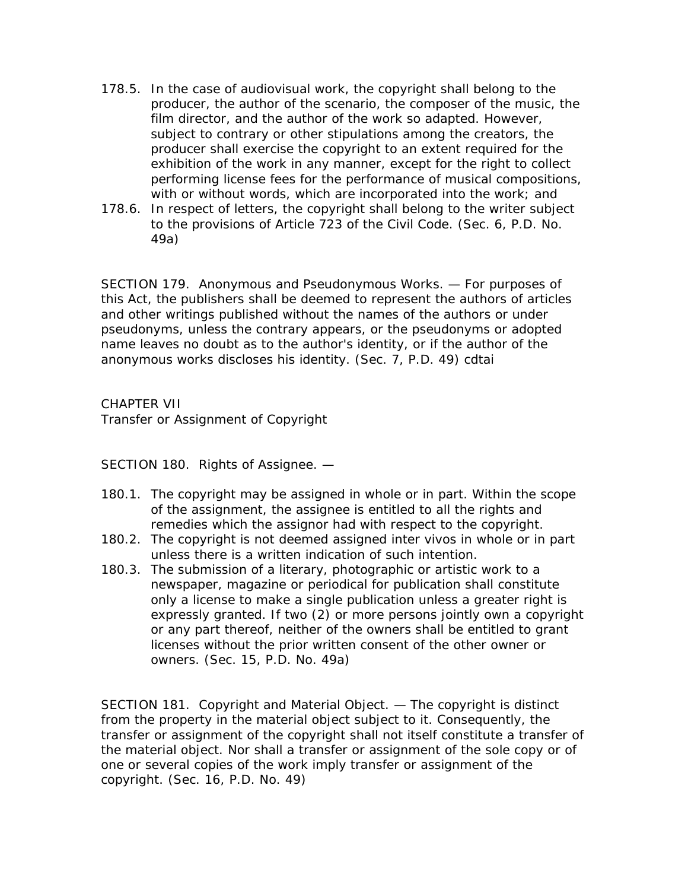178.5. In the case of audiovisual work, the copyright shall belong to the producer, the author of the scenario, the composer of the music, the film director, and the author of the work so adapted. However, subject to contrary or other stipulations among the creators, the producer shall exercise the copyright to an extent required for the exhibition of the work in any manner, except for the right to collect performing license fees for the performance of musical compositions, with or without words, which are incorporated into the work; and

178.6. In respect of letters, the copyright shall belong to the writer subject to the provisions of Article 723 of the Civil Code. (Sec. 6, P.D. No. 49a)

SECTION 179. Anonymous and Pseudonymous Works. — For purposes of this Act, the publishers shall be deemed to represent the authors of articles and other writings published without the names of the authors or under pseudonyms, unless the contrary appears, or the pseudonyms or adopted name leaves no doubt as to the author's identity, or if the author of the anonymous works discloses his identity. (Sec. 7, P.D. 49) cdtai

CHAPTER VII
Transfer or Assignment of Copyright

SECTION 180. Rights of Assignee. —

180.1. The copyright may be assigned in whole or in part. Within the scope of the assignment, the assignee is entitled to all the rights and remedies which the assignor had with respect to the copyright.

180.2. The copyright is not deemed assigned inter vivos in whole or in part unless there is a written indication of such intention.

180.3. The submission of a literary, photographic or artistic work to a newspaper, magazine or periodical for publication shall constitute only a license to make a single publication unless a greater right is expressly granted. If two (2) or more persons jointly own a copyright or any part thereof, neither of the owners shall be entitled to grant licenses without the prior written consent of the other owner or owners. (Sec. 15, P.D. No. 49a)

SECTION 181. Copyright and Material Object. — The copyright is distinct from the property in the material object subject to it. Consequently, the transfer or assignment of the copyright shall not itself constitute a transfer of the material object. Nor shall a transfer or assignment of the sole copy or of one or several copies of the work imply transfer or assignment of the copyright. (Sec. 16, P.D. No. 49)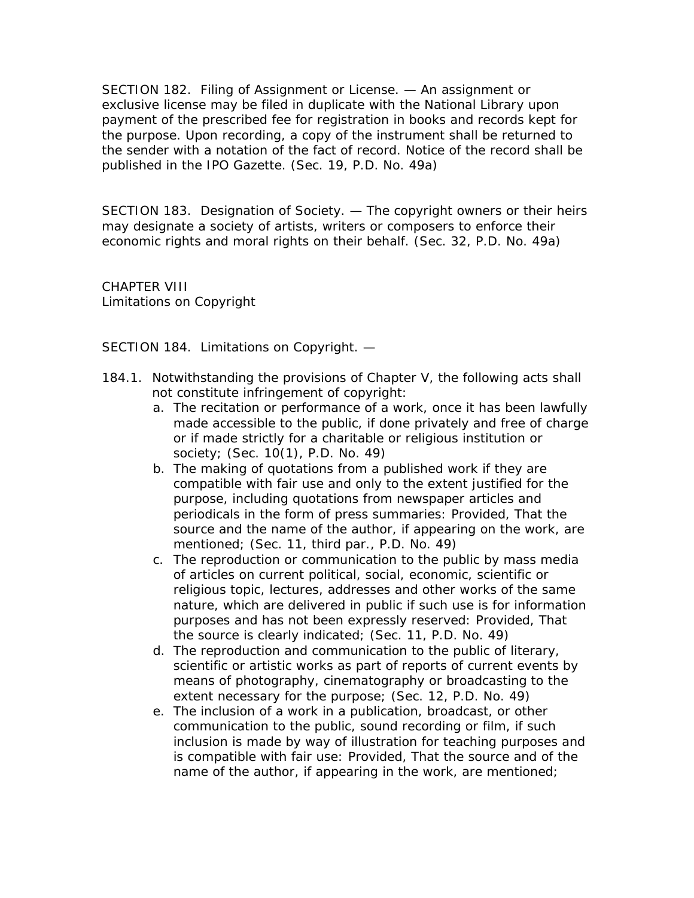SECTION 182. Filing of Assignment or License. — An assignment or exclusive license may be filed in duplicate with the National Library upon payment of the prescribed fee for registration in books and records kept for the purpose. Upon recording, a copy of the instrument shall be returned to the sender with a notation of the fact of record. Notice of the record shall be published in the IPO Gazette. (Sec. 19, P.D. No. 49a)

SECTION 183. Designation of Society. — The copyright owners or their heirs may designate a society of artists, writers or composers to enforce their economic rights and moral rights on their behalf. (Sec. 32, P.D. No. 49a)

## CHAPTER VIII
## Limitations on Copyright

SECTION 184. Limitations on Copyright. —

184.1. Notwithstanding the provisions of Chapter V, the following acts shall not constitute infringement of copyright:

a. The recitation or performance of a work, once it has been lawfully made accessible to the public, if done privately and free of charge or if made strictly for a charitable or religious institution or society; (Sec. 10(1), P.D. No. 49)

b. The making of quotations from a published work if they are compatible with fair use and only to the extent justified for the purpose, including quotations from newspaper articles and periodicals in the form of press summaries: Provided, That the source and the name of the author, if appearing on the work, are mentioned; (Sec. 11, third par., P.D. No. 49)

c. The reproduction or communication to the public by mass media of articles on current political, social, economic, scientific or religious topic, lectures, addresses and other works of the same nature, which are delivered in public if such use is for information purposes and has not been expressly reserved: Provided, That the source is clearly indicated; (Sec. 11, P.D. No. 49)

d. The reproduction and communication to the public of literary, scientific or artistic works as part of reports of current events by means of photography, cinematography or broadcasting to the extent necessary for the purpose; (Sec. 12, P.D. No. 49)

e. The inclusion of a work in a publication, broadcast, or other communication to the public, sound recording or film, if such inclusion is made by way of illustration for teaching purposes and is compatible with fair use: Provided, That the source and of the name of the author, if appearing in the work, are mentioned;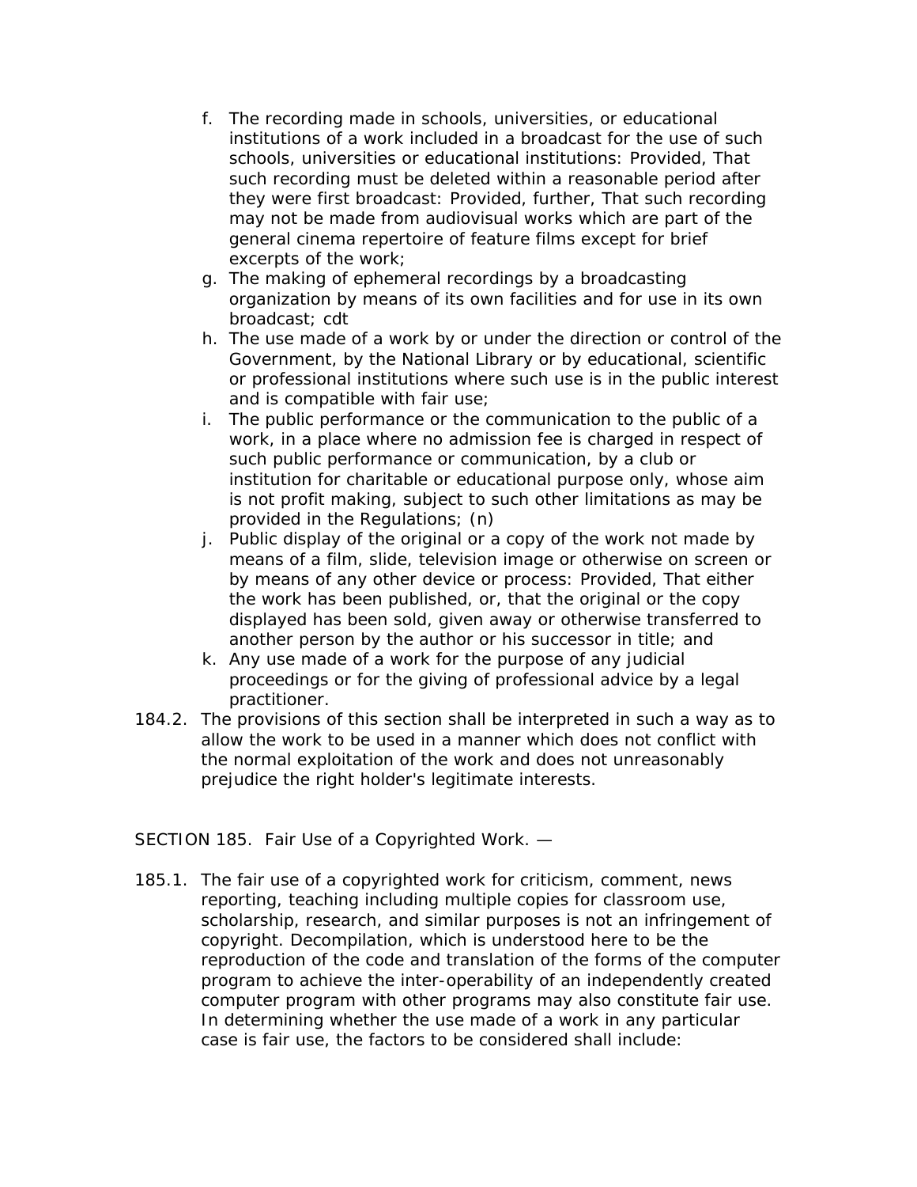f. The recording made in schools, universities, or educational institutions of a work included in a broadcast for the use of such schools, universities or educational institutions: Provided, That such recording must be deleted within a reasonable period after they were first broadcast: Provided, further, That such recording may not be made from audiovisual works which are part of the general cinema repertoire of feature films except for brief excerpts of the work;
g. The making of ephemeral recordings by a broadcasting organization by means of its own facilities and for use in its own broadcast; cdt
h. The use made of a work by or under the direction or control of the Government, by the National Library or by educational, scientific or professional institutions where such use is in the public interest and is compatible with fair use;
i. The public performance or the communication to the public of a work, in a place where no admission fee is charged in respect of such public performance or communication, by a club or institution for charitable or educational purpose only, whose aim is not profit making, subject to such other limitations as may be provided in the Regulations; (n)
j. Public display of the original or a copy of the work not made by means of a film, slide, television image or otherwise on screen or by means of any other device or process: Provided, That either the work has been published, or, that the original or the copy displayed has been sold, given away or otherwise transferred to another person by the author or his successor in title; and
k. Any use made of a work for the purpose of any judicial proceedings or for the giving of professional advice by a legal practitioner.

184.2. The provisions of this section shall be interpreted in such a way as to allow the work to be used in a manner which does not conflict with the normal exploitation of the work and does not unreasonably prejudice the right holder's legitimate interests.

SECTION 185. Fair Use of a Copyrighted Work. —

185.1. The fair use of a copyrighted work for criticism, comment, news reporting, teaching including multiple copies for classroom use, scholarship, research, and similar purposes is not an infringement of copyright. Decompilation, which is understood here to be the reproduction of the code and translation of the forms of the computer program to achieve the inter-operability of an independently created computer program with other programs may also constitute fair use. In determining whether the use made of a work in any particular case is fair use, the factors to be considered shall include: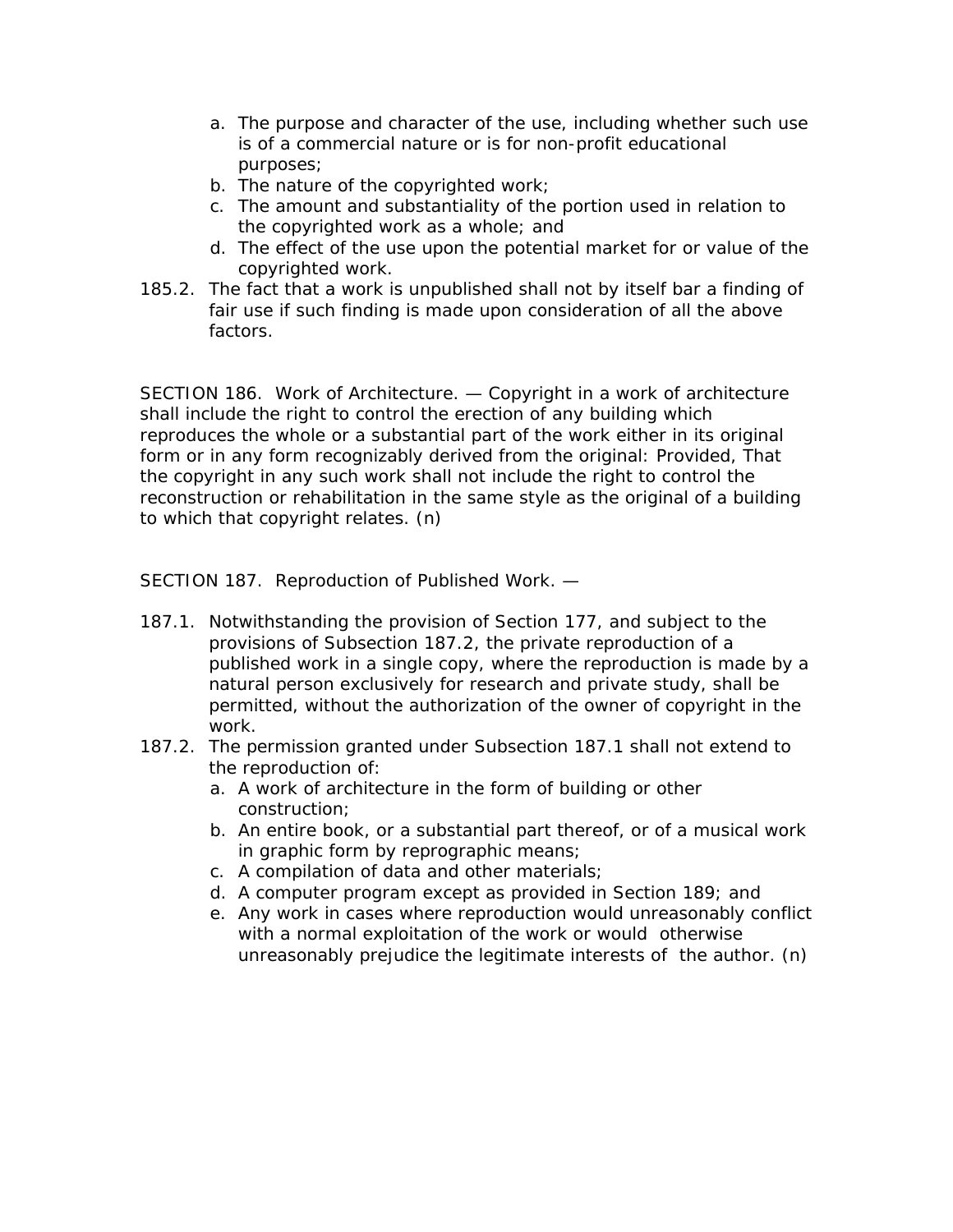a. The purpose and character of the use, including whether such use is of a commercial nature or is for non-profit educational purposes;
b. The nature of the copyrighted work;
c. The amount and substantiality of the portion used in relation to the copyrighted work as a whole; and
d. The effect of the use upon the potential market for or value of the copyrighted work.

185.2. The fact that a work is unpublished shall not by itself bar a finding of fair use if such finding is made upon consideration of all the above factors.

SECTION 186. Work of Architecture. — Copyright in a work of architecture shall include the right to control the erection of any building which reproduces the whole or a substantial part of the work either in its original form or in any form recognizably derived from the original: Provided, That the copyright in any such work shall not include the right to control the reconstruction or rehabilitation in the same style as the original of a building to which that copyright relates. (n)

SECTION 187. Reproduction of Published Work. —

187.1. Notwithstanding the provision of Section 177, and subject to the provisions of Subsection 187.2, the private reproduction of a published work in a single copy, where the reproduction is made by a natural person exclusively for research and private study, shall be permitted, without the authorization of the owner of copyright in the work.

187.2. The permission granted under Subsection 187.1 shall not extend to the reproduction of:

a. A work of architecture in the form of building or other construction;
b. An entire book, or a substantial part thereof, or of a musical work in graphic form by reprographic means;
c. A compilation of data and other materials;
d. A computer program except as provided in Section 189; and
e. Any work in cases where reproduction would unreasonably conflict with a normal exploitation of the work or would otherwise unreasonably prejudice the legitimate interests of the author. (n)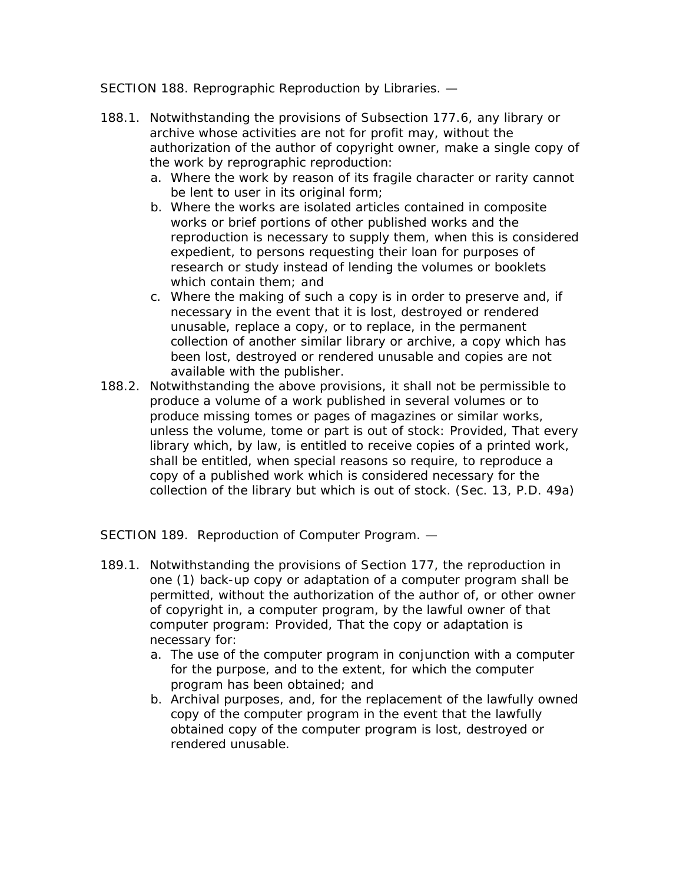SECTION 188. Reprographic Reproduction by Libraries. —

188.1. Notwithstanding the provisions of Subsection 177.6, any library or archive whose activities are not for profit may, without the authorization of the author of copyright owner, make a single copy of the work by reprographic reproduction:

a. Where the work by reason of its fragile character or rarity cannot be lent to user in its original form;
b. Where the works are isolated articles contained in composite works or brief portions of other published works and the reproduction is necessary to supply them, when this is considered expedient, to persons requesting their loan for purposes of research or study instead of lending the volumes or booklets which contain them; and
c. Where the making of such a copy is in order to preserve and, if necessary in the event that it is lost, destroyed or rendered unusable, replace a copy, or to replace, in the permanent collection of another similar library or archive, a copy which has been lost, destroyed or rendered unusable and copies are not available with the publisher.

188.2. Notwithstanding the above provisions, it shall not be permissible to produce a volume of a work published in several volumes or to produce missing tomes or pages of magazines or similar works, unless the volume, tome or part is out of stock: Provided, That every library which, by law, is entitled to receive copies of a printed work, shall be entitled, when special reasons so require, to reproduce a copy of a published work which is considered necessary for the collection of the library but which is out of stock. (Sec. 13, P.D. 49a)

SECTION 189. Reproduction of Computer Program. —

189.1. Notwithstanding the provisions of Section 177, the reproduction in one (1) back-up copy or adaptation of a computer program shall be permitted, without the authorization of the author of, or other owner of copyright in, a computer program, by the lawful owner of that computer program: Provided, That the copy or adaptation is necessary for:

a. The use of the computer program in conjunction with a computer for the purpose, and to the extent, for which the computer program has been obtained; and
b. Archival purposes, and, for the replacement of the lawfully owned copy of the computer program in the event that the lawfully obtained copy of the computer program is lost, destroyed or rendered unusable.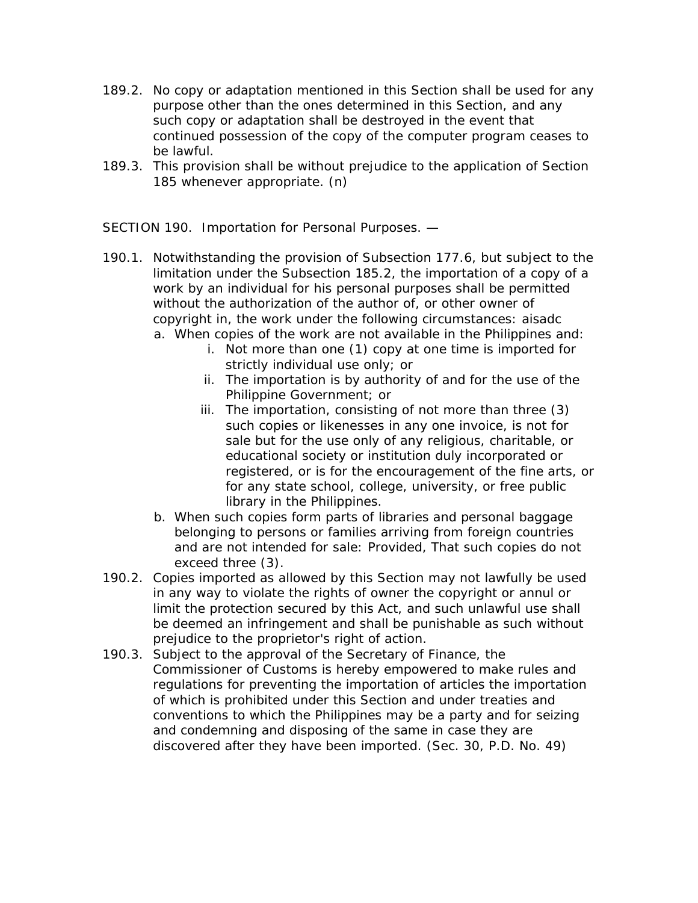189.2. No copy or adaptation mentioned in this Section shall be used for any purpose other than the ones determined in this Section, and any such copy or adaptation shall be destroyed in the event that continued possession of the copy of the computer program ceases to be lawful.

189.3. This provision shall be without prejudice to the application of Section 185 whenever appropriate. (n)

SECTION 190. Importation for Personal Purposes. —

190.1. Notwithstanding the provision of Subsection 177.6, but subject to the limitation under the Subsection 185.2, the importation of a copy of a work by an individual for his personal purposes shall be permitted without the authorization of the author of, or other owner of copyright in, the work under the following circumstances: aisadc

a. When copies of the work are not available in the Philippines and:
   i. Not more than one (1) copy at one time is imported for strictly individual use only; or
   ii. The importation is by authority of and for the use of the Philippine Government; or
   iii. The importation, consisting of not more than three (3) such copies or likenesses in any one invoice, is not for sale but for the use only of any religious, charitable, or educational society or institution duly incorporated or registered, or is for the encouragement of the fine arts, or for any state school, college, university, or free public library in the Philippines.

b. When such copies form parts of libraries and personal baggage belonging to persons or families arriving from foreign countries and are not intended for sale: Provided, That such copies do not exceed three (3).

190.2. Copies imported as allowed by this Section may not lawfully be used in any way to violate the rights of owner the copyright or annul or limit the protection secured by this Act, and such unlawful use shall be deemed an infringement and shall be punishable as such without prejudice to the proprietor's right of action.

190.3. Subject to the approval of the Secretary of Finance, the Commissioner of Customs is hereby empowered to make rules and regulations for preventing the importation of articles the importation of which is prohibited under this Section and under treaties and conventions to which the Philippines may be a party and for seizing and condemning and disposing of the same in case they are discovered after they have been imported. (Sec. 30, P.D. No. 49)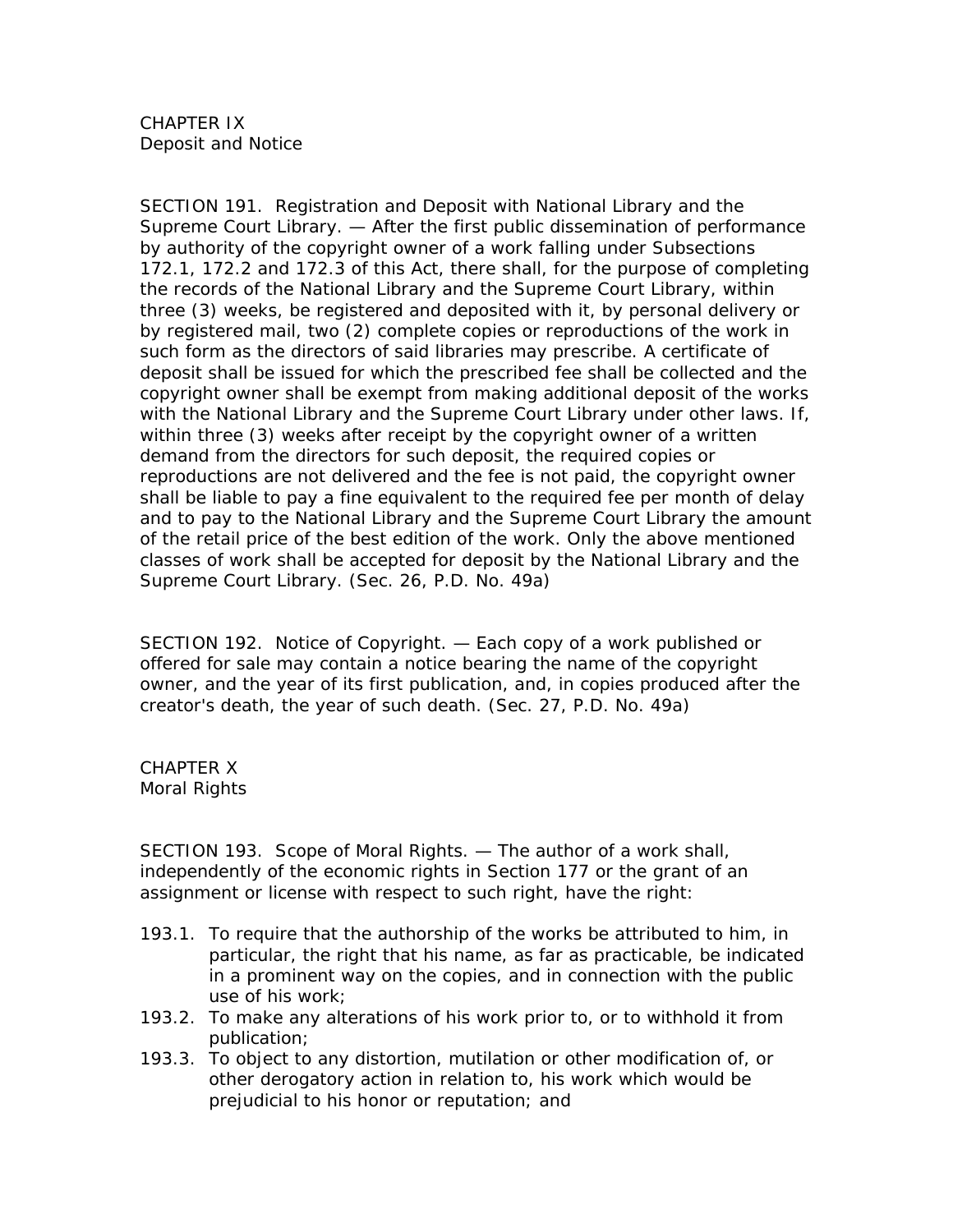## CHAPTER IX
## Deposit and Notice

SECTION 191. Registration and Deposit with National Library and the Supreme Court Library. — After the first public dissemination of performance by authority of the copyright owner of a work falling under Subsections 172.1, 172.2 and 172.3 of this Act, there shall, for the purpose of completing the records of the National Library and the Supreme Court Library, within three (3) weeks, be registered and deposited with it, by personal delivery or by registered mail, two (2) complete copies or reproductions of the work in such form as the directors of said libraries may prescribe. A certificate of deposit shall be issued for which the prescribed fee shall be collected and the copyright owner shall be exempt from making additional deposit of the works with the National Library and the Supreme Court Library under other laws. If, within three (3) weeks after receipt by the copyright owner of a written demand from the directors for such deposit, the required copies or reproductions are not delivered and the fee is not paid, the copyright owner shall be liable to pay a fine equivalent to the required fee per month of delay and to pay to the National Library and the Supreme Court Library the amount of the retail price of the best edition of the work. Only the above mentioned classes of work shall be accepted for deposit by the National Library and the Supreme Court Library. (Sec. 26, P.D. No. 49a)

SECTION 192. Notice of Copyright. — Each copy of a work published or offered for sale may contain a notice bearing the name of the copyright owner, and the year of its first publication, and, in copies produced after the creator's death, the year of such death. (Sec. 27, P.D. No. 49a)

## CHAPTER X
## Moral Rights

SECTION 193. Scope of Moral Rights. — The author of a work shall, independently of the economic rights in Section 177 or the grant of an assignment or license with respect to such right, have the right:

193.1. To require that the authorship of the works be attributed to him, in particular, the right that his name, as far as practicable, be indicated in a prominent way on the copies, and in connection with the public use of his work;

193.2. To make any alterations of his work prior to, or to withhold it from publication;

193.3. To object to any distortion, mutilation or other modification of, or other derogatory action in relation to, his work which would be prejudicial to his honor or reputation; and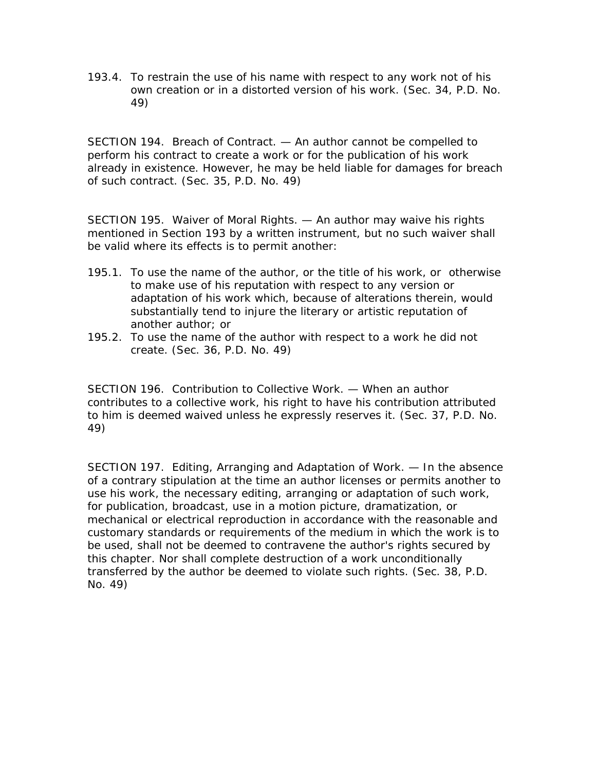193.4. To restrain the use of his name with respect to any work not of his own creation or in a distorted version of his work. (Sec. 34, P.D. No. 49)

SECTION 194. Breach of Contract. — An author cannot be compelled to perform his contract to create a work or for the publication of his work already in existence. However, he may be held liable for damages for breach of such contract. (Sec. 35, P.D. No. 49)

SECTION 195. Waiver of Moral Rights. — An author may waive his rights mentioned in Section 193 by a written instrument, but no such waiver shall be valid where its effects is to permit another:

195.1. To use the name of the author, or the title of his work, or otherwise to make use of his reputation with respect to any version or adaptation of his work which, because of alterations therein, would substantially tend to injure the literary or artistic reputation of another author; or

195.2. To use the name of the author with respect to a work he did not create. (Sec. 36, P.D. No. 49)

SECTION 196. Contribution to Collective Work. — When an author contributes to a collective work, his right to have his contribution attributed to him is deemed waived unless he expressly reserves it. (Sec. 37, P.D. No. 49)

SECTION 197. Editing, Arranging and Adaptation of Work. — In the absence of a contrary stipulation at the time an author licenses or permits another to use his work, the necessary editing, arranging or adaptation of such work, for publication, broadcast, use in a motion picture, dramatization, or mechanical or electrical reproduction in accordance with the reasonable and customary standards or requirements of the medium in which the work is to be used, shall not be deemed to contravene the author's rights secured by this chapter. Nor shall complete destruction of a work unconditionally transferred by the author be deemed to violate such rights. (Sec. 38, P.D. No. 49)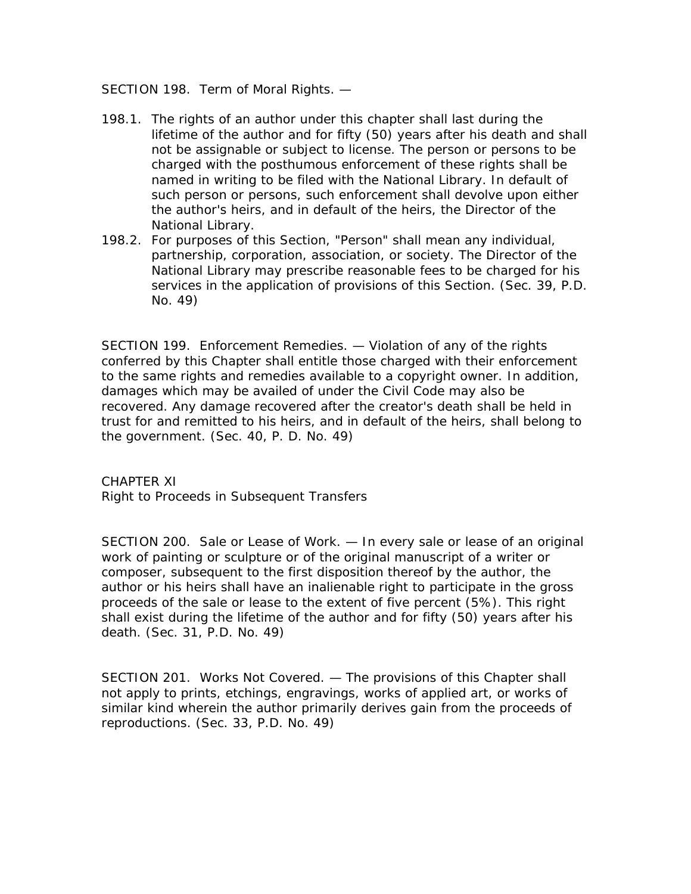SECTION 198. Term of Moral Rights. —

198.1. The rights of an author under this chapter shall last during the lifetime of the author and for fifty (50) years after his death and shall not be assignable or subject to license. The person or persons to be charged with the posthumous enforcement of these rights shall be named in writing to be filed with the National Library. In default of such person or persons, such enforcement shall devolve upon either the author's heirs, and in default of the heirs, the Director of the National Library.

198.2. For purposes of this Section, "Person" shall mean any individual, partnership, corporation, association, or society. The Director of the National Library may prescribe reasonable fees to be charged for his services in the application of provisions of this Section. (Sec. 39, P.D. No. 49)

SECTION 199. Enforcement Remedies. — Violation of any of the rights conferred by this Chapter shall entitle those charged with their enforcement to the same rights and remedies available to a copyright owner. In addition, damages which may be availed of under the Civil Code may also be recovered. Any damage recovered after the creator's death shall be held in trust for and remitted to his heirs, and in default of the heirs, shall belong to the government. (Sec. 40, P. D. No. 49)

## CHAPTER XI
## Right to Proceeds in Subsequent Transfers

SECTION 200. Sale or Lease of Work. — In every sale or lease of an original work of painting or sculpture or of the original manuscript of a writer or composer, subsequent to the first disposition thereof by the author, the author or his heirs shall have an inalienable right to participate in the gross proceeds of the sale or lease to the extent of five percent (5%). This right shall exist during the lifetime of the author and for fifty (50) years after his death. (Sec. 31, P.D. No. 49)

SECTION 201. Works Not Covered. — The provisions of this Chapter shall not apply to prints, etchings, engravings, works of applied art, or works of similar kind wherein the author primarily derives gain from the proceeds of reproductions. (Sec. 33, P.D. No. 49)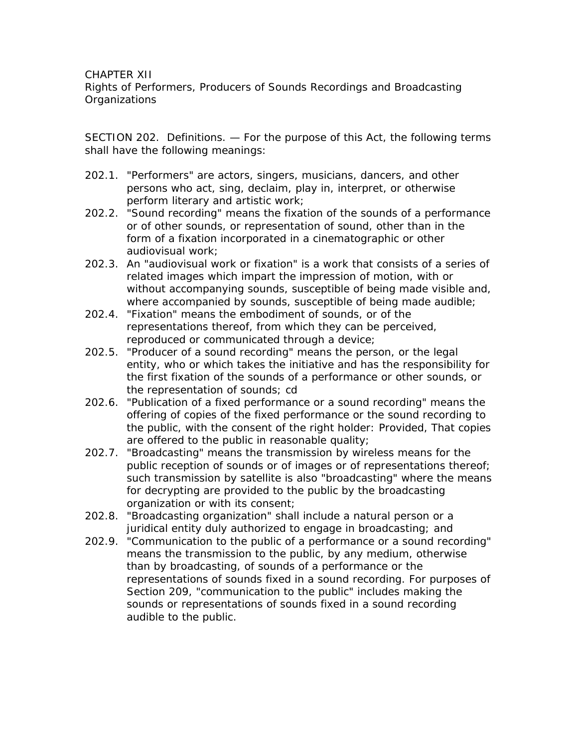CHAPTER XII
Rights of Performers, Producers of Sounds Recordings and Broadcasting Organizations

SECTION 202. Definitions. — For the purpose of this Act, the following terms shall have the following meanings:

202.1. "Performers" are actors, singers, musicians, dancers, and other persons who act, sing, declaim, play in, interpret, or otherwise perform literary and artistic work;

202.2. "Sound recording" means the fixation of the sounds of a performance or of other sounds, or representation of sound, other than in the form of a fixation incorporated in a cinematographic or other audiovisual work;

202.3. An "audiovisual work or fixation" is a work that consists of a series of related images which impart the impression of motion, with or without accompanying sounds, susceptible of being made visible and, where accompanied by sounds, susceptible of being made audible;

202.4. "Fixation" means the embodiment of sounds, or of the representations thereof, from which they can be perceived, reproduced or communicated through a device;

202.5. "Producer of a sound recording" means the person, or the legal entity, who or which takes the initiative and has the responsibility for the first fixation of the sounds of a performance or other sounds, or the representation of sounds; cd

202.6. "Publication of a fixed performance or a sound recording" means the offering of copies of the fixed performance or the sound recording to the public, with the consent of the right holder: Provided, That copies are offered to the public in reasonable quality;

202.7. "Broadcasting" means the transmission by wireless means for the public reception of sounds or of images or of representations thereof; such transmission by satellite is also "broadcasting" where the means for decrypting are provided to the public by the broadcasting organization or with its consent;

202.8. "Broadcasting organization" shall include a natural person or a juridical entity duly authorized to engage in broadcasting; and

202.9. "Communication to the public of a performance or a sound recording" means the transmission to the public, by any medium, otherwise than by broadcasting, of sounds of a performance or the representations of sounds fixed in a sound recording. For purposes of Section 209, "communication to the public" includes making the sounds or representations of sounds fixed in a sound recording audible to the public.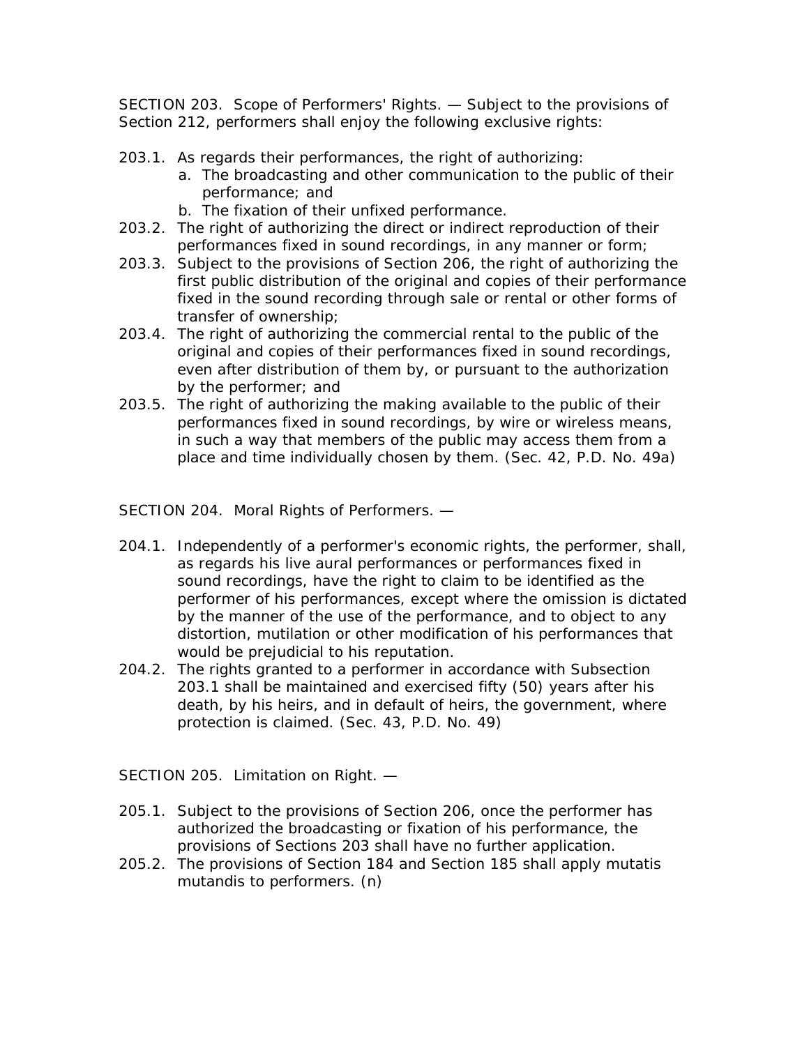SECTION 203. Scope of Performers' Rights. — Subject to the provisions of Section 212, performers shall enjoy the following exclusive rights:

203.1. As regards their performances, the right of authorizing:
   a. The broadcasting and other communication to the public of their performance; and
   b. The fixation of their unfixed performance.

203.2. The right of authorizing the direct or indirect reproduction of their performances fixed in sound recordings, in any manner or form;

203.3. Subject to the provisions of Section 206, the right of authorizing the first public distribution of the original and copies of their performance fixed in the sound recording through sale or rental or other forms of transfer of ownership;

203.4. The right of authorizing the commercial rental to the public of the original and copies of their performances fixed in sound recordings, even after distribution of them by, or pursuant to the authorization by the performer; and

203.5. The right of authorizing the making available to the public of their performances fixed in sound recordings, by wire or wireless means, in such a way that members of the public may access them from a place and time individually chosen by them. (Sec. 42, P.D. No. 49a)

SECTION 204. Moral Rights of Performers. —

204.1. Independently of a performer's economic rights, the performer, shall, as regards his live aural performances or performances fixed in sound recordings, have the right to claim to be identified as the performer of his performances, except where the omission is dictated by the manner of the use of the performance, and to object to any distortion, mutilation or other modification of his performances that would be prejudicial to his reputation.

204.2. The rights granted to a performer in accordance with Subsection 203.1 shall be maintained and exercised fifty (50) years after his death, by his heirs, and in default of heirs, the government, where protection is claimed. (Sec. 43, P.D. No. 49)

SECTION 205. Limitation on Right. —

205.1. Subject to the provisions of Section 206, once the performer has authorized the broadcasting or fixation of his performance, the provisions of Sections 203 shall have no further application.

205.2. The provisions of Section 184 and Section 185 shall apply mutatis mutandis to performers. (n)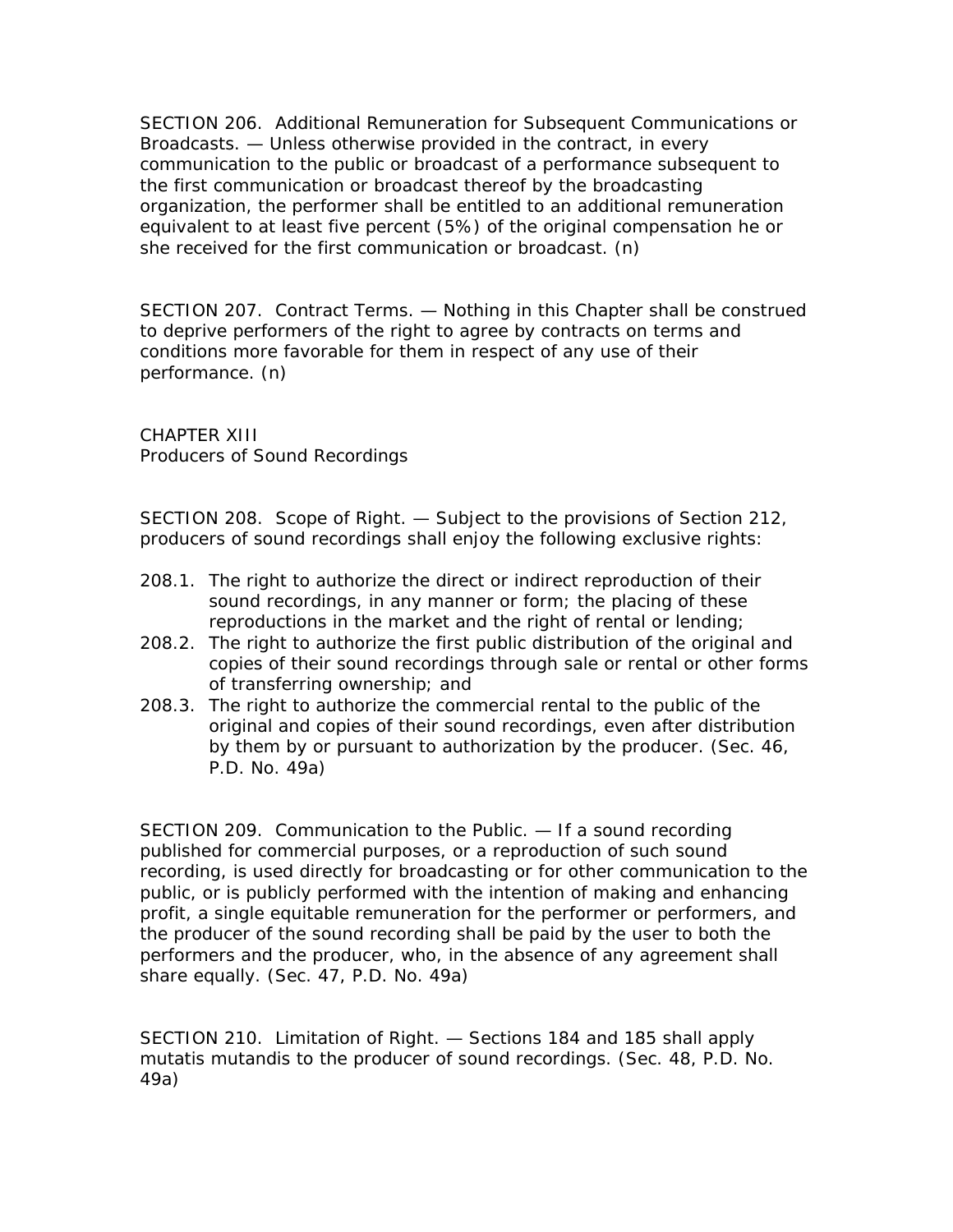SECTION 206. Additional Remuneration for Subsequent Communications or Broadcasts. — Unless otherwise provided in the contract, in every communication to the public or broadcast of a performance subsequent to the first communication or broadcast thereof by the broadcasting organization, the performer shall be entitled to an additional remuneration equivalent to at least five percent (5%) of the original compensation he or she received for the first communication or broadcast. (n)

SECTION 207. Contract Terms. — Nothing in this Chapter shall be construed to deprive performers of the right to agree by contracts on terms and conditions more favorable for them in respect of any use of their performance. (n)

## CHAPTER XIII
## Producers of Sound Recordings

SECTION 208. Scope of Right. — Subject to the provisions of Section 212, producers of sound recordings shall enjoy the following exclusive rights:

208.1. The right to authorize the direct or indirect reproduction of their sound recordings, in any manner or form; the placing of these reproductions in the market and the right of rental or lending;

208.2. The right to authorize the first public distribution of the original and copies of their sound recordings through sale or rental or other forms of transferring ownership; and

208.3. The right to authorize the commercial rental to the public of the original and copies of their sound recordings, even after distribution by them by or pursuant to authorization by the producer. (Sec. 46, P.D. No. 49a)

SECTION 209. Communication to the Public. — If a sound recording published for commercial purposes, or a reproduction of such sound recording, is used directly for broadcasting or for other communication to the public, or is publicly performed with the intention of making and enhancing profit, a single equitable remuneration for the performer or performers, and the producer of the sound recording shall be paid by the user to both the performers and the producer, who, in the absence of any agreement shall share equally. (Sec. 47, P.D. No. 49a)

SECTION 210. Limitation of Right. — Sections 184 and 185 shall apply mutatis mutandis to the producer of sound recordings. (Sec. 48, P.D. No. 49a)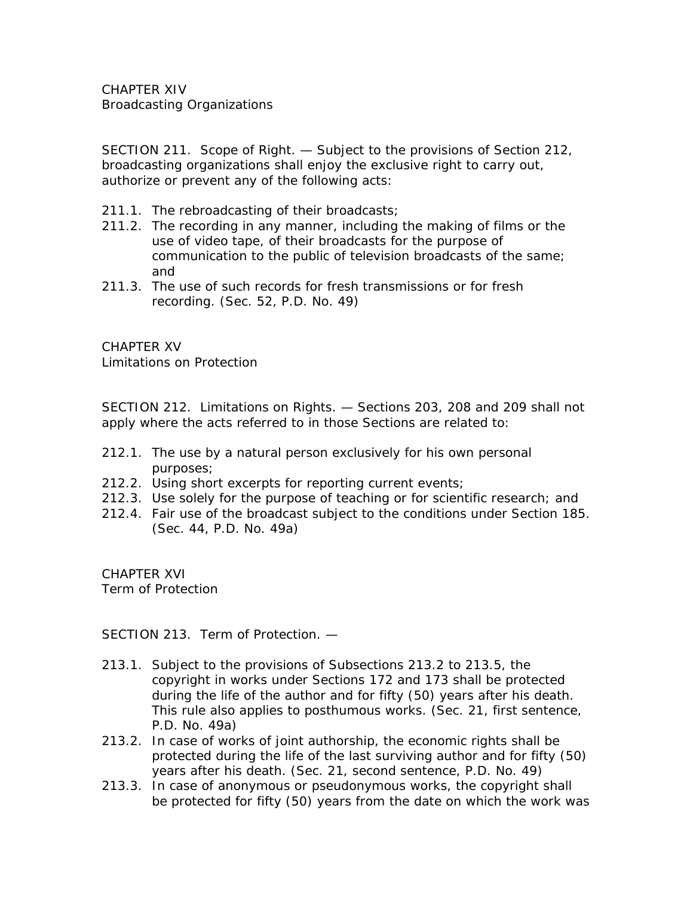CHAPTER XIV
Broadcasting Organizations

SECTION 211. Scope of Right. — Subject to the provisions of Section 212, broadcasting organizations shall enjoy the exclusive right to carry out, authorize or prevent any of the following acts:

211.1. The rebroadcasting of their broadcasts;

211.2. The recording in any manner, including the making of films or the use of video tape, of their broadcasts for the purpose of communication to the public of television broadcasts of the same; and

211.3. The use of such records for fresh transmissions or for fresh recording. (Sec. 52, P.D. No. 49)

CHAPTER XV
Limitations on Protection

SECTION 212. Limitations on Rights. — Sections 203, 208 and 209 shall not apply where the acts referred to in those Sections are related to:

212.1. The use by a natural person exclusively for his own personal purposes;

212.2. Using short excerpts for reporting current events;

212.3. Use solely for the purpose of teaching or for scientific research; and

212.4. Fair use of the broadcast subject to the conditions under Section 185. (Sec. 44, P.D. No. 49a)

CHAPTER XVI
Term of Protection

SECTION 213. Term of Protection. —

213.1. Subject to the provisions of Subsections 213.2 to 213.5, the copyright in works under Sections 172 and 173 shall be protected during the life of the author and for fifty (50) years after his death. This rule also applies to posthumous works. (Sec. 21, first sentence, P.D. No. 49a)

213.2. In case of works of joint authorship, the economic rights shall be protected during the life of the last surviving author and for fifty (50) years after his death. (Sec. 21, second sentence, P.D. No. 49)

213.3. In case of anonymous or pseudonymous works, the copyright shall be protected for fifty (50) years from the date on which the work was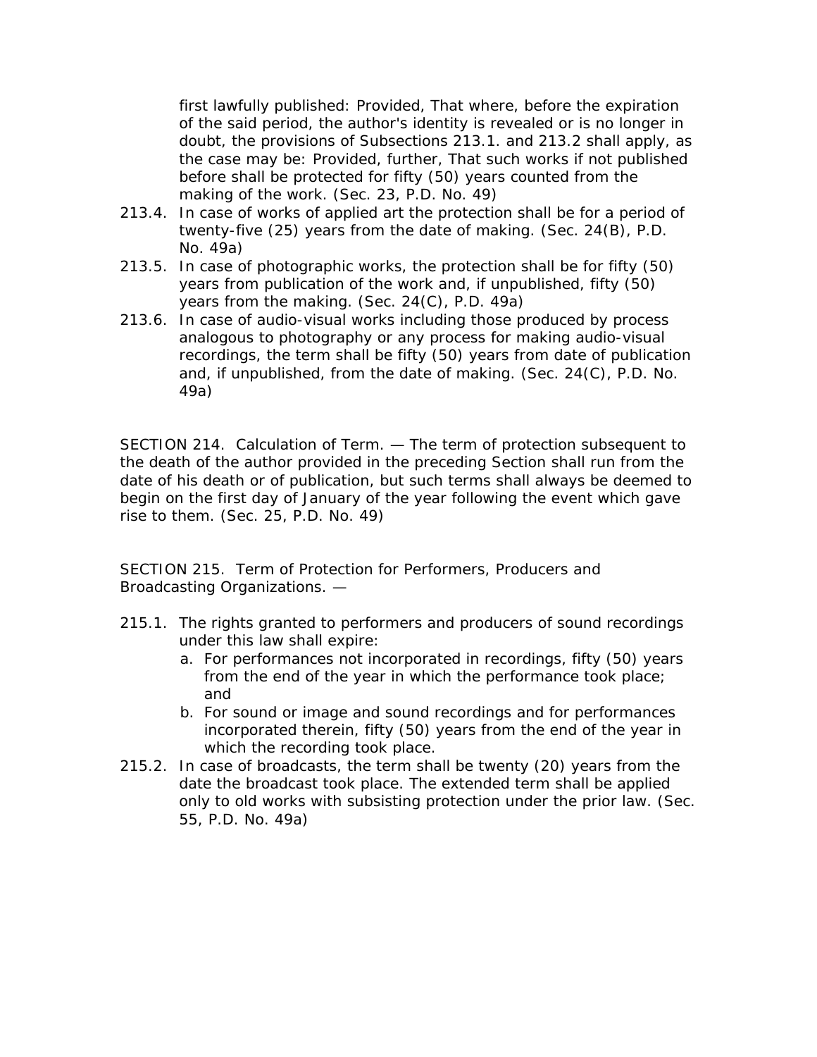first lawfully published: Provided, That where, before the expiration of the said period, the author's identity is revealed or is no longer in doubt, the provisions of Subsections 213.1. and 213.2 shall apply, as the case may be: Provided, further, That such works if not published before shall be protected for fifty (50) years counted from the making of the work. (Sec. 23, P.D. No. 49)

213.4. In case of works of applied art the protection shall be for a period of twenty-five (25) years from the date of making. (Sec. 24(B), P.D. No. 49a)

213.5. In case of photographic works, the protection shall be for fifty (50) years from publication of the work and, if unpublished, fifty (50) years from the making. (Sec. 24(C), P.D. 49a)

213.6. In case of audio-visual works including those produced by process analogous to photography or any process for making audio-visual recordings, the term shall be fifty (50) years from date of publication and, if unpublished, from the date of making. (Sec. 24(C), P.D. No. 49a)

SECTION 214. Calculation of Term. — The term of protection subsequent to the death of the author provided in the preceding Section shall run from the date of his death or of publication, but such terms shall always be deemed to begin on the first day of January of the year following the event which gave rise to them. (Sec. 25, P.D. No. 49)

SECTION 215. Term of Protection for Performers, Producers and Broadcasting Organizations. —

215.1. The rights granted to performers and producers of sound recordings under this law shall expire:

a. For performances not incorporated in recordings, fifty (50) years from the end of the year in which the performance took place; and
b. For sound or image and sound recordings and for performances incorporated therein, fifty (50) years from the end of the year in which the recording took place.

215.2. In case of broadcasts, the term shall be twenty (20) years from the date the broadcast took place. The extended term shall be applied only to old works with subsisting protection under the prior law. (Sec. 55, P.D. No. 49a)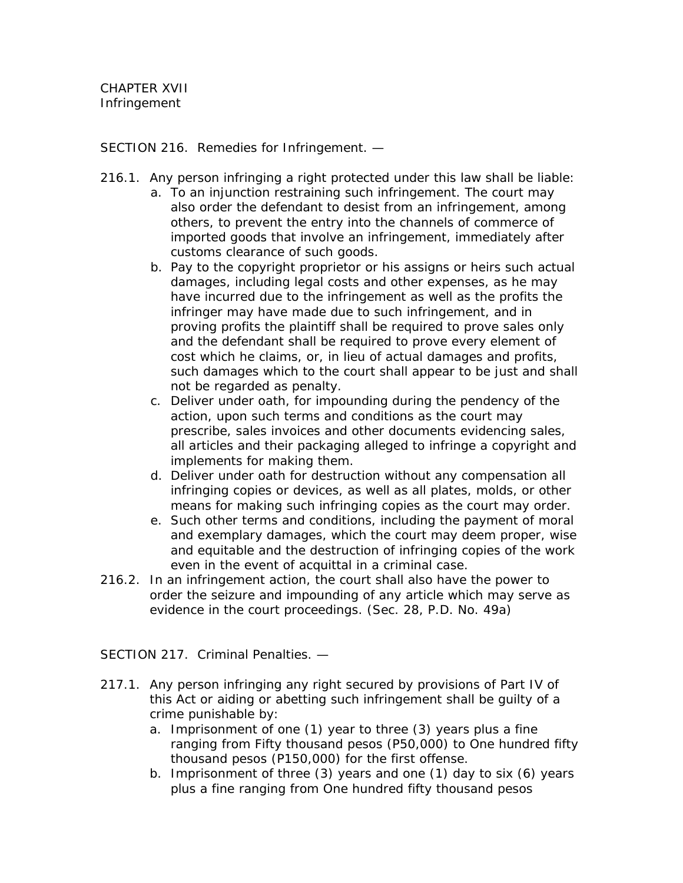CHAPTER XVII
Infringement

SECTION 216. Remedies for Infringement. —

216.1. Any person infringing a right protected under this law shall be liable:

a. To an injunction restraining such infringement. The court may also order the defendant to desist from an infringement, among others, to prevent the entry into the channels of commerce of imported goods that involve an infringement, immediately after customs clearance of such goods.
b. Pay to the copyright proprietor or his assigns or heirs such actual damages, including legal costs and other expenses, as he may have incurred due to the infringement as well as the profits the infringer may have made due to such infringement, and in proving profits the plaintiff shall be required to prove sales only and the defendant shall be required to prove every element of cost which he claims, or, in lieu of actual damages and profits, such damages which to the court shall appear to be just and shall not be regarded as penalty.
c. Deliver under oath, for impounding during the pendency of the action, upon such terms and conditions as the court may prescribe, sales invoices and other documents evidencing sales, all articles and their packaging alleged to infringe a copyright and implements for making them.
d. Deliver under oath for destruction without any compensation all infringing copies or devices, as well as all plates, molds, or other means for making such infringing copies as the court may order.
e. Such other terms and conditions, including the payment of moral and exemplary damages, which the court may deem proper, wise and equitable and the destruction of infringing copies of the work even in the event of acquittal in a criminal case.

216.2. In an infringement action, the court shall also have the power to order the seizure and impounding of any article which may serve as evidence in the court proceedings. (Sec. 28, P.D. No. 49a)

SECTION 217. Criminal Penalties. —

217.1. Any person infringing any right secured by provisions of Part IV of this Act or aiding or abetting such infringement shall be guilty of a crime punishable by:

a. Imprisonment of one (1) year to three (3) years plus a fine ranging from Fifty thousand pesos (P50,000) to One hundred fifty thousand pesos (P150,000) for the first offense.
b. Imprisonment of three (3) years and one (1) day to six (6) years plus a fine ranging from One hundred fifty thousand pesos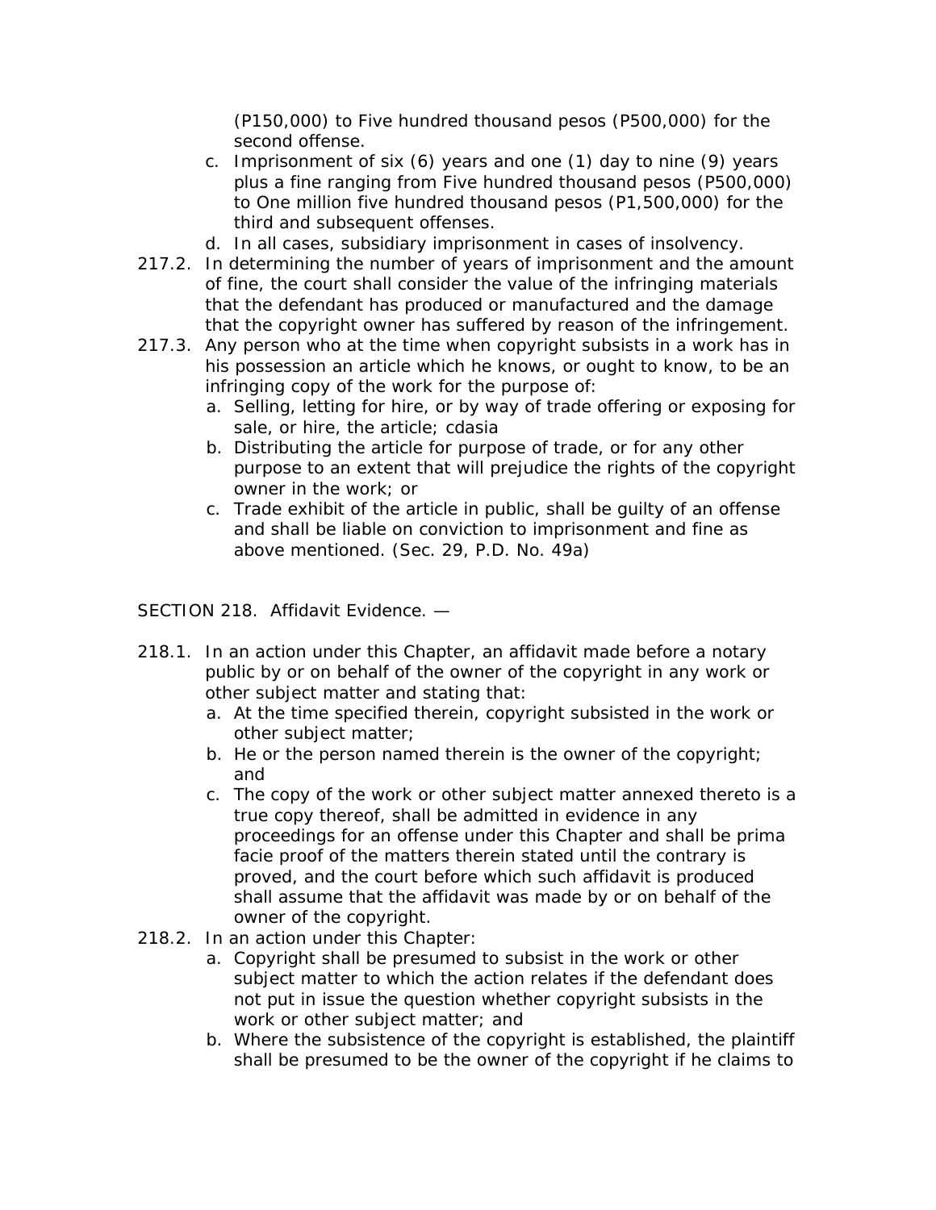(P150,000) to Five hundred thousand pesos (P500,000) for the second offense.

c. Imprisonment of six (6) years and one (1) day to nine (9) years plus a fine ranging from Five hundred thousand pesos (P500,000) to One million five hundred thousand pesos (P1,500,000) for the third and subsequent offenses.

d. In all cases, subsidiary imprisonment in cases of insolvency.

217.2. In determining the number of years of imprisonment and the amount of fine, the court shall consider the value of the infringing materials that the defendant has produced or manufactured and the damage that the copyright owner has suffered by reason of the infringement.

217.3. Any person who at the time when copyright subsists in a work has in his possession an article which he knows, or ought to know, to be an infringing copy of the work for the purpose of:

a. Selling, letting for hire, or by way of trade offering or exposing for sale, or hire, the article; cdasia

b. Distributing the article for purpose of trade, or for any other purpose to an extent that will prejudice the rights of the copyright owner in the work; or

c. Trade exhibit of the article in public, shall be guilty of an offense and shall be liable on conviction to imprisonment and fine as above mentioned. (Sec. 29, P.D. No. 49a)

SECTION 218. Affidavit Evidence. —

218.1. In an action under this Chapter, an affidavit made before a notary public by or on behalf of the owner of the copyright in any work or other subject matter and stating that:

a. At the time specified therein, copyright subsisted in the work or other subject matter;

b. He or the person named therein is the owner of the copyright; and

c. The copy of the work or other subject matter annexed thereto is a true copy thereof, shall be admitted in evidence in any proceedings for an offense under this Chapter and shall be prima facie proof of the matters therein stated until the contrary is proved, and the court before which such affidavit is produced shall assume that the affidavit was made by or on behalf of the owner of the copyright.

218.2. In an action under this Chapter:

a. Copyright shall be presumed to subsist in the work or other subject matter to which the action relates if the defendant does not put in issue the question whether copyright subsists in the work or other subject matter; and

b. Where the subsistence of the copyright is established, the plaintiff shall be presumed to be the owner of the copyright if he claims to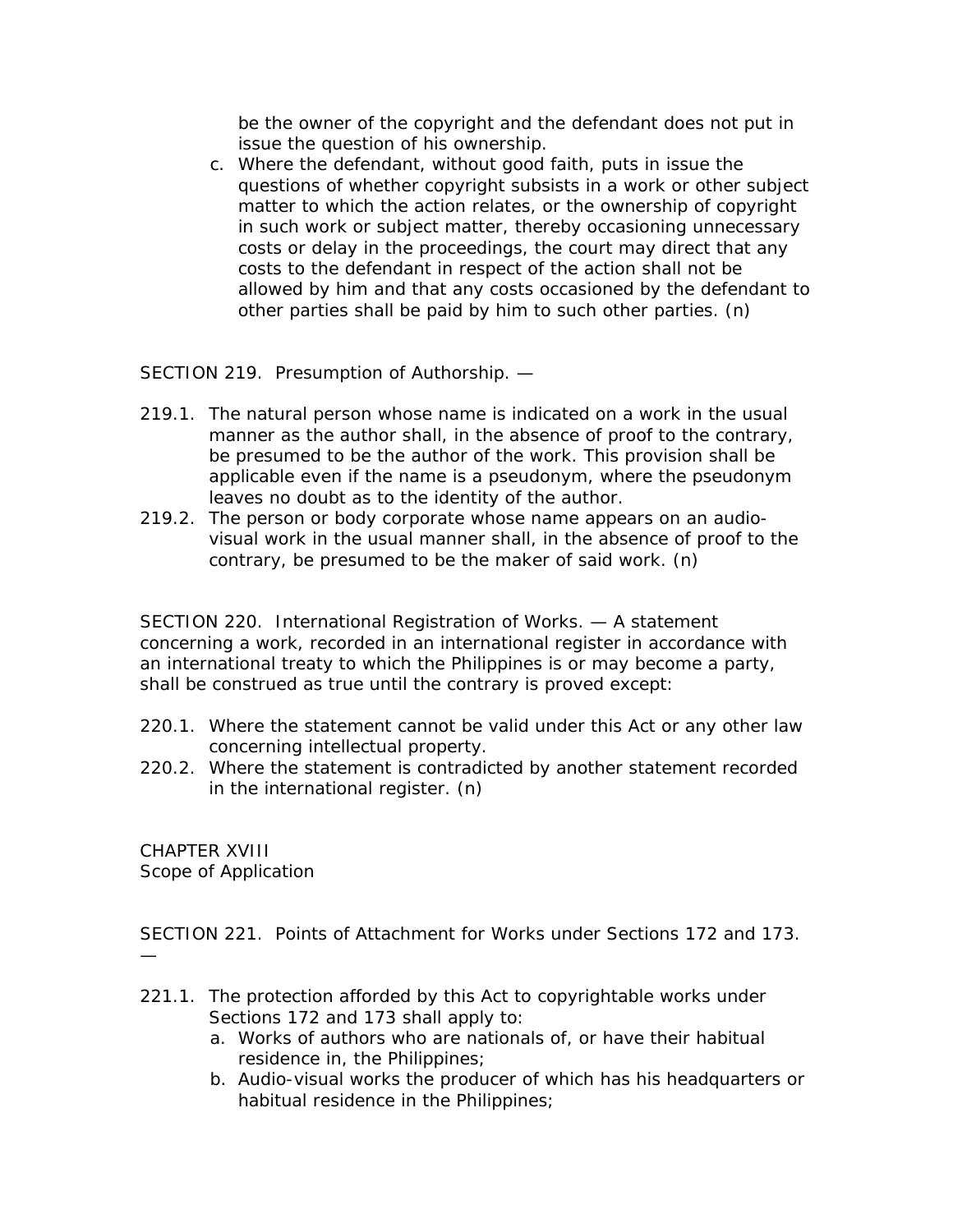be the owner of the copyright and the defendant does not put in issue the question of his ownership.

c. Where the defendant, without good faith, puts in issue the questions of whether copyright subsists in a work or other subject matter to which the action relates, or the ownership of copyright in such work or subject matter, thereby occasioning unnecessary costs or delay in the proceedings, the court may direct that any costs to the defendant in respect of the action shall not be allowed by him and that any costs occasioned by the defendant to other parties shall be paid by him to such other parties. (n)

SECTION 219. Presumption of Authorship. —

219.1. The natural person whose name is indicated on a work in the usual manner as the author shall, in the absence of proof to the contrary, be presumed to be the author of the work. This provision shall be applicable even if the name is a pseudonym, where the pseudonym leaves no doubt as to the identity of the author.

219.2. The person or body corporate whose name appears on an audio-visual work in the usual manner shall, in the absence of proof to the contrary, be presumed to be the maker of said work. (n)

SECTION 220. International Registration of Works. — A statement concerning a work, recorded in an international register in accordance with an international treaty to which the Philippines is or may become a party, shall be construed as true until the contrary is proved except:

220.1. Where the statement cannot be valid under this Act or any other law concerning intellectual property.

220.2. Where the statement is contradicted by another statement recorded in the international register. (n)

CHAPTER XVIII
Scope of Application

SECTION 221. Points of Attachment for Works under Sections 172 and 173. —

221.1. The protection afforded by this Act to copyrightable works under Sections 172 and 173 shall apply to:

a. Works of authors who are nationals of, or have their habitual residence in, the Philippines;
b. Audio-visual works the producer of which has his headquarters or habitual residence in the Philippines;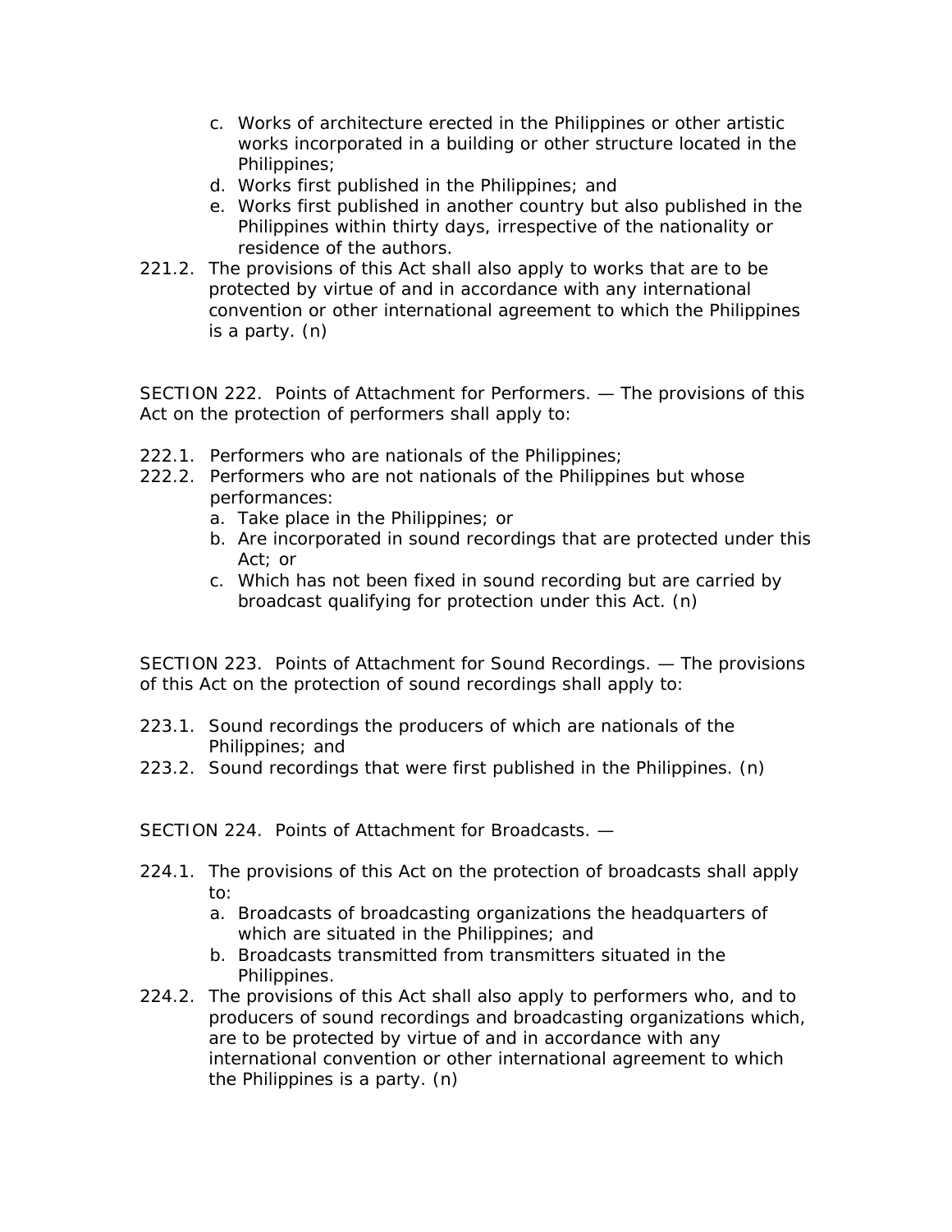c. Works of architecture erected in the Philippines or other artistic works incorporated in a building or other structure located in the Philippines;
d. Works first published in the Philippines; and
e. Works first published in another country but also published in the Philippines within thirty days, irrespective of the nationality or residence of the authors.

221.2. The provisions of this Act shall also apply to works that are to be protected by virtue of and in accordance with any international convention or other international agreement to which the Philippines is a party. (n)

SECTION 222. Points of Attachment for Performers. — The provisions of this Act on the protection of performers shall apply to:

222.1. Performers who are nationals of the Philippines;

222.2. Performers who are not nationals of the Philippines but whose performances:
   a. Take place in the Philippines; or
   b. Are incorporated in sound recordings that are protected under this Act; or
   c. Which has not been fixed in sound recording but are carried by broadcast qualifying for protection under this Act. (n)

SECTION 223. Points of Attachment for Sound Recordings. — The provisions of this Act on the protection of sound recordings shall apply to:

223.1. Sound recordings the producers of which are nationals of the Philippines; and

223.2. Sound recordings that were first published in the Philippines. (n)

SECTION 224. Points of Attachment for Broadcasts. —

224.1. The provisions of this Act on the protection of broadcasts shall apply to:
   a. Broadcasts of broadcasting organizations the headquarters of which are situated in the Philippines; and
   b. Broadcasts transmitted from transmitters situated in the Philippines.

224.2. The provisions of this Act shall also apply to performers who, and to producers of sound recordings and broadcasting organizations which, are to be protected by virtue of and in accordance with any international convention or other international agreement to which the Philippines is a party. (n)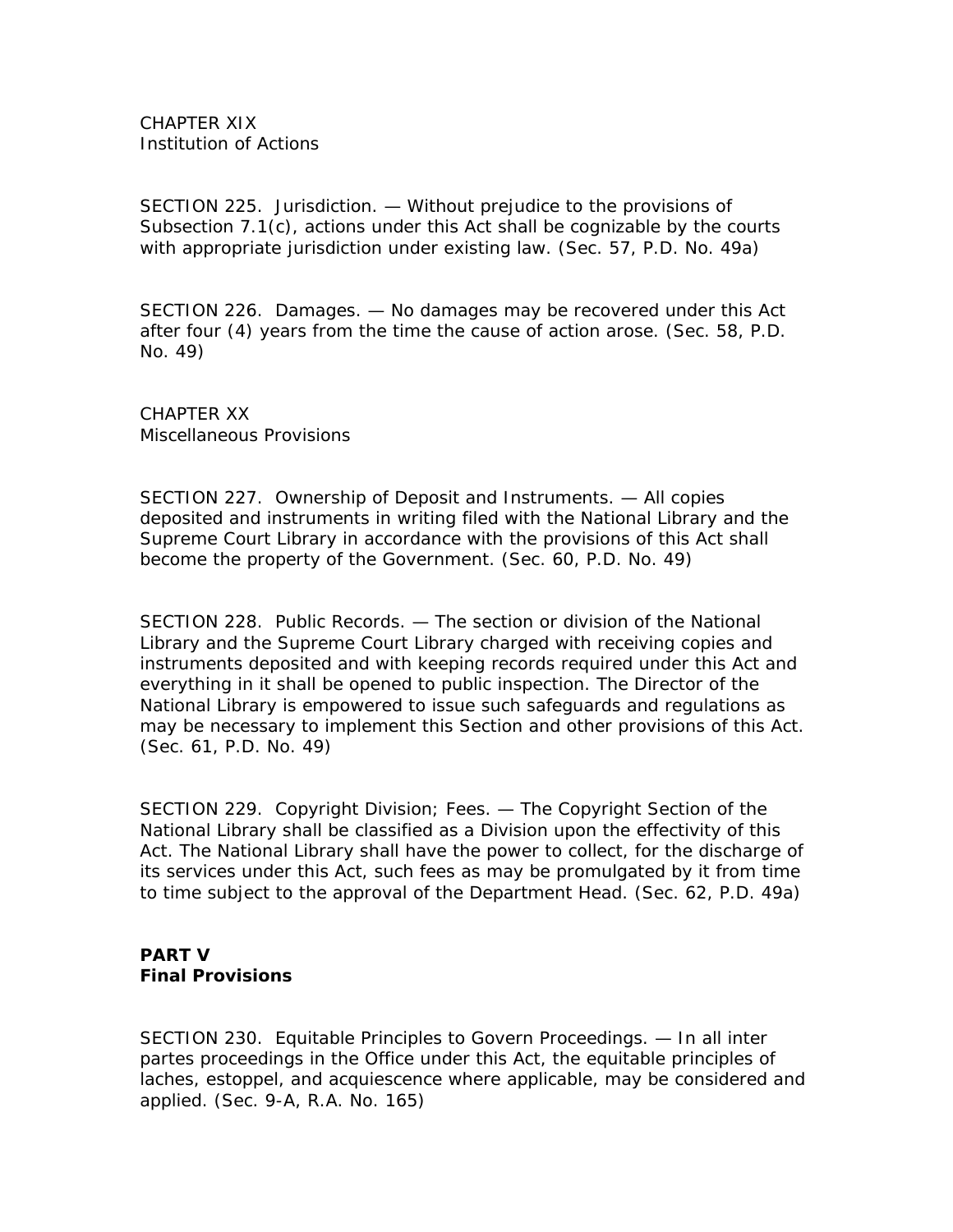CHAPTER XIX
Institution of Actions

SECTION 225. Jurisdiction. — Without prejudice to the provisions of Subsection 7.1(c), actions under this Act shall be cognizable by the courts with appropriate jurisdiction under existing law. (Sec. 57, P.D. No. 49a)

SECTION 226. Damages. — No damages may be recovered under this Act after four (4) years from the time the cause of action arose. (Sec. 58, P.D. No. 49)

CHAPTER XX
Miscellaneous Provisions

SECTION 227. Ownership of Deposit and Instruments. — All copies deposited and instruments in writing filed with the National Library and the Supreme Court Library in accordance with the provisions of this Act shall become the property of the Government. (Sec. 60, P.D. No. 49)

SECTION 228. Public Records. — The section or division of the National Library and the Supreme Court Library charged with receiving copies and instruments deposited and with keeping records required under this Act and everything in it shall be opened to public inspection. The Director of the National Library is empowered to issue such safeguards and regulations as may be necessary to implement this Section and other provisions of this Act. (Sec. 61, P.D. No. 49)

SECTION 229. Copyright Division; Fees. — The Copyright Section of the National Library shall be classified as a Division upon the effectivity of this Act. The National Library shall have the power to collect, for the discharge of its services under this Act, such fees as may be promulgated by it from time to time subject to the approval of the Department Head. (Sec. 62, P.D. 49a)

**PART V**
**Final Provisions**

SECTION 230. Equitable Principles to Govern Proceedings. — In all inter partes proceedings in the Office under this Act, the equitable principles of laches, estoppel, and acquiescence where applicable, may be considered and applied. (Sec. 9-A, R.A. No. 165)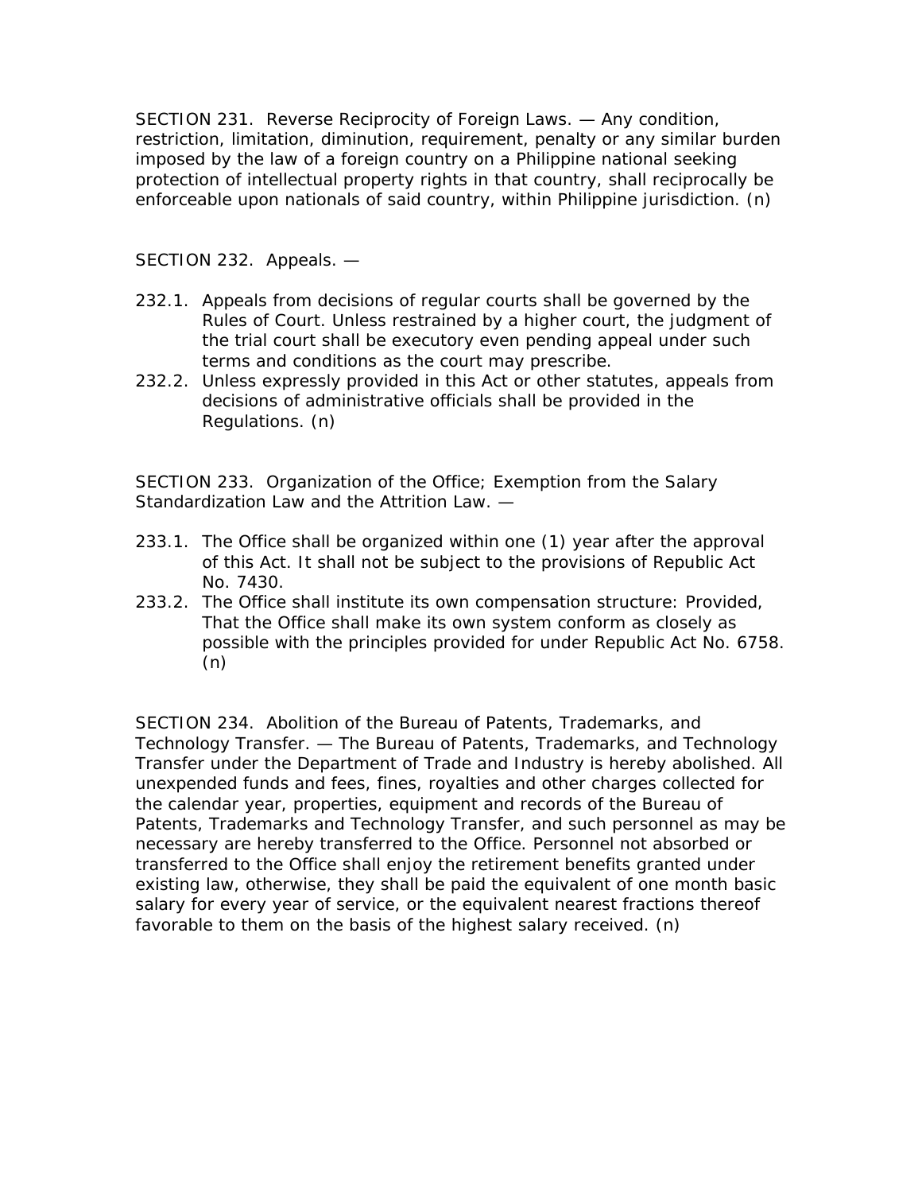SECTION 231. Reverse Reciprocity of Foreign Laws. — Any condition, restriction, limitation, diminution, requirement, penalty or any similar burden imposed by the law of a foreign country on a Philippine national seeking protection of intellectual property rights in that country, shall reciprocally be enforceable upon nationals of said country, within Philippine jurisdiction. (n)

SECTION 232. Appeals. —

232.1. Appeals from decisions of regular courts shall be governed by the Rules of Court. Unless restrained by a higher court, the judgment of the trial court shall be executory even pending appeal under such terms and conditions as the court may prescribe.

232.2. Unless expressly provided in this Act or other statutes, appeals from decisions of administrative officials shall be provided in the Regulations. (n)

SECTION 233. Organization of the Office; Exemption from the Salary Standardization Law and the Attrition Law. —

233.1. The Office shall be organized within one (1) year after the approval of this Act. It shall not be subject to the provisions of Republic Act No. 7430.

233.2. The Office shall institute its own compensation structure: Provided, That the Office shall make its own system conform as closely as possible with the principles provided for under Republic Act No. 6758. (n)

SECTION 234. Abolition of the Bureau of Patents, Trademarks, and Technology Transfer. — The Bureau of Patents, Trademarks, and Technology Transfer under the Department of Trade and Industry is hereby abolished. All unexpended funds and fees, fines, royalties and other charges collected for the calendar year, properties, equipment and records of the Bureau of Patents, Trademarks and Technology Transfer, and such personnel as may be necessary are hereby transferred to the Office. Personnel not absorbed or transferred to the Office shall enjoy the retirement benefits granted under existing law, otherwise, they shall be paid the equivalent of one month basic salary for every year of service, or the equivalent nearest fractions thereof favorable to them on the basis of the highest salary received. (n)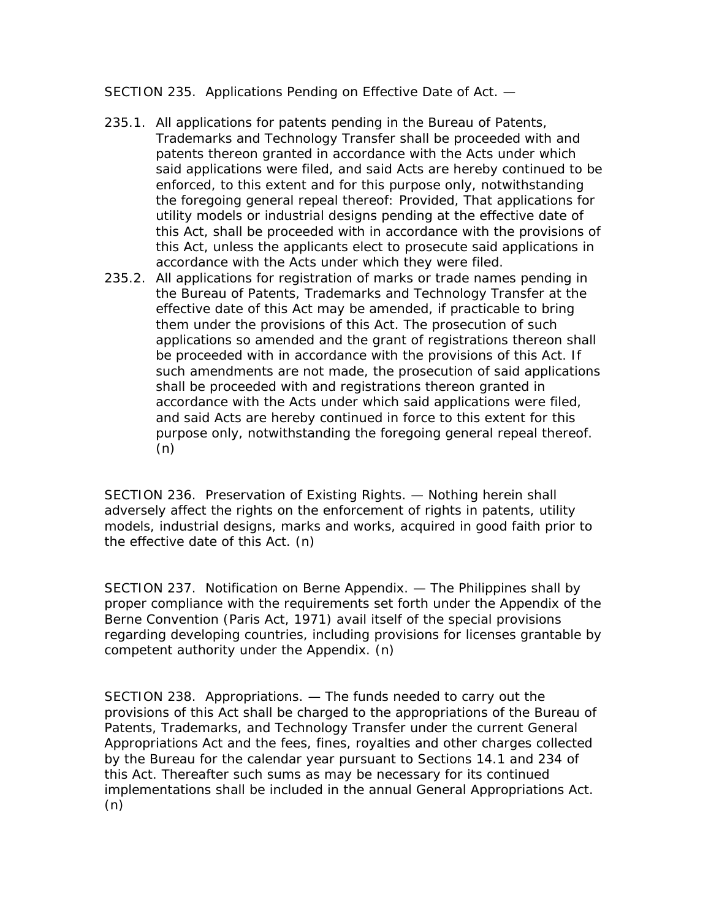SECTION 235. Applications Pending on Effective Date of Act. —

235.1. All applications for patents pending in the Bureau of Patents, Trademarks and Technology Transfer shall be proceeded with and patents thereon granted in accordance with the Acts under which said applications were filed, and said Acts are hereby continued to be enforced, to this extent and for this purpose only, notwithstanding the foregoing general repeal thereof: Provided, That applications for utility models or industrial designs pending at the effective date of this Act, shall be proceeded with in accordance with the provisions of this Act, unless the applicants elect to prosecute said applications in accordance with the Acts under which they were filed.

235.2. All applications for registration of marks or trade names pending in the Bureau of Patents, Trademarks and Technology Transfer at the effective date of this Act may be amended, if practicable to bring them under the provisions of this Act. The prosecution of such applications so amended and the grant of registrations thereon shall be proceeded with in accordance with the provisions of this Act. If such amendments are not made, the prosecution of said applications shall be proceeded with and registrations thereon granted in accordance with the Acts under which said applications were filed, and said Acts are hereby continued in force to this extent for this purpose only, notwithstanding the foregoing general repeal thereof. (n)

SECTION 236. Preservation of Existing Rights. — Nothing herein shall adversely affect the rights on the enforcement of rights in patents, utility models, industrial designs, marks and works, acquired in good faith prior to the effective date of this Act. (n)

SECTION 237. Notification on Berne Appendix. — The Philippines shall by proper compliance with the requirements set forth under the Appendix of the Berne Convention (Paris Act, 1971) avail itself of the special provisions regarding developing countries, including provisions for licenses grantable by competent authority under the Appendix. (n)

SECTION 238. Appropriations. — The funds needed to carry out the provisions of this Act shall be charged to the appropriations of the Bureau of Patents, Trademarks, and Technology Transfer under the current General Appropriations Act and the fees, fines, royalties and other charges collected by the Bureau for the calendar year pursuant to Sections 14.1 and 234 of this Act. Thereafter such sums as may be necessary for its continued implementations shall be included in the annual General Appropriations Act. (n)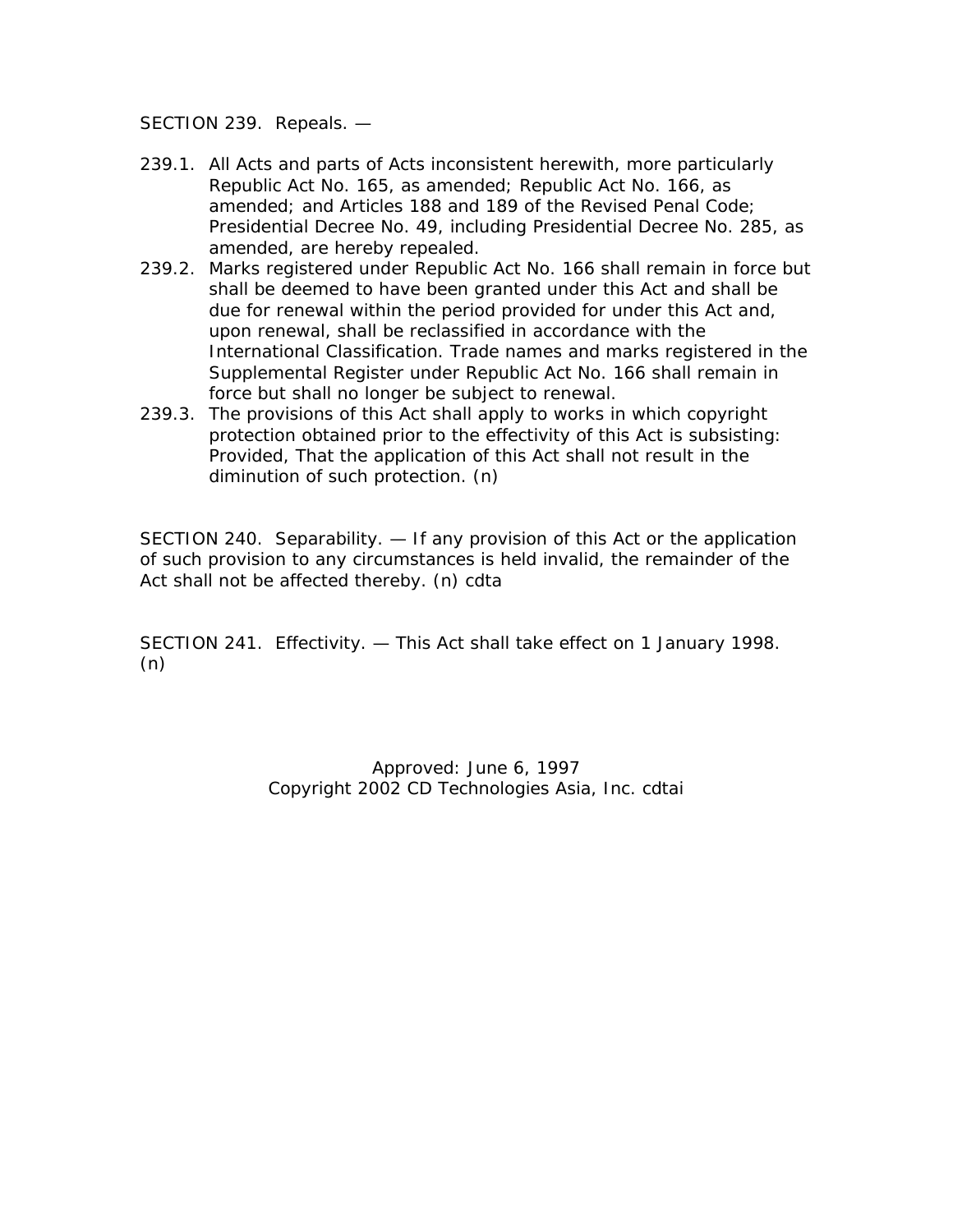SECTION 239. Repeals. —

239.1. All Acts and parts of Acts inconsistent herewith, more particularly Republic Act No. 165, as amended; Republic Act No. 166, as amended; and Articles 188 and 189 of the Revised Penal Code; Presidential Decree No. 49, including Presidential Decree No. 285, as amended, are hereby repealed.

239.2. Marks registered under Republic Act No. 166 shall remain in force but shall be deemed to have been granted under this Act and shall be due for renewal within the period provided for under this Act and, upon renewal, shall be reclassified in accordance with the International Classification. Trade names and marks registered in the Supplemental Register under Republic Act No. 166 shall remain in force but shall no longer be subject to renewal.

239.3. The provisions of this Act shall apply to works in which copyright protection obtained prior to the effectivity of this Act is subsisting: Provided, That the application of this Act shall not result in the diminution of such protection. (n)

SECTION 240. Separability. — If any provision of this Act or the application of such provision to any circumstances is held invalid, the remainder of the Act shall not be affected thereby. (n) cdta

SECTION 241. Effectivity. — This Act shall take effect on 1 January 1998. (n)

Approved: June 6, 1997

Copyright 2002 CD Technologies Asia, Inc. cdtai